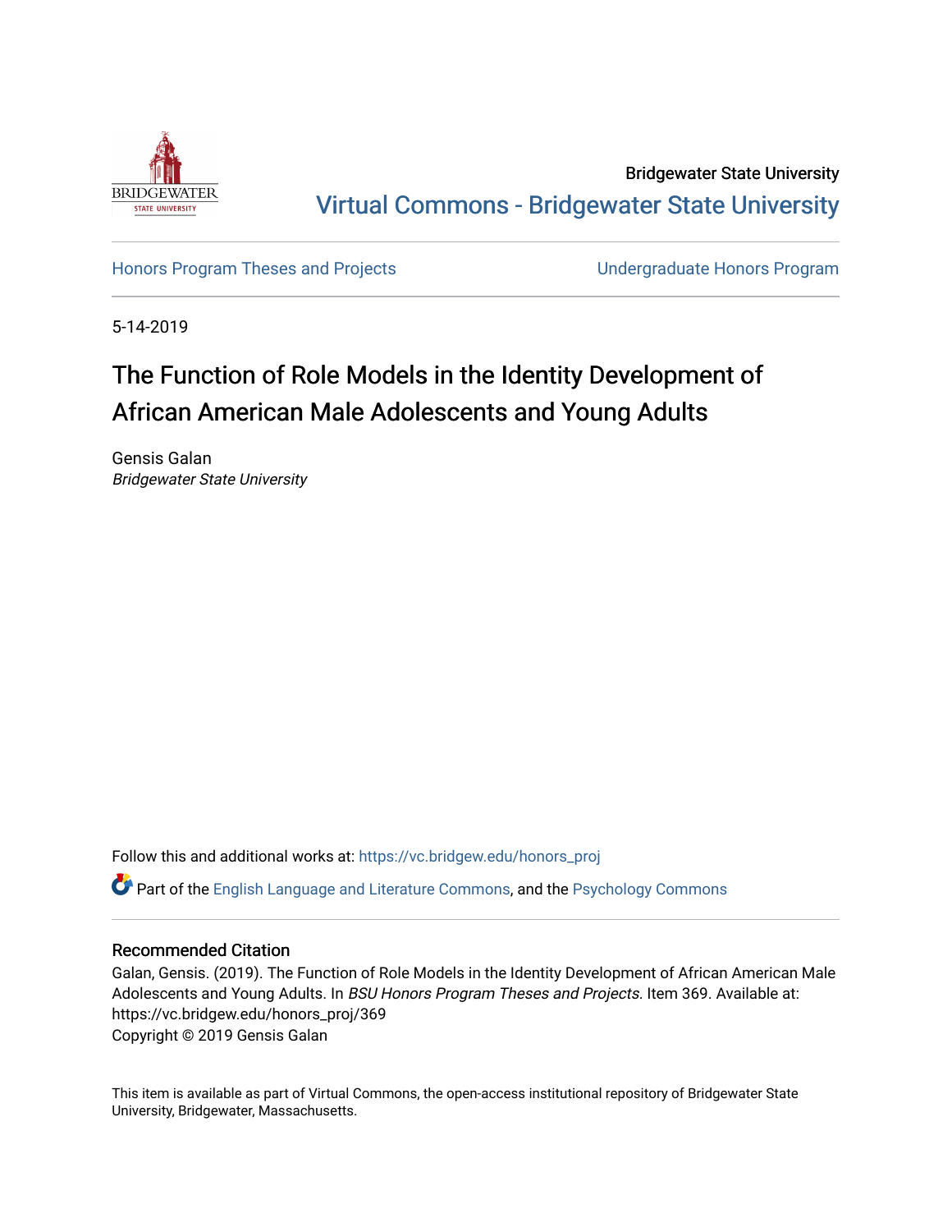Bridgewater State University

Virtual Commons - Bridgewater State University

Honors Program Theses and Projects

Undergraduate Honors Program

5-14-2019

# The Function of Role Models in the Identity Development of African American Male Adolescents and Young Adults

Gensis Galan
*Bridgewater State University*

Follow this and additional works at: https://vc.bridgew.edu/honors_proj

Part of the English Language and Literature Commons, and the Psychology Commons

## Recommended Citation

Galan, Gensis. (2019). The Function of Role Models in the Identity Development of African American Male Adolescents and Young Adults. In *BSU Honors Program Theses and Projects.* Item 369. Available at: https://vc.bridgew.edu/honors_proj/369
Copyright © 2019 Gensis Galan

This item is available as part of Virtual Commons, the open-access institutional repository of Bridgewater State University, Bridgewater, Massachusetts.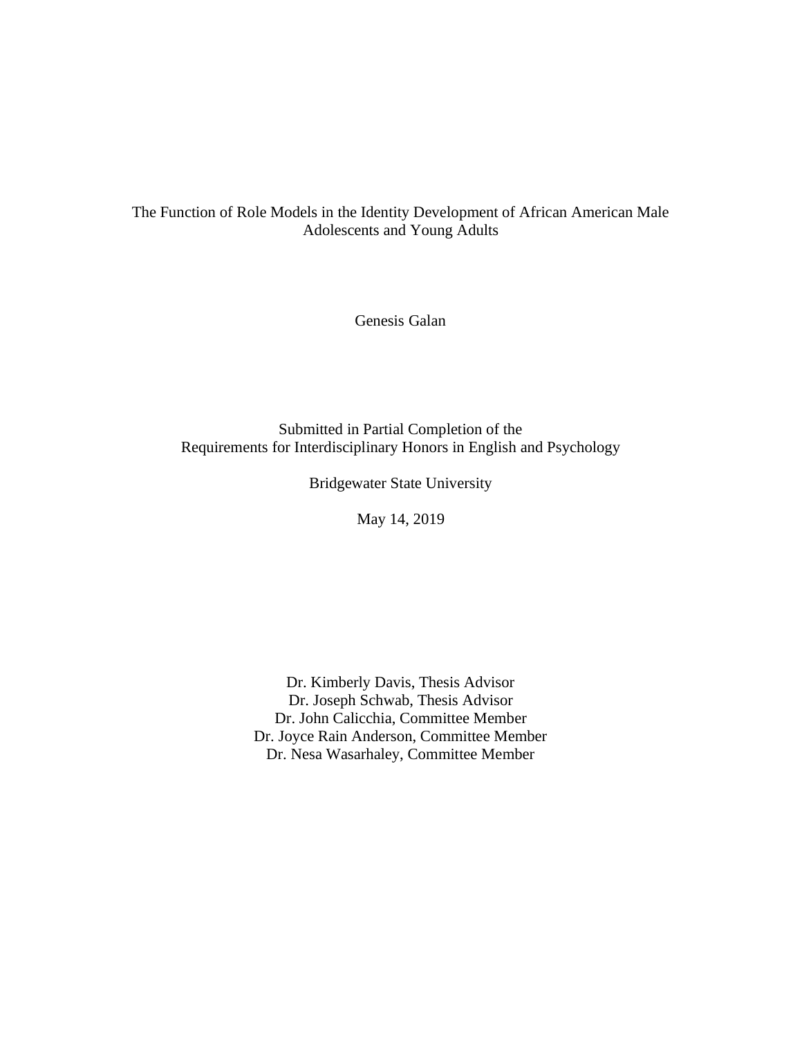# The Function of Role Models in the Identity Development of African American Male Adolescents and Young Adults

Genesis Galan

Submitted in Partial Completion of the
Requirements for Interdisciplinary Honors in English and Psychology

Bridgewater State University

May 14, 2019

Dr. Kimberly Davis, Thesis Advisor
Dr. Joseph Schwab, Thesis Advisor
Dr. John Calicchia, Committee Member
Dr. Joyce Rain Anderson, Committee Member
Dr. Nesa Wasarhaley, Committee Member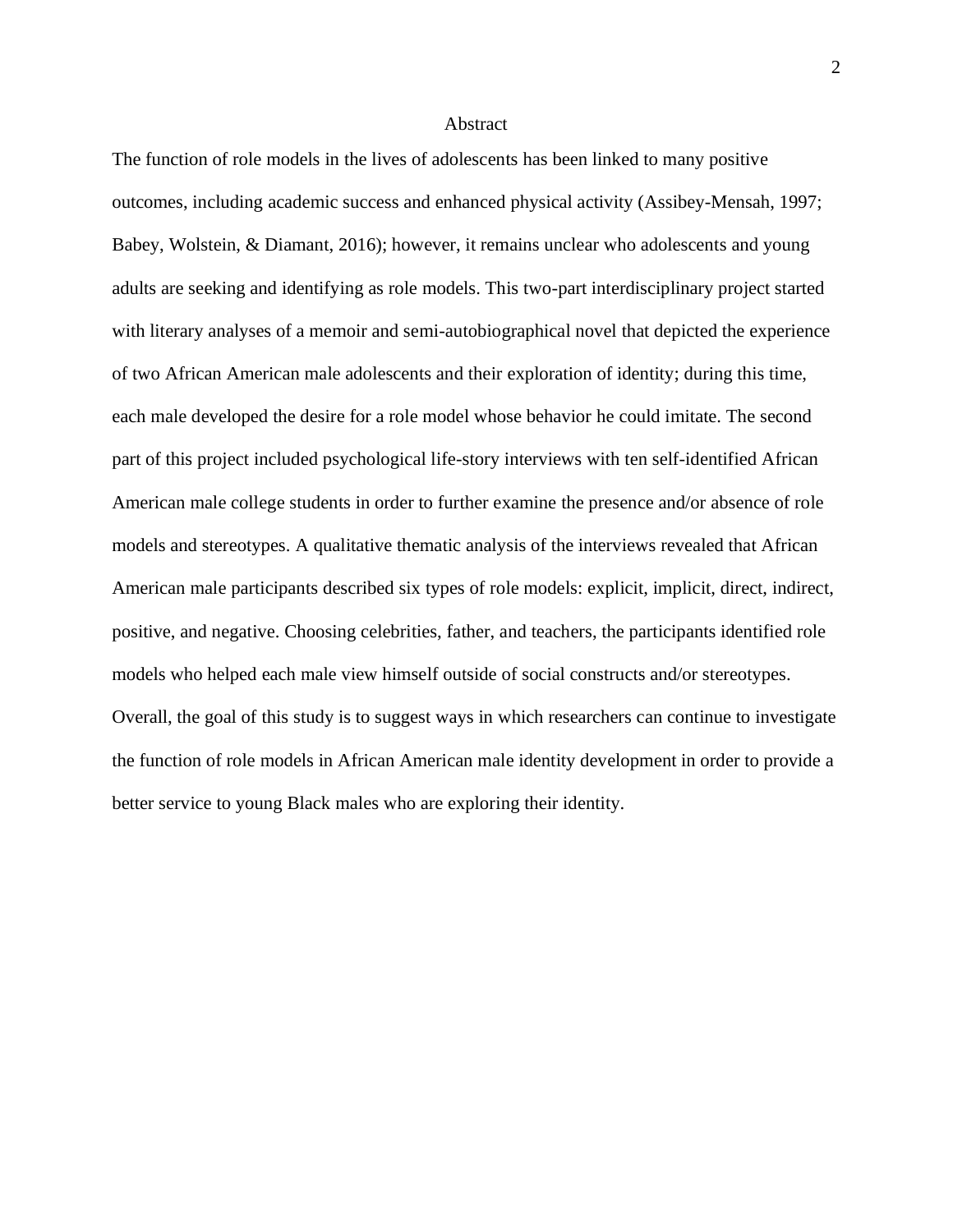# Abstract

The function of role models in the lives of adolescents has been linked to many positive outcomes, including academic success and enhanced physical activity (Assibey-Mensah, 1997; Babey, Wolstein, & Diamant, 2016); however, it remains unclear who adolescents and young adults are seeking and identifying as role models. This two-part interdisciplinary project started with literary analyses of a memoir and semi-autobiographical novel that depicted the experience of two African American male adolescents and their exploration of identity; during this time, each male developed the desire for a role model whose behavior he could imitate. The second part of this project included psychological life-story interviews with ten self-identified African American male college students in order to further examine the presence and/or absence of role models and stereotypes. A qualitative thematic analysis of the interviews revealed that African American male participants described six types of role models: explicit, implicit, direct, indirect, positive, and negative. Choosing celebrities, father, and teachers, the participants identified role models who helped each male view himself outside of social constructs and/or stereotypes. Overall, the goal of this study is to suggest ways in which researchers can continue to investigate the function of role models in African American male identity development in order to provide a better service to young Black males who are exploring their identity.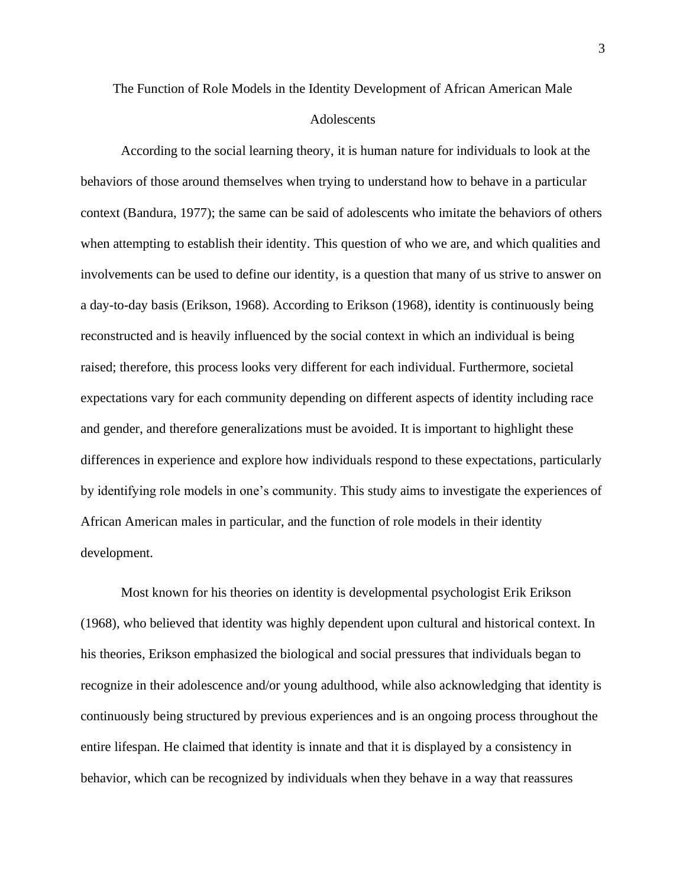# The Function of Role Models in the Identity Development of African American Male Adolescents

According to the social learning theory, it is human nature for individuals to look at the behaviors of those around themselves when trying to understand how to behave in a particular context (Bandura, 1977); the same can be said of adolescents who imitate the behaviors of others when attempting to establish their identity. This question of who we are, and which qualities and involvements can be used to define our identity, is a question that many of us strive to answer on a day-to-day basis (Erikson, 1968). According to Erikson (1968), identity is continuously being reconstructed and is heavily influenced by the social context in which an individual is being raised; therefore, this process looks very different for each individual. Furthermore, societal expectations vary for each community depending on different aspects of identity including race and gender, and therefore generalizations must be avoided. It is important to highlight these differences in experience and explore how individuals respond to these expectations, particularly by identifying role models in one's community. This study aims to investigate the experiences of African American males in particular, and the function of role models in their identity development.

Most known for his theories on identity is developmental psychologist Erik Erikson (1968), who believed that identity was highly dependent upon cultural and historical context. In his theories, Erikson emphasized the biological and social pressures that individuals began to recognize in their adolescence and/or young adulthood, while also acknowledging that identity is continuously being structured by previous experiences and is an ongoing process throughout the entire lifespan. He claimed that identity is innate and that it is displayed by a consistency in behavior, which can be recognized by individuals when they behave in a way that reassures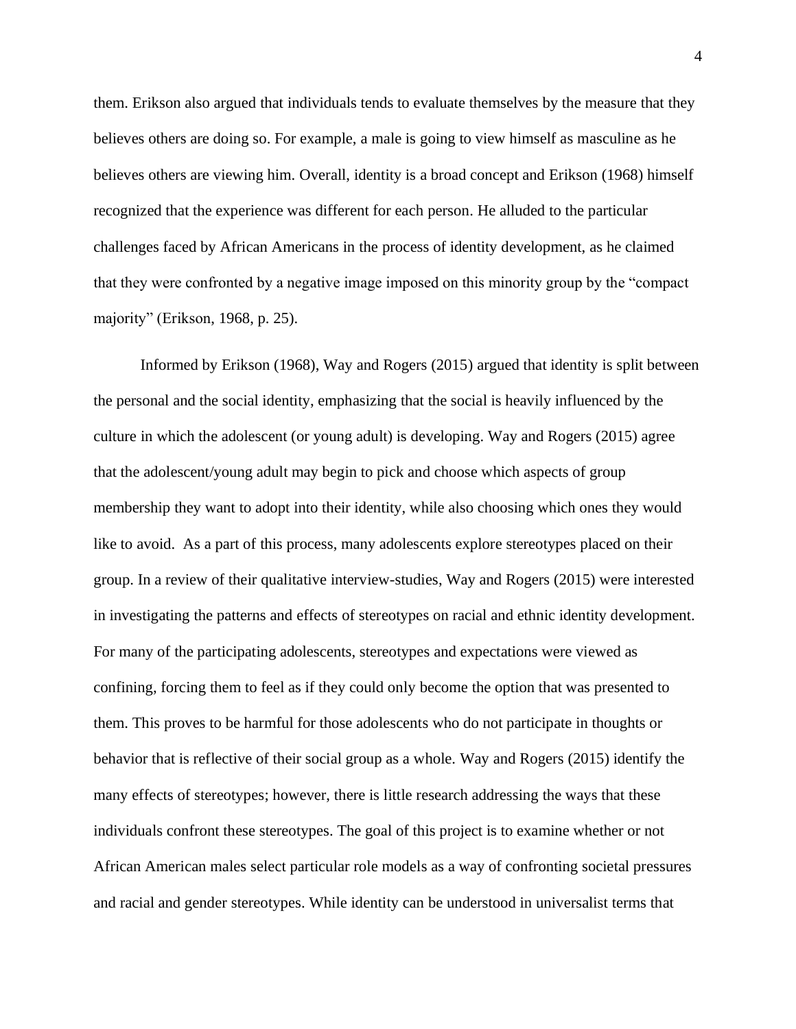them. Erikson also argued that individuals tends to evaluate themselves by the measure that they believes others are doing so. For example, a male is going to view himself as masculine as he believes others are viewing him. Overall, identity is a broad concept and Erikson (1968) himself recognized that the experience was different for each person. He alluded to the particular challenges faced by African Americans in the process of identity development, as he claimed that they were confronted by a negative image imposed on this minority group by the "compact majority" (Erikson, 1968, p. 25).

Informed by Erikson (1968), Way and Rogers (2015) argued that identity is split between the personal and the social identity, emphasizing that the social is heavily influenced by the culture in which the adolescent (or young adult) is developing. Way and Rogers (2015) agree that the adolescent/young adult may begin to pick and choose which aspects of group membership they want to adopt into their identity, while also choosing which ones they would like to avoid. As a part of this process, many adolescents explore stereotypes placed on their group. In a review of their qualitative interview-studies, Way and Rogers (2015) were interested in investigating the patterns and effects of stereotypes on racial and ethnic identity development. For many of the participating adolescents, stereotypes and expectations were viewed as confining, forcing them to feel as if they could only become the option that was presented to them. This proves to be harmful for those adolescents who do not participate in thoughts or behavior that is reflective of their social group as a whole. Way and Rogers (2015) identify the many effects of stereotypes; however, there is little research addressing the ways that these individuals confront these stereotypes. The goal of this project is to examine whether or not African American males select particular role models as a way of confronting societal pressures and racial and gender stereotypes. While identity can be understood in universalist terms that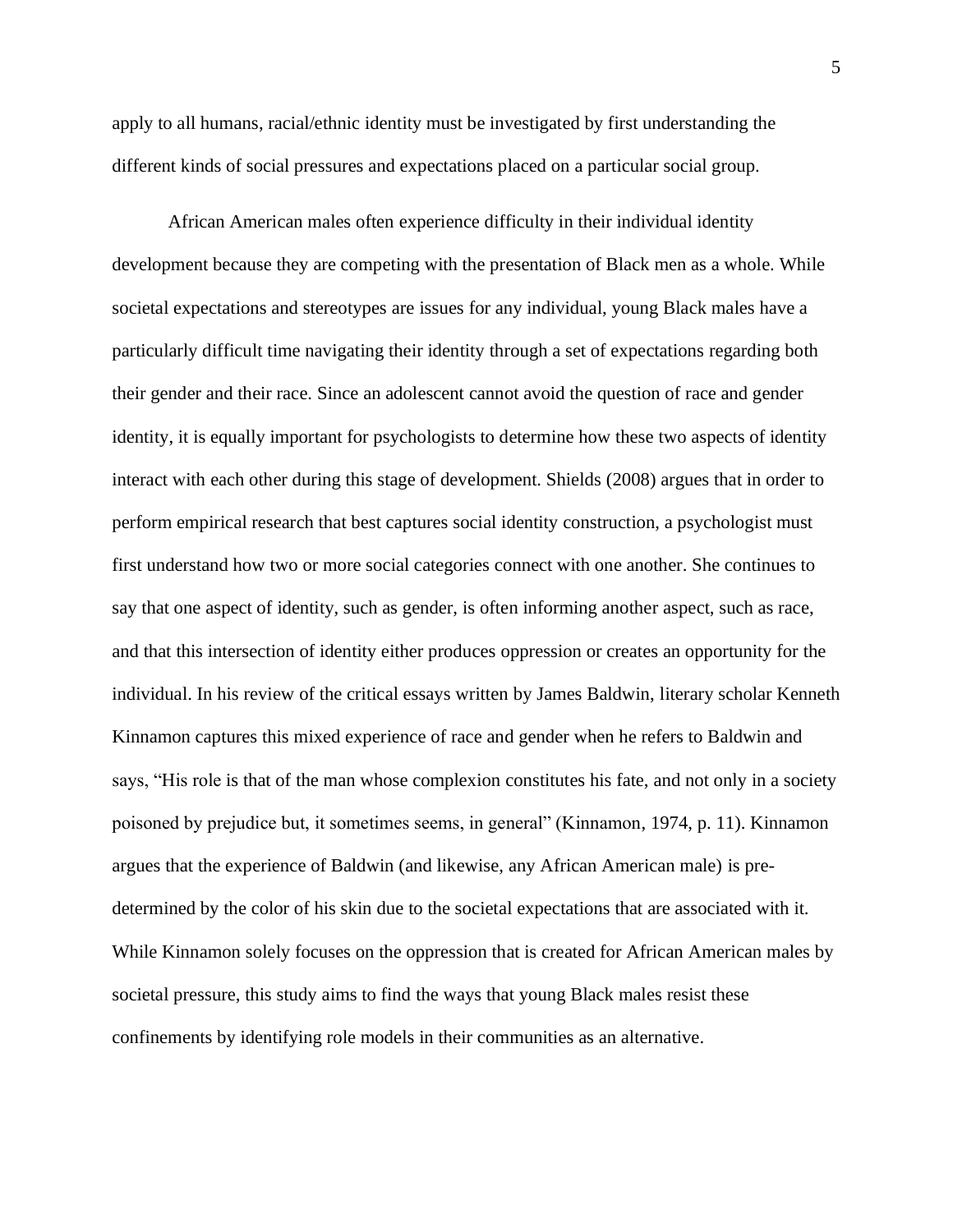apply to all humans, racial/ethnic identity must be investigated by first understanding the different kinds of social pressures and expectations placed on a particular social group.

African American males often experience difficulty in their individual identity development because they are competing with the presentation of Black men as a whole. While societal expectations and stereotypes are issues for any individual, young Black males have a particularly difficult time navigating their identity through a set of expectations regarding both their gender and their race. Since an adolescent cannot avoid the question of race and gender identity, it is equally important for psychologists to determine how these two aspects of identity interact with each other during this stage of development. Shields (2008) argues that in order to perform empirical research that best captures social identity construction, a psychologist must first understand how two or more social categories connect with one another. She continues to say that one aspect of identity, such as gender, is often informing another aspect, such as race, and that this intersection of identity either produces oppression or creates an opportunity for the individual. In his review of the critical essays written by James Baldwin, literary scholar Kenneth Kinnamon captures this mixed experience of race and gender when he refers to Baldwin and says, "His role is that of the man whose complexion constitutes his fate, and not only in a society poisoned by prejudice but, it sometimes seems, in general" (Kinnamon, 1974, p. 11). Kinnamon argues that the experience of Baldwin (and likewise, any African American male) is pre-determined by the color of his skin due to the societal expectations that are associated with it. While Kinnamon solely focuses on the oppression that is created for African American males by societal pressure, this study aims to find the ways that young Black males resist these confinements by identifying role models in their communities as an alternative.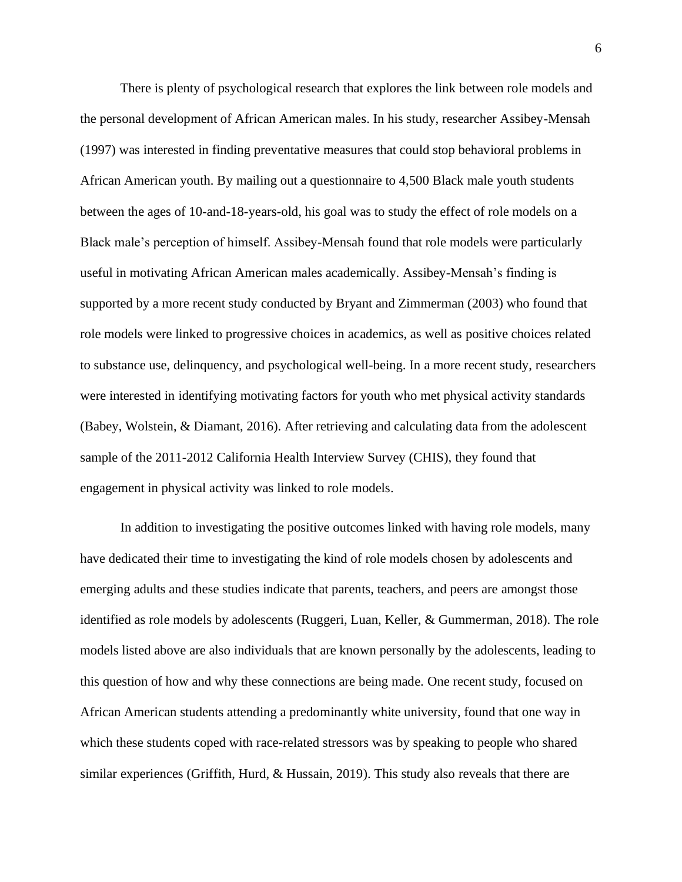There is plenty of psychological research that explores the link between role models and the personal development of African American males. In his study, researcher Assibey-Mensah (1997) was interested in finding preventative measures that could stop behavioral problems in African American youth. By mailing out a questionnaire to 4,500 Black male youth students between the ages of 10-and-18-years-old, his goal was to study the effect of role models on a Black male's perception of himself. Assibey-Mensah found that role models were particularly useful in motivating African American males academically. Assibey-Mensah's finding is supported by a more recent study conducted by Bryant and Zimmerman (2003) who found that role models were linked to progressive choices in academics, as well as positive choices related to substance use, delinquency, and psychological well-being. In a more recent study, researchers were interested in identifying motivating factors for youth who met physical activity standards (Babey, Wolstein, & Diamant, 2016). After retrieving and calculating data from the adolescent sample of the 2011-2012 California Health Interview Survey (CHIS), they found that engagement in physical activity was linked to role models.

In addition to investigating the positive outcomes linked with having role models, many have dedicated their time to investigating the kind of role models chosen by adolescents and emerging adults and these studies indicate that parents, teachers, and peers are amongst those identified as role models by adolescents (Ruggeri, Luan, Keller, & Gummerman, 2018). The role models listed above are also individuals that are known personally by the adolescents, leading to this question of how and why these connections are being made. One recent study, focused on African American students attending a predominantly white university, found that one way in which these students coped with race-related stressors was by speaking to people who shared similar experiences (Griffith, Hurd, & Hussain, 2019). This study also reveals that there are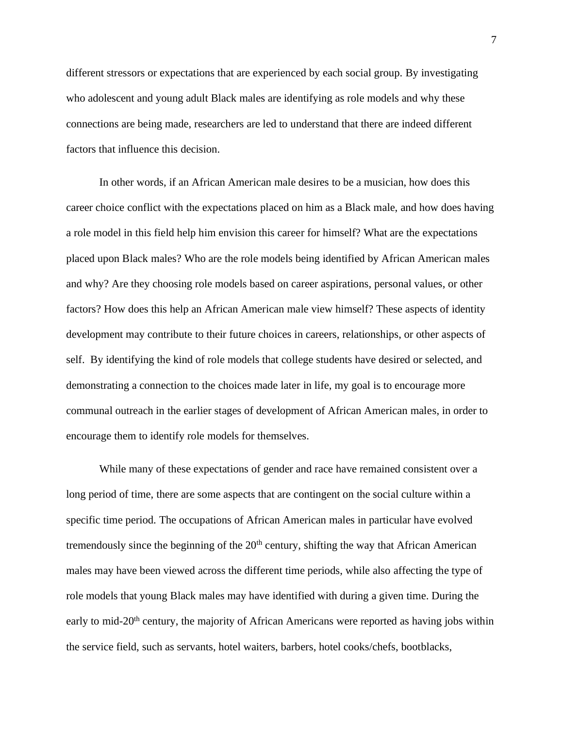different stressors or expectations that are experienced by each social group. By investigating who adolescent and young adult Black males are identifying as role models and why these connections are being made, researchers are led to understand that there are indeed different factors that influence this decision.

In other words, if an African American male desires to be a musician, how does this career choice conflict with the expectations placed on him as a Black male, and how does having a role model in this field help him envision this career for himself? What are the expectations placed upon Black males? Who are the role models being identified by African American males and why? Are they choosing role models based on career aspirations, personal values, or other factors? How does this help an African American male view himself? These aspects of identity development may contribute to their future choices in careers, relationships, or other aspects of self. By identifying the kind of role models that college students have desired or selected, and demonstrating a connection to the choices made later in life, my goal is to encourage more communal outreach in the earlier stages of development of African American males, in order to encourage them to identify role models for themselves.

While many of these expectations of gender and race have remained consistent over a long period of time, there are some aspects that are contingent on the social culture within a specific time period. The occupations of African American males in particular have evolved tremendously since the beginning of the 20th century, shifting the way that African American males may have been viewed across the different time periods, while also affecting the type of role models that young Black males may have identified with during a given time. During the early to mid-20th century, the majority of African Americans were reported as having jobs within the service field, such as servants, hotel waiters, barbers, hotel cooks/chefs, bootblacks,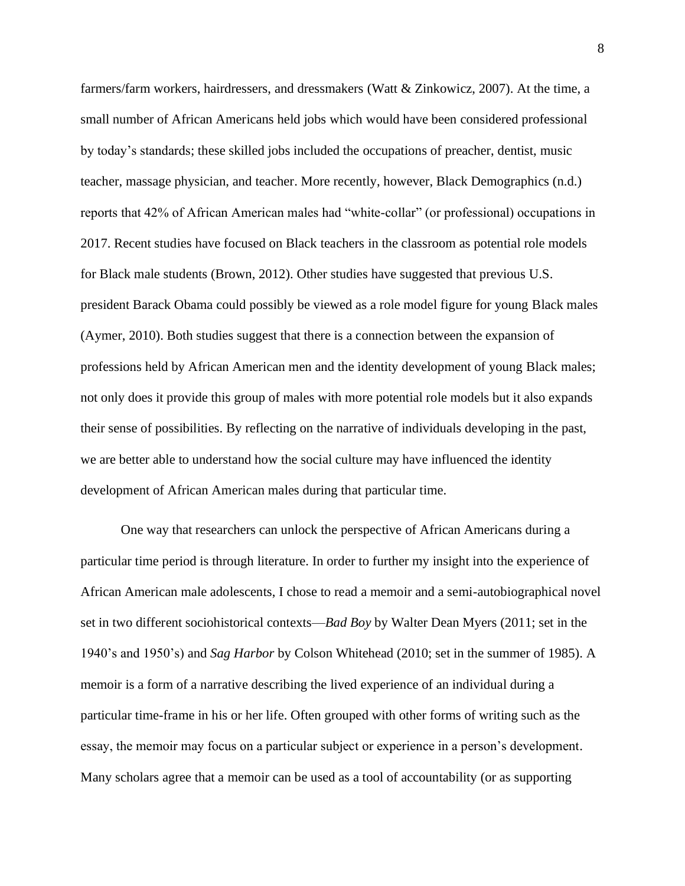farmers/farm workers, hairdressers, and dressmakers (Watt & Zinkowicz, 2007). At the time, a small number of African Americans held jobs which would have been considered professional by today's standards; these skilled jobs included the occupations of preacher, dentist, music teacher, massage physician, and teacher. More recently, however, Black Demographics (n.d.) reports that 42% of African American males had "white-collar" (or professional) occupations in 2017. Recent studies have focused on Black teachers in the classroom as potential role models for Black male students (Brown, 2012). Other studies have suggested that previous U.S. president Barack Obama could possibly be viewed as a role model figure for young Black males (Aymer, 2010). Both studies suggest that there is a connection between the expansion of professions held by African American men and the identity development of young Black males; not only does it provide this group of males with more potential role models but it also expands their sense of possibilities. By reflecting on the narrative of individuals developing in the past, we are better able to understand how the social culture may have influenced the identity development of African American males during that particular time.

One way that researchers can unlock the perspective of African Americans during a particular time period is through literature. In order to further my insight into the experience of African American male adolescents, I chose to read a memoir and a semi-autobiographical novel set in two different sociohistorical contexts—*Bad Boy* by Walter Dean Myers (2011; set in the 1940's and 1950's) and *Sag Harbor* by Colson Whitehead (2010; set in the summer of 1985). A memoir is a form of a narrative describing the lived experience of an individual during a particular time-frame in his or her life. Often grouped with other forms of writing such as the essay, the memoir may focus on a particular subject or experience in a person's development. Many scholars agree that a memoir can be used as a tool of accountability (or as supporting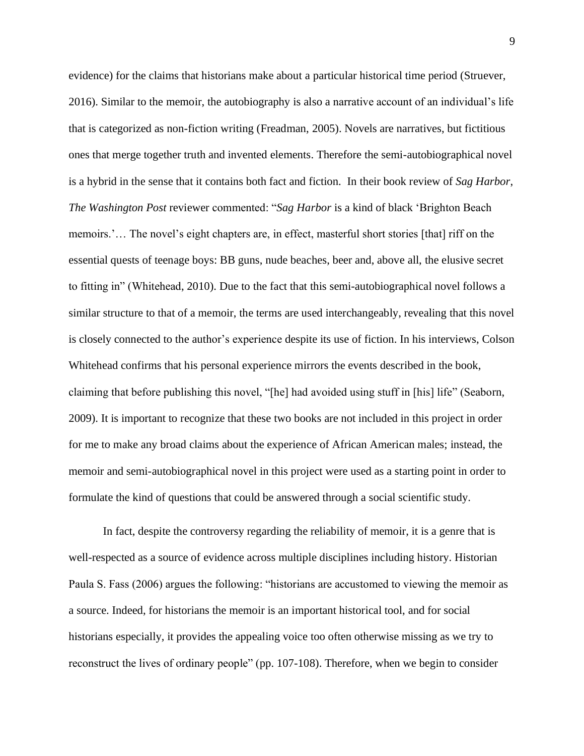evidence) for the claims that historians make about a particular historical time period (Struever, 2016). Similar to the memoir, the autobiography is also a narrative account of an individual's life that is categorized as non-fiction writing (Freadman, 2005). Novels are narratives, but fictitious ones that merge together truth and invented elements. Therefore the semi-autobiographical novel is a hybrid in the sense that it contains both fact and fiction. In their book review of *Sag Harbor*, *The Washington Post* reviewer commented: "*Sag Harbor* is a kind of black 'Brighton Beach memoirs.'… The novel's eight chapters are, in effect, masterful short stories [that] riff on the essential quests of teenage boys: BB guns, nude beaches, beer and, above all, the elusive secret to fitting in" (Whitehead, 2010). Due to the fact that this semi-autobiographical novel follows a similar structure to that of a memoir, the terms are used interchangeably, revealing that this novel is closely connected to the author's experience despite its use of fiction. In his interviews, Colson Whitehead confirms that his personal experience mirrors the events described in the book, claiming that before publishing this novel, "[he] had avoided using stuff in [his] life" (Seaborn, 2009). It is important to recognize that these two books are not included in this project in order for me to make any broad claims about the experience of African American males; instead, the memoir and semi-autobiographical novel in this project were used as a starting point in order to formulate the kind of questions that could be answered through a social scientific study.

In fact, despite the controversy regarding the reliability of memoir, it is a genre that is well-respected as a source of evidence across multiple disciplines including history. Historian Paula S. Fass (2006) argues the following: "historians are accustomed to viewing the memoir as a source. Indeed, for historians the memoir is an important historical tool, and for social historians especially, it provides the appealing voice too often otherwise missing as we try to reconstruct the lives of ordinary people" (pp. 107-108). Therefore, when we begin to consider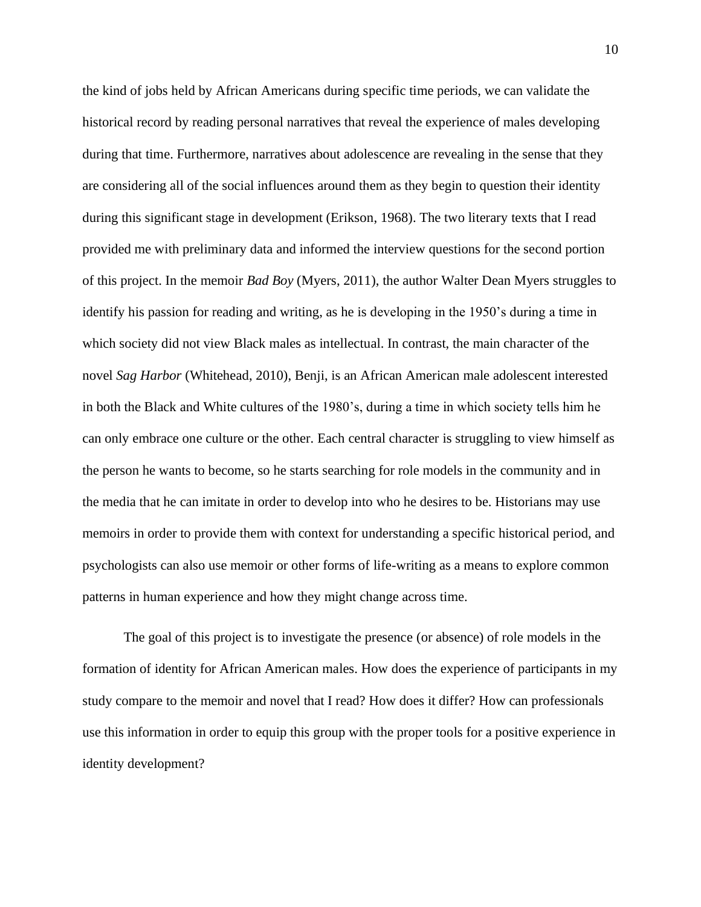the kind of jobs held by African Americans during specific time periods, we can validate the historical record by reading personal narratives that reveal the experience of males developing during that time. Furthermore, narratives about adolescence are revealing in the sense that they are considering all of the social influences around them as they begin to question their identity during this significant stage in development (Erikson, 1968). The two literary texts that I read provided me with preliminary data and informed the interview questions for the second portion of this project. In the memoir *Bad Boy* (Myers, 2011), the author Walter Dean Myers struggles to identify his passion for reading and writing, as he is developing in the 1950's during a time in which society did not view Black males as intellectual. In contrast, the main character of the novel *Sag Harbor* (Whitehead, 2010), Benji, is an African American male adolescent interested in both the Black and White cultures of the 1980's, during a time in which society tells him he can only embrace one culture or the other. Each central character is struggling to view himself as the person he wants to become, so he starts searching for role models in the community and in the media that he can imitate in order to develop into who he desires to be. Historians may use memoirs in order to provide them with context for understanding a specific historical period, and psychologists can also use memoir or other forms of life-writing as a means to explore common patterns in human experience and how they might change across time.

The goal of this project is to investigate the presence (or absence) of role models in the formation of identity for African American males. How does the experience of participants in my study compare to the memoir and novel that I read? How does it differ? How can professionals use this information in order to equip this group with the proper tools for a positive experience in identity development?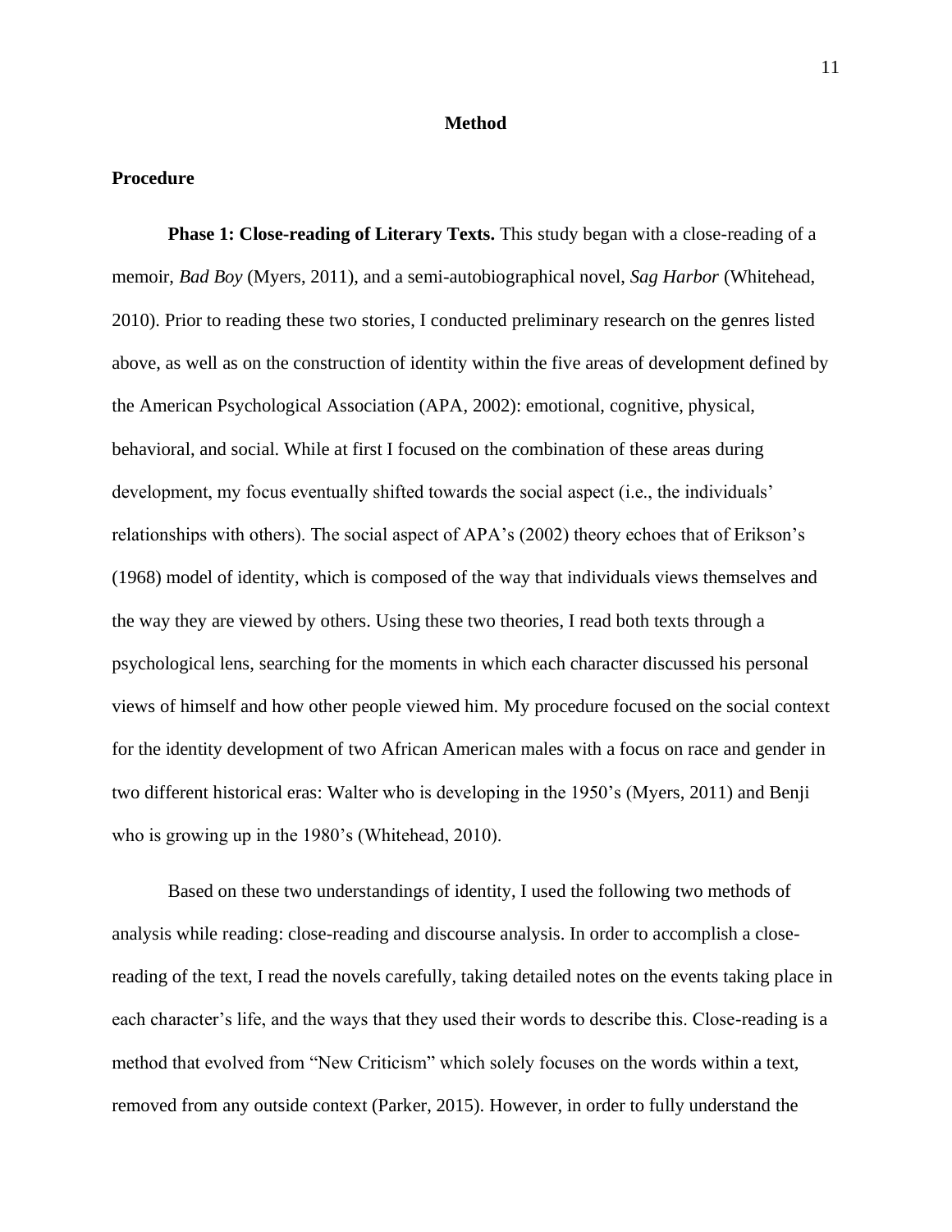# Method

## Procedure

**Phase 1: Close-reading of Literary Texts.** This study began with a close-reading of a memoir, *Bad Boy* (Myers, 2011), and a semi-autobiographical novel, *Sag Harbor* (Whitehead, 2010). Prior to reading these two stories, I conducted preliminary research on the genres listed above, as well as on the construction of identity within the five areas of development defined by the American Psychological Association (APA, 2002): emotional, cognitive, physical, behavioral, and social. While at first I focused on the combination of these areas during development, my focus eventually shifted towards the social aspect (i.e., the individuals' relationships with others). The social aspect of APA's (2002) theory echoes that of Erikson's (1968) model of identity, which is composed of the way that individuals views themselves and the way they are viewed by others. Using these two theories, I read both texts through a psychological lens, searching for the moments in which each character discussed his personal views of himself and how other people viewed him. My procedure focused on the social context for the identity development of two African American males with a focus on race and gender in two different historical eras: Walter who is developing in the 1950's (Myers, 2011) and Benji who is growing up in the 1980's (Whitehead, 2010).

Based on these two understandings of identity, I used the following two methods of analysis while reading: close-reading and discourse analysis. In order to accomplish a close-reading of the text, I read the novels carefully, taking detailed notes on the events taking place in each character's life, and the ways that they used their words to describe this. Close-reading is a method that evolved from "New Criticism" which solely focuses on the words within a text, removed from any outside context (Parker, 2015). However, in order to fully understand the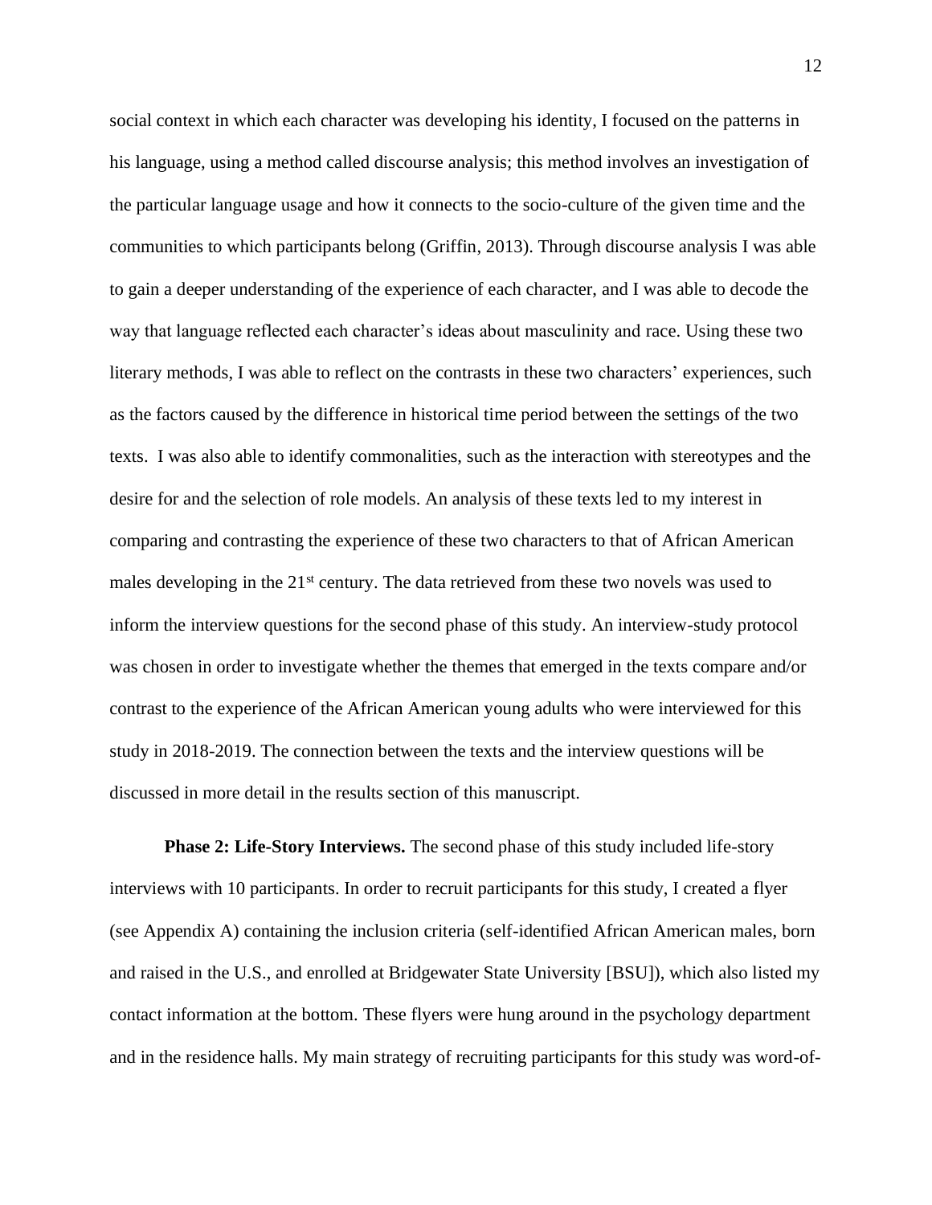social context in which each character was developing his identity, I focused on the patterns in his language, using a method called discourse analysis; this method involves an investigation of the particular language usage and how it connects to the socio-culture of the given time and the communities to which participants belong (Griffin, 2013). Through discourse analysis I was able to gain a deeper understanding of the experience of each character, and I was able to decode the way that language reflected each character's ideas about masculinity and race. Using these two literary methods, I was able to reflect on the contrasts in these two characters' experiences, such as the factors caused by the difference in historical time period between the settings of the two texts. I was also able to identify commonalities, such as the interaction with stereotypes and the desire for and the selection of role models. An analysis of these texts led to my interest in comparing and contrasting the experience of these two characters to that of African American males developing in the 21st century. The data retrieved from these two novels was used to inform the interview questions for the second phase of this study. An interview-study protocol was chosen in order to investigate whether the themes that emerged in the texts compare and/or contrast to the experience of the African American young adults who were interviewed for this study in 2018-2019. The connection between the texts and the interview questions will be discussed in more detail in the results section of this manuscript.

**Phase 2: Life-Story Interviews.** The second phase of this study included life-story interviews with 10 participants. In order to recruit participants for this study, I created a flyer (see Appendix A) containing the inclusion criteria (self-identified African American males, born and raised in the U.S., and enrolled at Bridgewater State University [BSU]), which also listed my contact information at the bottom. These flyers were hung around in the psychology department and in the residence halls. My main strategy of recruiting participants for this study was word-of-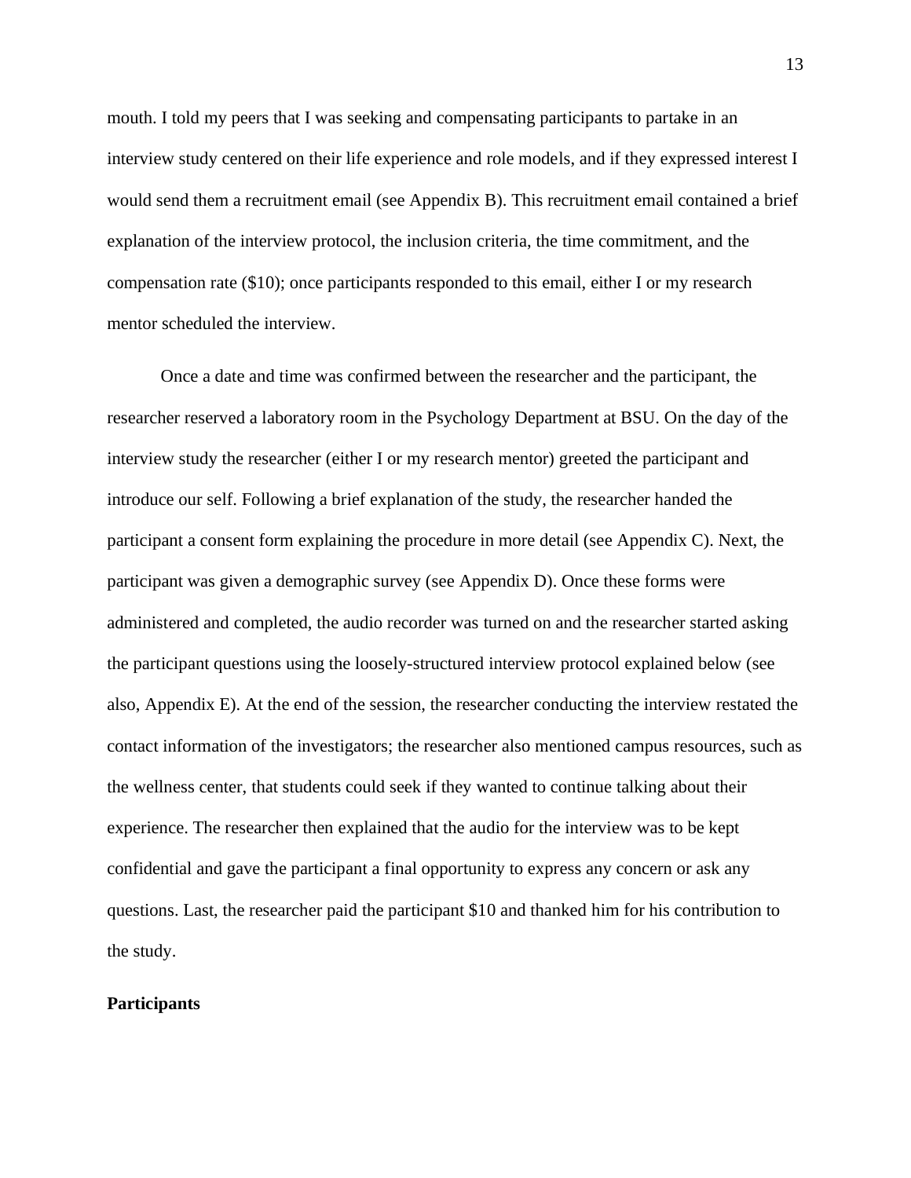mouth. I told my peers that I was seeking and compensating participants to partake in an interview study centered on their life experience and role models, and if they expressed interest I would send them a recruitment email (see Appendix B). This recruitment email contained a brief explanation of the interview protocol, the inclusion criteria, the time commitment, and the compensation rate ($10); once participants responded to this email, either I or my research mentor scheduled the interview.

Once a date and time was confirmed between the researcher and the participant, the researcher reserved a laboratory room in the Psychology Department at BSU. On the day of the interview study the researcher (either I or my research mentor) greeted the participant and introduce our self. Following a brief explanation of the study, the researcher handed the participant a consent form explaining the procedure in more detail (see Appendix C). Next, the participant was given a demographic survey (see Appendix D). Once these forms were administered and completed, the audio recorder was turned on and the researcher started asking the participant questions using the loosely-structured interview protocol explained below (see also, Appendix E). At the end of the session, the researcher conducting the interview restated the contact information of the investigators; the researcher also mentioned campus resources, such as the wellness center, that students could seek if they wanted to continue talking about their experience. The researcher then explained that the audio for the interview was to be kept confidential and gave the participant a final opportunity to express any concern or ask any questions. Last, the researcher paid the participant $10 and thanked him for his contribution to the study.

**Participants**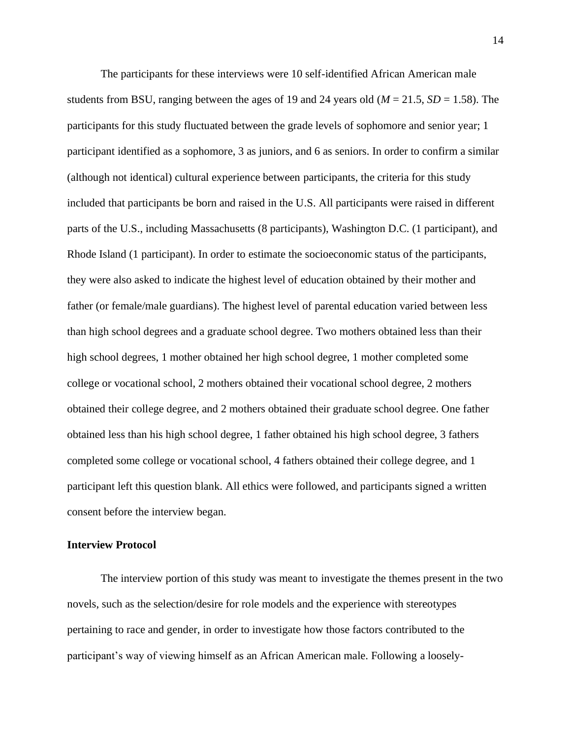The participants for these interviews were 10 self-identified African American male students from BSU, ranging between the ages of 19 and 24 years old ($M$ = 21.5, $SD$ = 1.58). The participants for this study fluctuated between the grade levels of sophomore and senior year; 1 participant identified as a sophomore, 3 as juniors, and 6 as seniors. In order to confirm a similar (although not identical) cultural experience between participants, the criteria for this study included that participants be born and raised in the U.S. All participants were raised in different parts of the U.S., including Massachusetts (8 participants), Washington D.C. (1 participant), and Rhode Island (1 participant). In order to estimate the socioeconomic status of the participants, they were also asked to indicate the highest level of education obtained by their mother and father (or female/male guardians). The highest level of parental education varied between less than high school degrees and a graduate school degree. Two mothers obtained less than their high school degrees, 1 mother obtained her high school degree, 1 mother completed some college or vocational school, 2 mothers obtained their vocational school degree, 2 mothers obtained their college degree, and 2 mothers obtained their graduate school degree. One father obtained less than his high school degree, 1 father obtained his high school degree, 3 fathers completed some college or vocational school, 4 fathers obtained their college degree, and 1 participant left this question blank. All ethics were followed, and participants signed a written consent before the interview began.

**Interview Protocol**

The interview portion of this study was meant to investigate the themes present in the two novels, such as the selection/desire for role models and the experience with stereotypes pertaining to race and gender, in order to investigate how those factors contributed to the participant's way of viewing himself as an African American male. Following a loosely-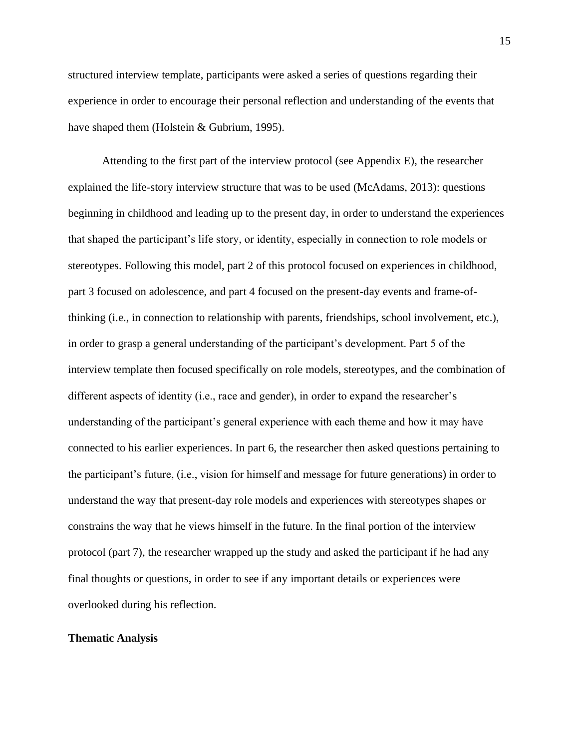structured interview template, participants were asked a series of questions regarding their experience in order to encourage their personal reflection and understanding of the events that have shaped them (Holstein & Gubrium, 1995).

Attending to the first part of the interview protocol (see Appendix E), the researcher explained the life-story interview structure that was to be used (McAdams, 2013): questions beginning in childhood and leading up to the present day, in order to understand the experiences that shaped the participant's life story, or identity, especially in connection to role models or stereotypes. Following this model, part 2 of this protocol focused on experiences in childhood, part 3 focused on adolescence, and part 4 focused on the present-day events and frame-of-thinking (i.e., in connection to relationship with parents, friendships, school involvement, etc.), in order to grasp a general understanding of the participant's development. Part 5 of the interview template then focused specifically on role models, stereotypes, and the combination of different aspects of identity (i.e., race and gender), in order to expand the researcher's understanding of the participant's general experience with each theme and how it may have connected to his earlier experiences. In part 6, the researcher then asked questions pertaining to the participant's future, (i.e., vision for himself and message for future generations) in order to understand the way that present-day role models and experiences with stereotypes shapes or constrains the way that he views himself in the future. In the final portion of the interview protocol (part 7), the researcher wrapped up the study and asked the participant if he had any final thoughts or questions, in order to see if any important details or experiences were overlooked during his reflection.

**Thematic Analysis**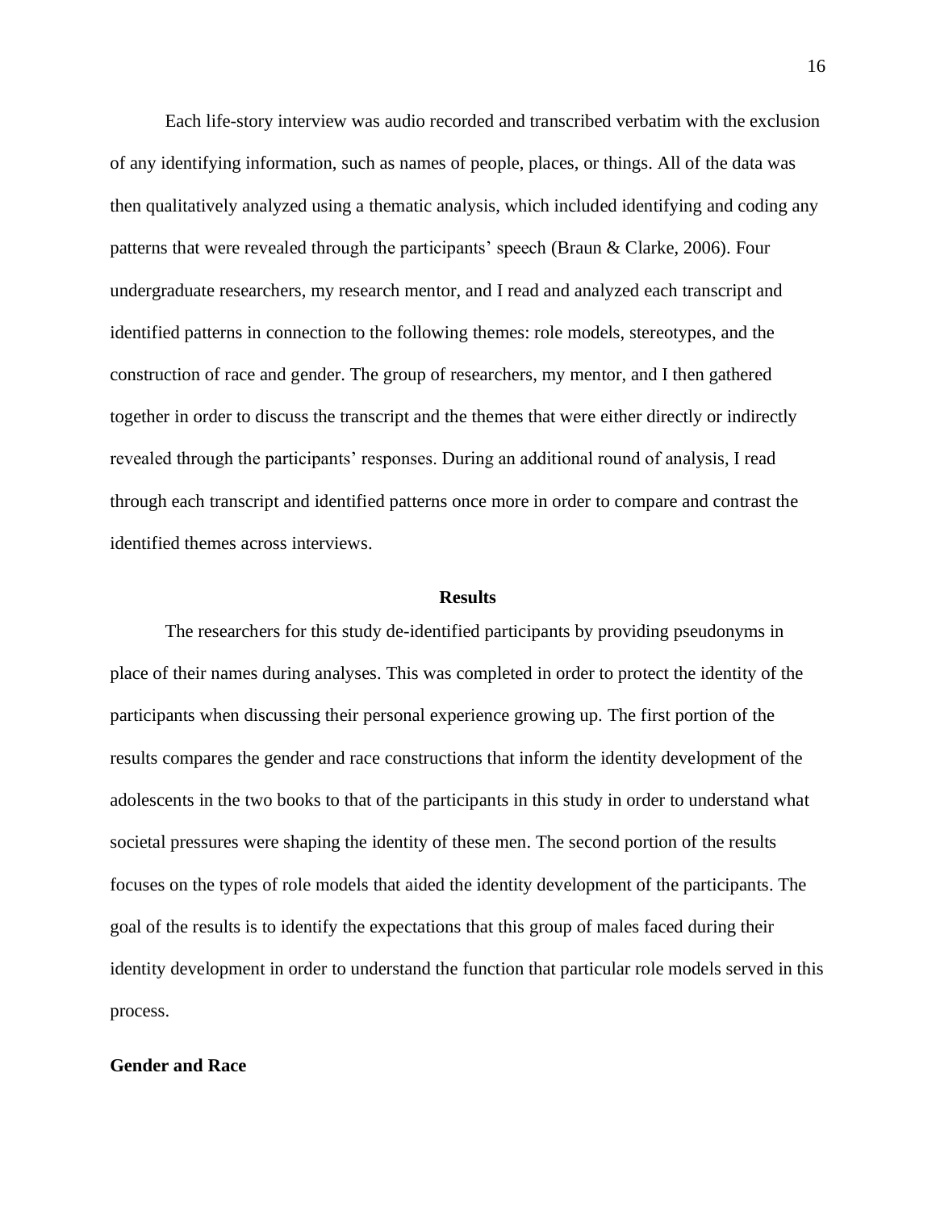Each life-story interview was audio recorded and transcribed verbatim with the exclusion of any identifying information, such as names of people, places, or things. All of the data was then qualitatively analyzed using a thematic analysis, which included identifying and coding any patterns that were revealed through the participants' speech (Braun & Clarke, 2006). Four undergraduate researchers, my research mentor, and I read and analyzed each transcript and identified patterns in connection to the following themes: role models, stereotypes, and the construction of race and gender. The group of researchers, my mentor, and I then gathered together in order to discuss the transcript and the themes that were either directly or indirectly revealed through the participants' responses. During an additional round of analysis, I read through each transcript and identified patterns once more in order to compare and contrast the identified themes across interviews.

## Results

The researchers for this study de-identified participants by providing pseudonyms in place of their names during analyses. This was completed in order to protect the identity of the participants when discussing their personal experience growing up. The first portion of the results compares the gender and race constructions that inform the identity development of the adolescents in the two books to that of the participants in this study in order to understand what societal pressures were shaping the identity of these men. The second portion of the results focuses on the types of role models that aided the identity development of the participants. The goal of the results is to identify the expectations that this group of males faced during their identity development in order to understand the function that particular role models served in this process.

### Gender and Race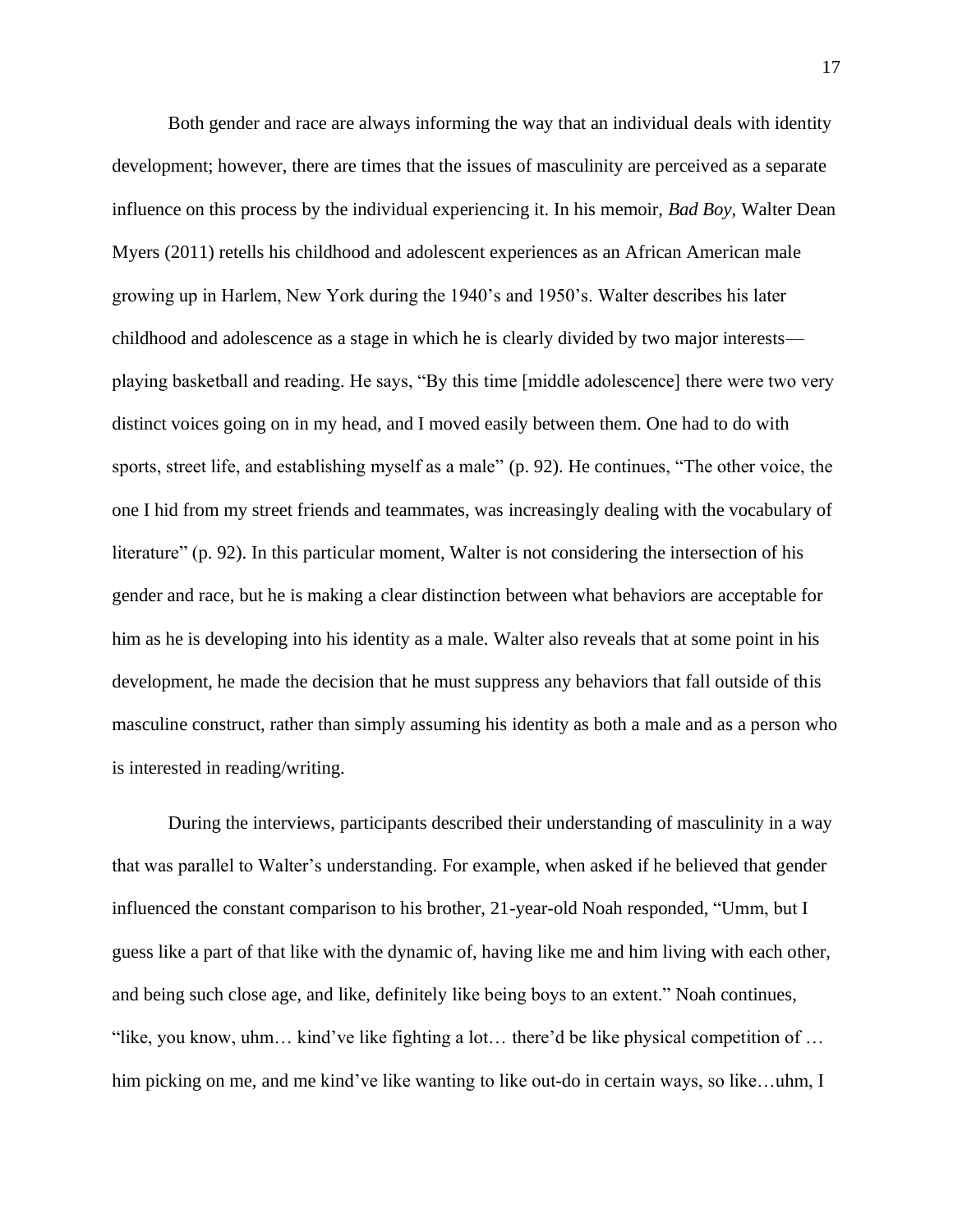Both gender and race are always informing the way that an individual deals with identity development; however, there are times that the issues of masculinity are perceived as a separate influence on this process by the individual experiencing it. In his memoir, *Bad Boy*, Walter Dean Myers (2011) retells his childhood and adolescent experiences as an African American male growing up in Harlem, New York during the 1940's and 1950's. Walter describes his later childhood and adolescence as a stage in which he is clearly divided by two major interests—playing basketball and reading. He says, "By this time [middle adolescence] there were two very distinct voices going on in my head, and I moved easily between them. One had to do with sports, street life, and establishing myself as a male" (p. 92). He continues, "The other voice, the one I hid from my street friends and teammates, was increasingly dealing with the vocabulary of literature" (p. 92). In this particular moment, Walter is not considering the intersection of his gender and race, but he is making a clear distinction between what behaviors are acceptable for him as he is developing into his identity as a male. Walter also reveals that at some point in his development, he made the decision that he must suppress any behaviors that fall outside of this masculine construct, rather than simply assuming his identity as both a male and as a person who is interested in reading/writing.

During the interviews, participants described their understanding of masculinity in a way that was parallel to Walter's understanding. For example, when asked if he believed that gender influenced the constant comparison to his brother, 21-year-old Noah responded, "Umm, but I guess like a part of that like with the dynamic of, having like me and him living with each other, and being such close age, and like, definitely like being boys to an extent." Noah continues, "like, you know, uhm… kind've like fighting a lot… there'd be like physical competition of … him picking on me, and me kind've like wanting to like out-do in certain ways, so like…uhm, I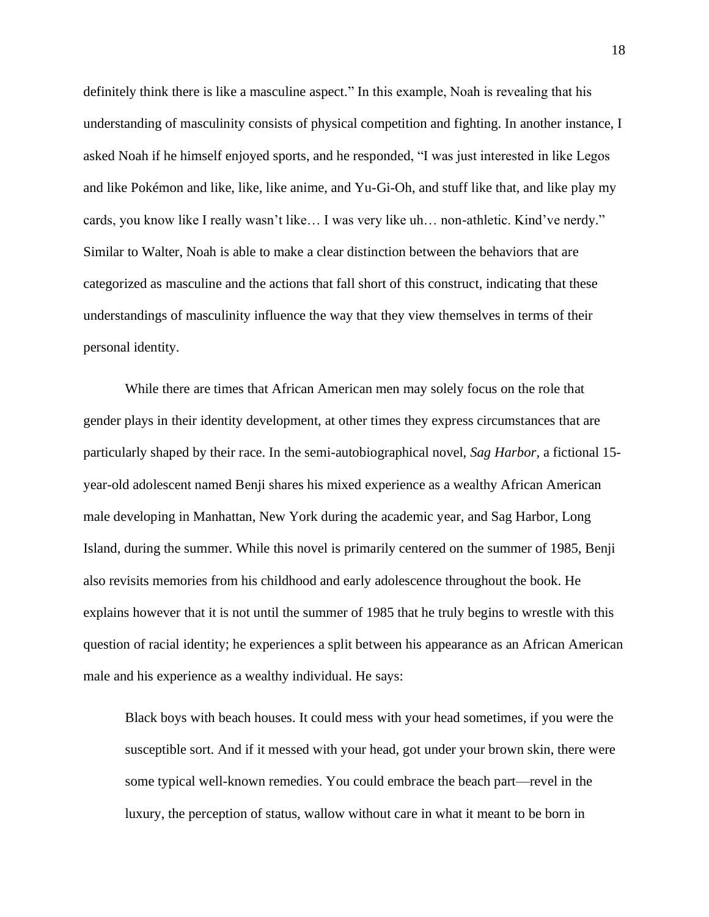definitely think there is like a masculine aspect." In this example, Noah is revealing that his understanding of masculinity consists of physical competition and fighting. In another instance, I asked Noah if he himself enjoyed sports, and he responded, "I was just interested in like Legos and like Pokémon and like, like, like anime, and Yu-Gi-Oh, and stuff like that, and like play my cards, you know like I really wasn't like… I was very like uh… non-athletic. Kind've nerdy." Similar to Walter, Noah is able to make a clear distinction between the behaviors that are categorized as masculine and the actions that fall short of this construct, indicating that these understandings of masculinity influence the way that they view themselves in terms of their personal identity.

While there are times that African American men may solely focus on the role that gender plays in their identity development, at other times they express circumstances that are particularly shaped by their race. In the semi-autobiographical novel, *Sag Harbor,* a fictional 15-year-old adolescent named Benji shares his mixed experience as a wealthy African American male developing in Manhattan, New York during the academic year, and Sag Harbor, Long Island, during the summer. While this novel is primarily centered on the summer of 1985, Benji also revisits memories from his childhood and early adolescence throughout the book. He explains however that it is not until the summer of 1985 that he truly begins to wrestle with this question of racial identity; he experiences a split between his appearance as an African American male and his experience as a wealthy individual. He says:

> Black boys with beach houses. It could mess with your head sometimes, if you were the susceptible sort. And if it messed with your head, got under your brown skin, there were some typical well-known remedies. You could embrace the beach part—revel in the luxury, the perception of status, wallow without care in what it meant to be born in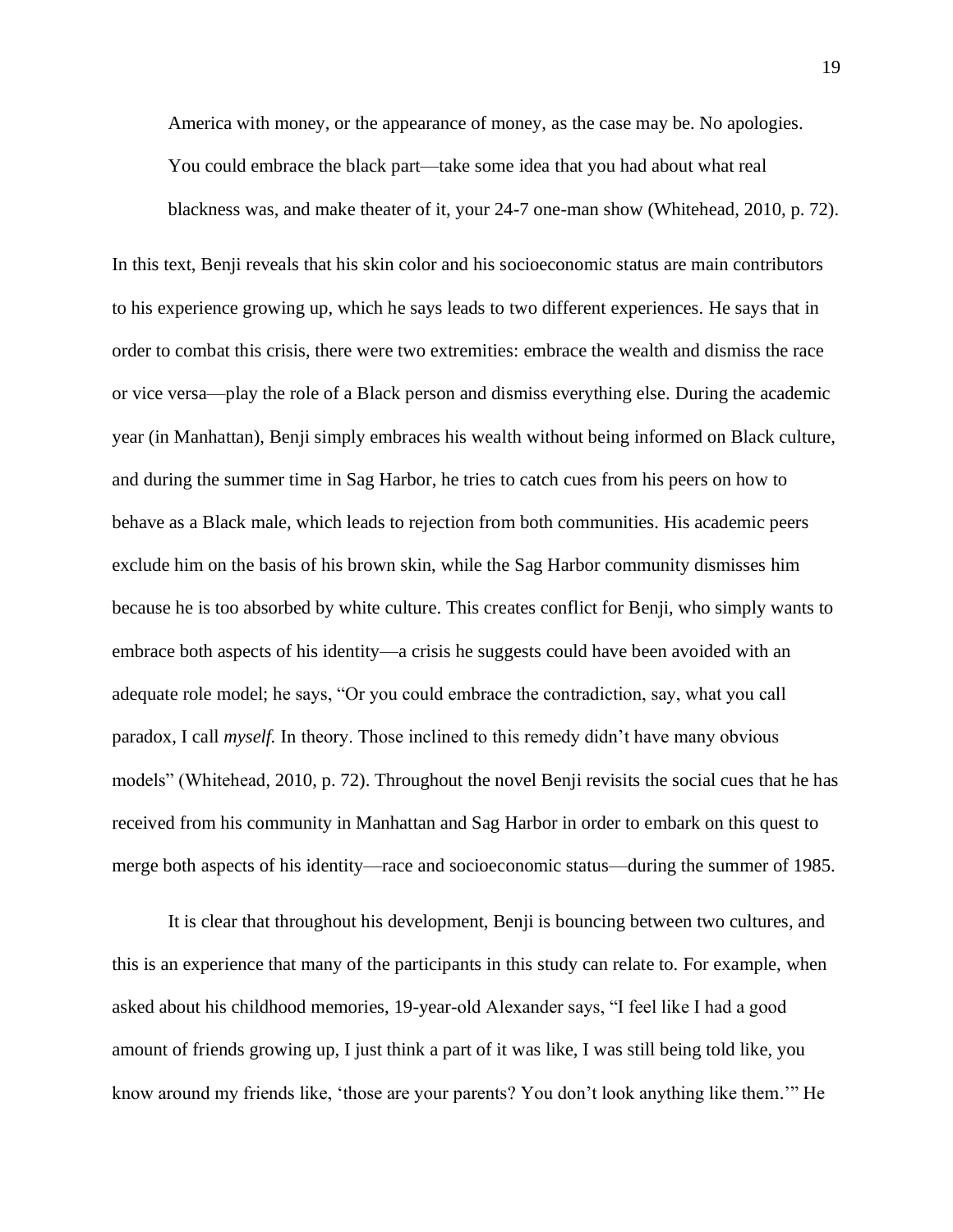> America with money, or the appearance of money, as the case may be. No apologies. You could embrace the black part—take some idea that you had about what real blackness was, and make theater of it, your 24-7 one-man show (Whitehead, 2010, p. 72).

In this text, Benji reveals that his skin color and his socioeconomic status are main contributors to his experience growing up, which he says leads to two different experiences. He says that in order to combat this crisis, there were two extremities: embrace the wealth and dismiss the race or vice versa—play the role of a Black person and dismiss everything else. During the academic year (in Manhattan), Benji simply embraces his wealth without being informed on Black culture, and during the summer time in Sag Harbor, he tries to catch cues from his peers on how to behave as a Black male, which leads to rejection from both communities. His academic peers exclude him on the basis of his brown skin, while the Sag Harbor community dismisses him because he is too absorbed by white culture. This creates conflict for Benji, who simply wants to embrace both aspects of his identity—a crisis he suggests could have been avoided with an adequate role model; he says, "Or you could embrace the contradiction, say, what you call paradox, I call *myself.* In theory. Those inclined to this remedy didn't have many obvious models" (Whitehead, 2010, p. 72). Throughout the novel Benji revisits the social cues that he has received from his community in Manhattan and Sag Harbor in order to embark on this quest to merge both aspects of his identity—race and socioeconomic status—during the summer of 1985.

It is clear that throughout his development, Benji is bouncing between two cultures, and this is an experience that many of the participants in this study can relate to. For example, when asked about his childhood memories, 19-year-old Alexander says, "I feel like I had a good amount of friends growing up, I just think a part of it was like, I was still being told like, you know around my friends like, 'those are your parents? You don't look anything like them.'" He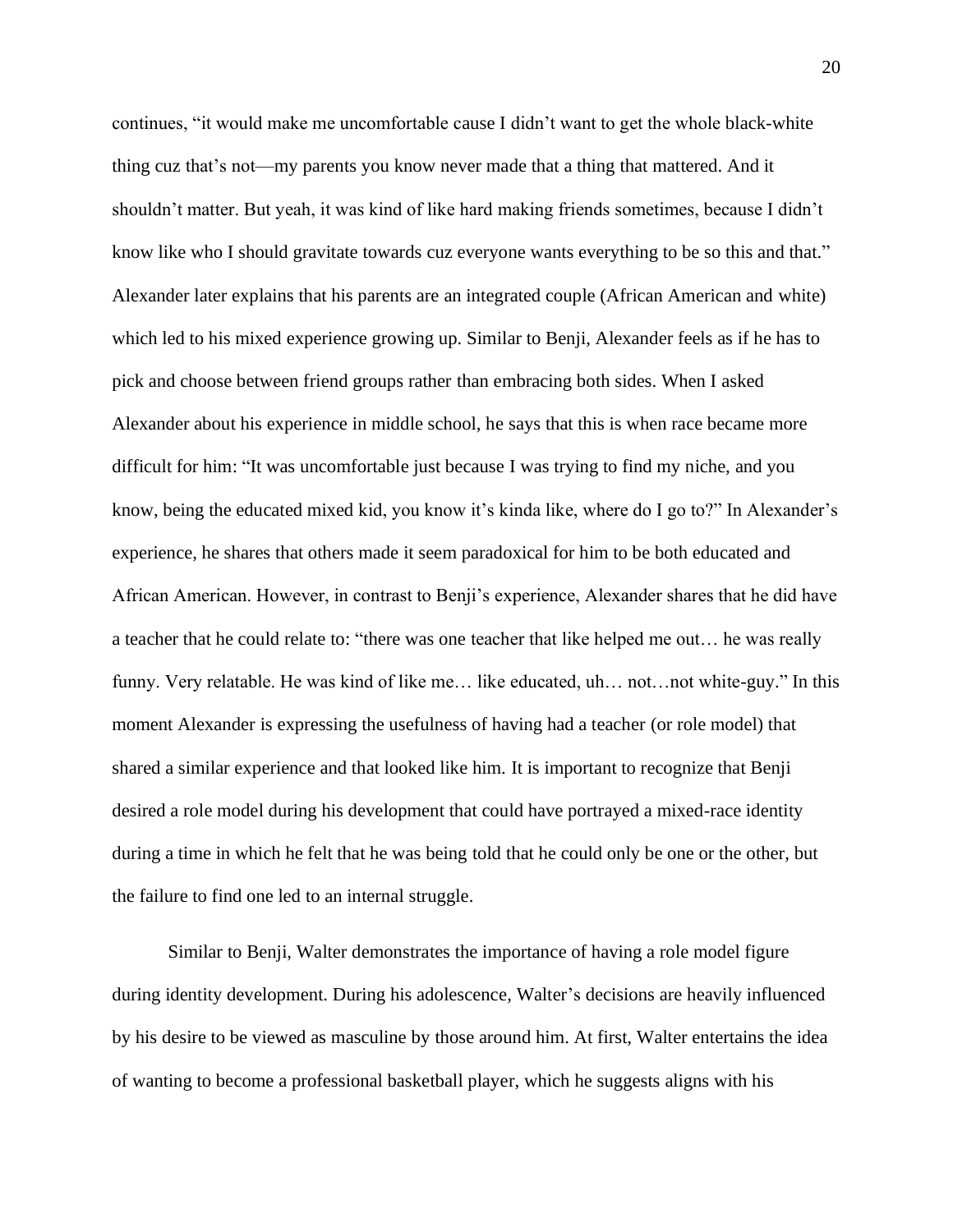continues, "it would make me uncomfortable cause I didn't want to get the whole black-white thing cuz that's not—my parents you know never made that a thing that mattered. And it shouldn't matter. But yeah, it was kind of like hard making friends sometimes, because I didn't know like who I should gravitate towards cuz everyone wants everything to be so this and that." Alexander later explains that his parents are an integrated couple (African American and white) which led to his mixed experience growing up. Similar to Benji, Alexander feels as if he has to pick and choose between friend groups rather than embracing both sides. When I asked Alexander about his experience in middle school, he says that this is when race became more difficult for him: "It was uncomfortable just because I was trying to find my niche, and you know, being the educated mixed kid, you know it's kinda like, where do I go to?" In Alexander's experience, he shares that others made it seem paradoxical for him to be both educated and African American. However, in contrast to Benji's experience, Alexander shares that he did have a teacher that he could relate to: "there was one teacher that like helped me out… he was really funny. Very relatable. He was kind of like me… like educated, uh… not…not white-guy." In this moment Alexander is expressing the usefulness of having had a teacher (or role model) that shared a similar experience and that looked like him. It is important to recognize that Benji desired a role model during his development that could have portrayed a mixed-race identity during a time in which he felt that he was being told that he could only be one or the other, but the failure to find one led to an internal struggle.

Similar to Benji, Walter demonstrates the importance of having a role model figure during identity development. During his adolescence, Walter's decisions are heavily influenced by his desire to be viewed as masculine by those around him. At first, Walter entertains the idea of wanting to become a professional basketball player, which he suggests aligns with his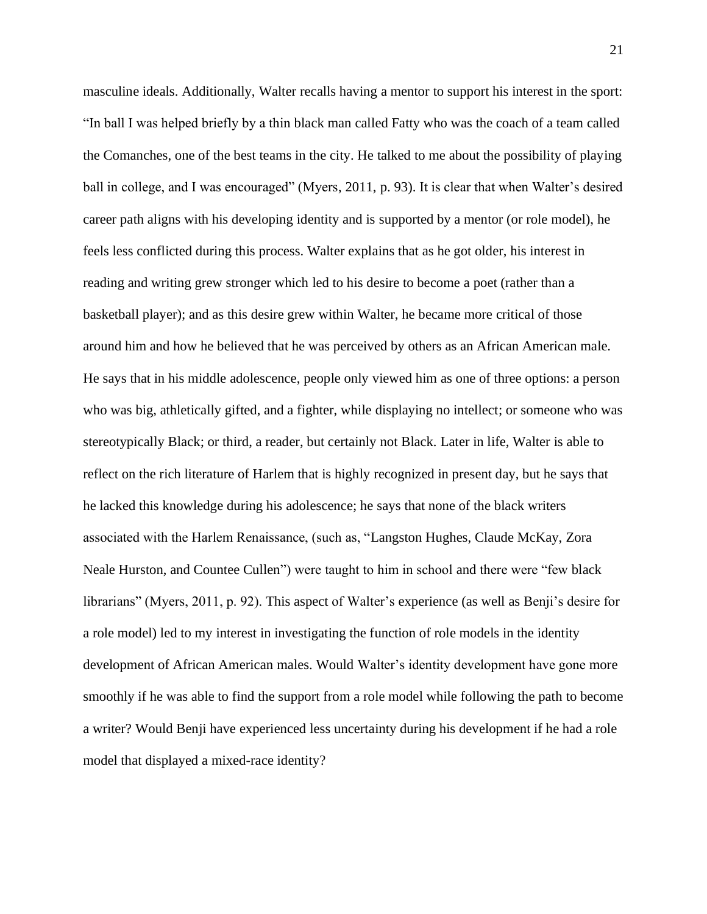masculine ideals. Additionally, Walter recalls having a mentor to support his interest in the sport: "In ball I was helped briefly by a thin black man called Fatty who was the coach of a team called the Comanches, one of the best teams in the city. He talked to me about the possibility of playing ball in college, and I was encouraged" (Myers, 2011, p. 93). It is clear that when Walter's desired career path aligns with his developing identity and is supported by a mentor (or role model), he feels less conflicted during this process. Walter explains that as he got older, his interest in reading and writing grew stronger which led to his desire to become a poet (rather than a basketball player); and as this desire grew within Walter, he became more critical of those around him and how he believed that he was perceived by others as an African American male. He says that in his middle adolescence, people only viewed him as one of three options: a person who was big, athletically gifted, and a fighter, while displaying no intellect; or someone who was stereotypically Black; or third, a reader, but certainly not Black. Later in life, Walter is able to reflect on the rich literature of Harlem that is highly recognized in present day, but he says that he lacked this knowledge during his adolescence; he says that none of the black writers associated with the Harlem Renaissance, (such as, "Langston Hughes, Claude McKay, Zora Neale Hurston, and Countee Cullen") were taught to him in school and there were "few black librarians" (Myers, 2011, p. 92). This aspect of Walter's experience (as well as Benji's desire for a role model) led to my interest in investigating the function of role models in the identity development of African American males. Would Walter's identity development have gone more smoothly if he was able to find the support from a role model while following the path to become a writer? Would Benji have experienced less uncertainty during his development if he had a role model that displayed a mixed-race identity?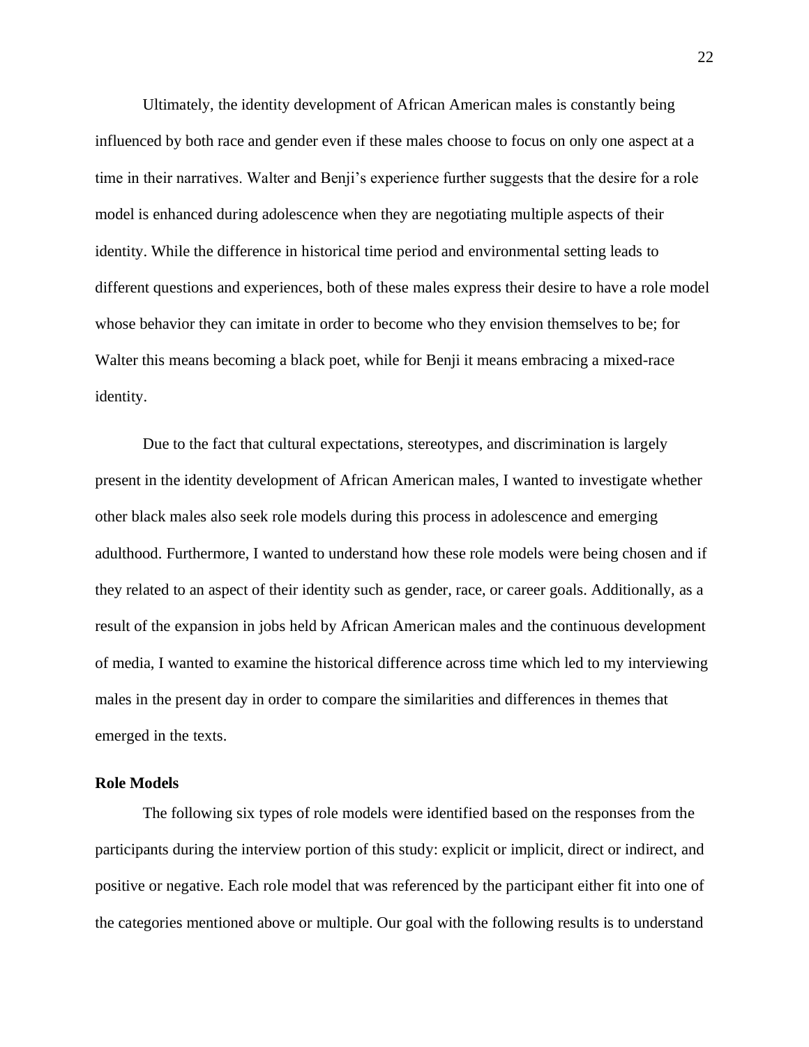Ultimately, the identity development of African American males is constantly being influenced by both race and gender even if these males choose to focus on only one aspect at a time in their narratives. Walter and Benji's experience further suggests that the desire for a role model is enhanced during adolescence when they are negotiating multiple aspects of their identity. While the difference in historical time period and environmental setting leads to different questions and experiences, both of these males express their desire to have a role model whose behavior they can imitate in order to become who they envision themselves to be; for Walter this means becoming a black poet, while for Benji it means embracing a mixed-race identity.

Due to the fact that cultural expectations, stereotypes, and discrimination is largely present in the identity development of African American males, I wanted to investigate whether other black males also seek role models during this process in adolescence and emerging adulthood. Furthermore, I wanted to understand how these role models were being chosen and if they related to an aspect of their identity such as gender, race, or career goals. Additionally, as a result of the expansion in jobs held by African American males and the continuous development of media, I wanted to examine the historical difference across time which led to my interviewing males in the present day in order to compare the similarities and differences in themes that emerged in the texts.

**Role Models**

The following six types of role models were identified based on the responses from the participants during the interview portion of this study: explicit or implicit, direct or indirect, and positive or negative. Each role model that was referenced by the participant either fit into one of the categories mentioned above or multiple. Our goal with the following results is to understand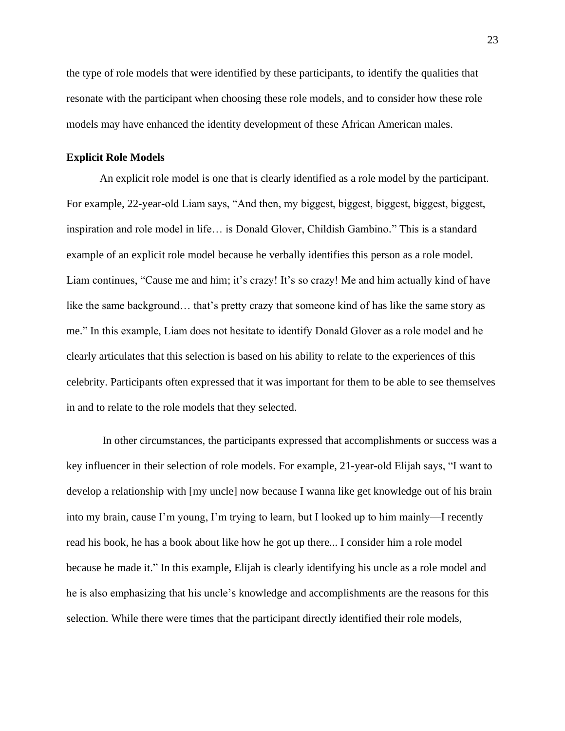the type of role models that were identified by these participants, to identify the qualities that resonate with the participant when choosing these role models, and to consider how these role models may have enhanced the identity development of these African American males.

**Explicit Role Models**

An explicit role model is one that is clearly identified as a role model by the participant. For example, 22-year-old Liam says, "And then, my biggest, biggest, biggest, biggest, biggest, inspiration and role model in life… is Donald Glover, Childish Gambino." This is a standard example of an explicit role model because he verbally identifies this person as a role model. Liam continues, "Cause me and him; it's crazy! It's so crazy! Me and him actually kind of have like the same background… that's pretty crazy that someone kind of has like the same story as me." In this example, Liam does not hesitate to identify Donald Glover as a role model and he clearly articulates that this selection is based on his ability to relate to the experiences of this celebrity. Participants often expressed that it was important for them to be able to see themselves in and to relate to the role models that they selected.

In other circumstances, the participants expressed that accomplishments or success was a key influencer in their selection of role models. For example, 21-year-old Elijah says, "I want to develop a relationship with [my uncle] now because I wanna like get knowledge out of his brain into my brain, cause I'm young, I'm trying to learn, but I looked up to him mainly—I recently read his book, he has a book about like how he got up there... I consider him a role model because he made it." In this example, Elijah is clearly identifying his uncle as a role model and he is also emphasizing that his uncle's knowledge and accomplishments are the reasons for this selection. While there were times that the participant directly identified their role models,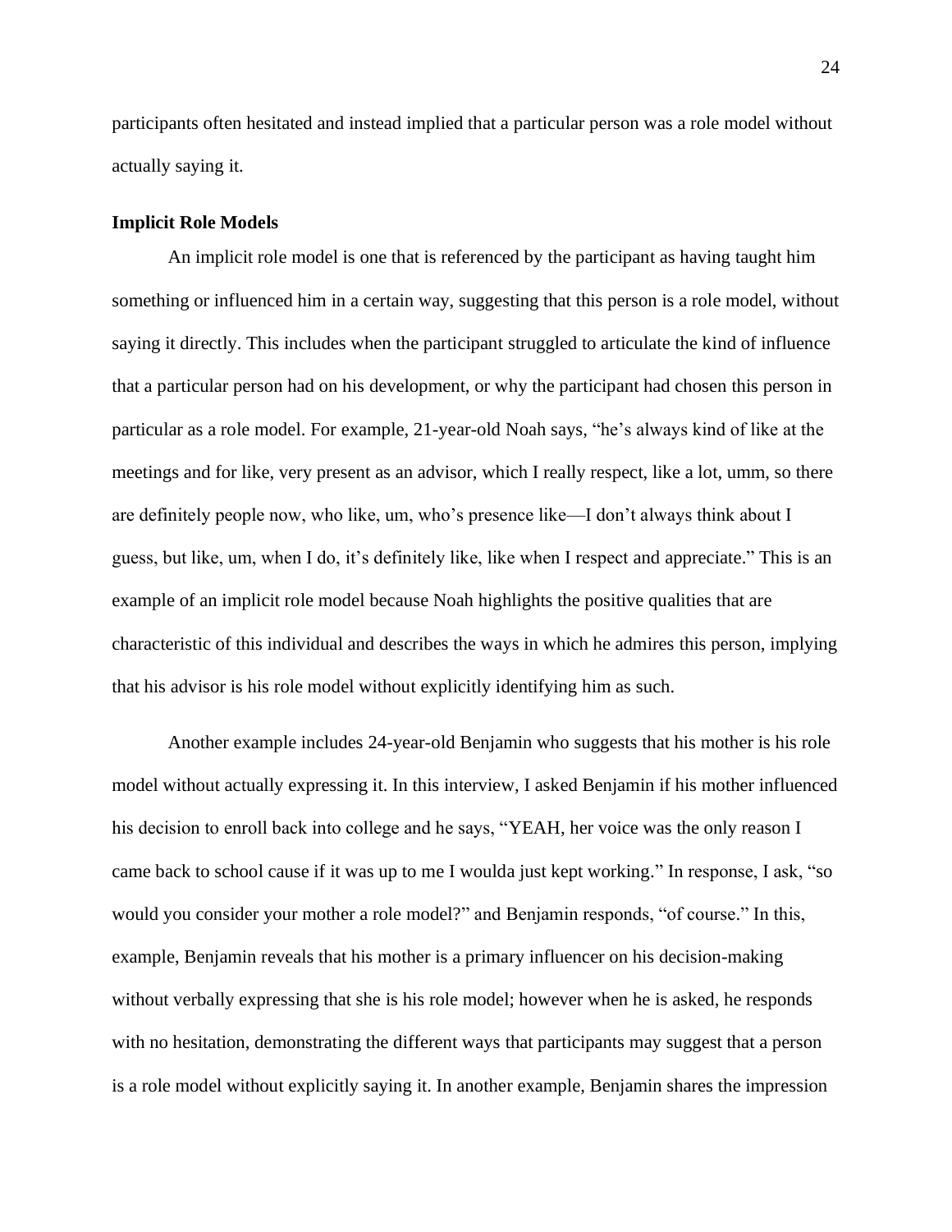participants often hesitated and instead implied that a particular person was a role model without actually saying it.

**Implicit Role Models**

An implicit role model is one that is referenced by the participant as having taught him something or influenced him in a certain way, suggesting that this person is a role model, without saying it directly. This includes when the participant struggled to articulate the kind of influence that a particular person had on his development, or why the participant had chosen this person in particular as a role model. For example, 21-year-old Noah says, "he's always kind of like at the meetings and for like, very present as an advisor, which I really respect, like a lot, umm, so there are definitely people now, who like, um, who's presence like—I don't always think about I guess, but like, um, when I do, it's definitely like, like when I respect and appreciate." This is an example of an implicit role model because Noah highlights the positive qualities that are characteristic of this individual and describes the ways in which he admires this person, implying that his advisor is his role model without explicitly identifying him as such.

Another example includes 24-year-old Benjamin who suggests that his mother is his role model without actually expressing it. In this interview, I asked Benjamin if his mother influenced his decision to enroll back into college and he says, "YEAH, her voice was the only reason I came back to school cause if it was up to me I woulda just kept working." In response, I ask, "so would you consider your mother a role model?" and Benjamin responds, "of course." In this, example, Benjamin reveals that his mother is a primary influencer on his decision-making without verbally expressing that she is his role model; however when he is asked, he responds with no hesitation, demonstrating the different ways that participants may suggest that a person is a role model without explicitly saying it. In another example, Benjamin shares the impression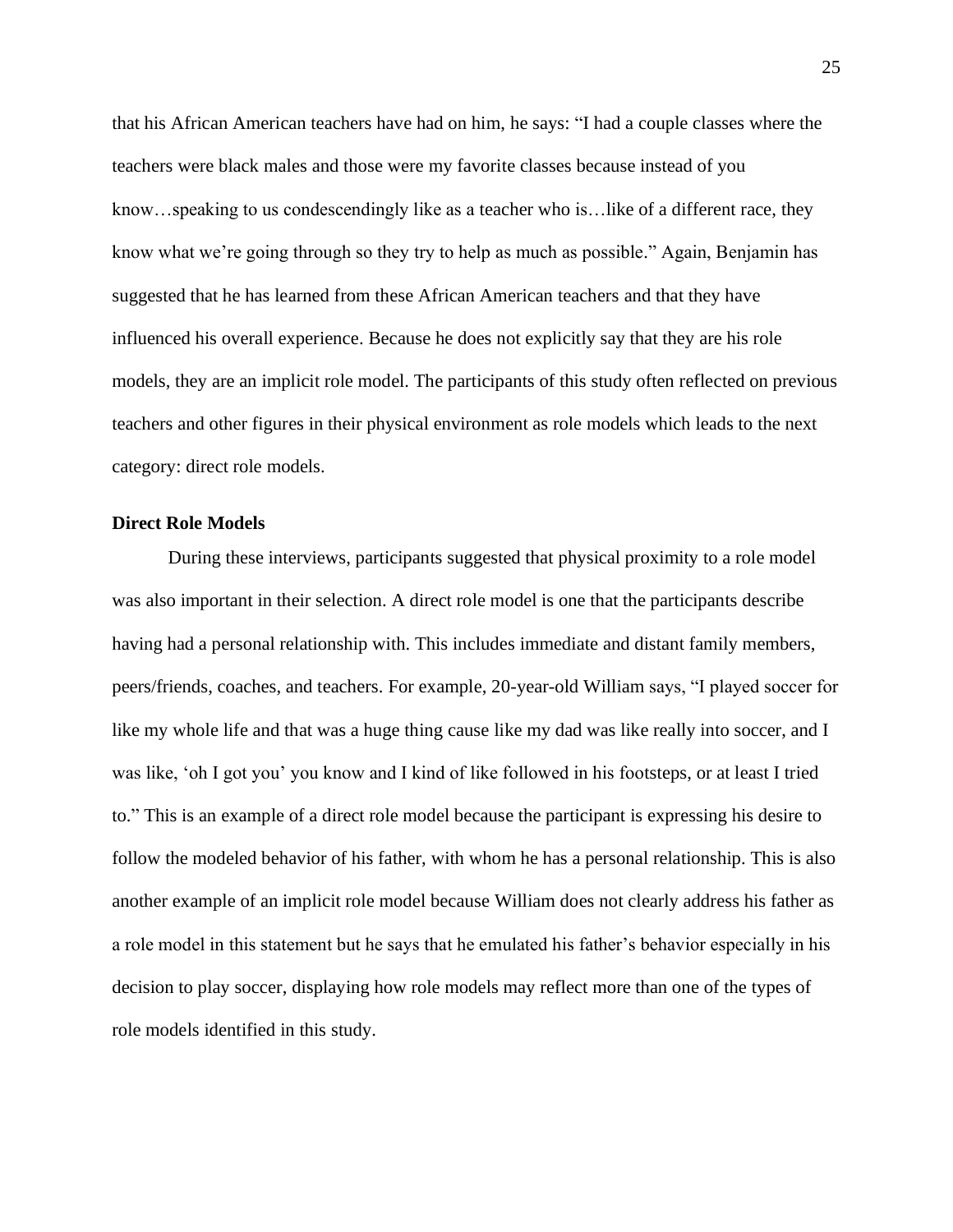that his African American teachers have had on him, he says: "I had a couple classes where the teachers were black males and those were my favorite classes because instead of you know…speaking to us condescendingly like as a teacher who is…like of a different race, they know what we're going through so they try to help as much as possible." Again, Benjamin has suggested that he has learned from these African American teachers and that they have influenced his overall experience. Because he does not explicitly say that they are his role models, they are an implicit role model. The participants of this study often reflected on previous teachers and other figures in their physical environment as role models which leads to the next category: direct role models.

### Direct Role Models

During these interviews, participants suggested that physical proximity to a role model was also important in their selection. A direct role model is one that the participants describe having had a personal relationship with. This includes immediate and distant family members, peers/friends, coaches, and teachers. For example, 20-year-old William says, "I played soccer for like my whole life and that was a huge thing cause like my dad was like really into soccer, and I was like, 'oh I got you' you know and I kind of like followed in his footsteps, or at least I tried to." This is an example of a direct role model because the participant is expressing his desire to follow the modeled behavior of his father, with whom he has a personal relationship. This is also another example of an implicit role model because William does not clearly address his father as a role model in this statement but he says that he emulated his father's behavior especially in his decision to play soccer, displaying how role models may reflect more than one of the types of role models identified in this study.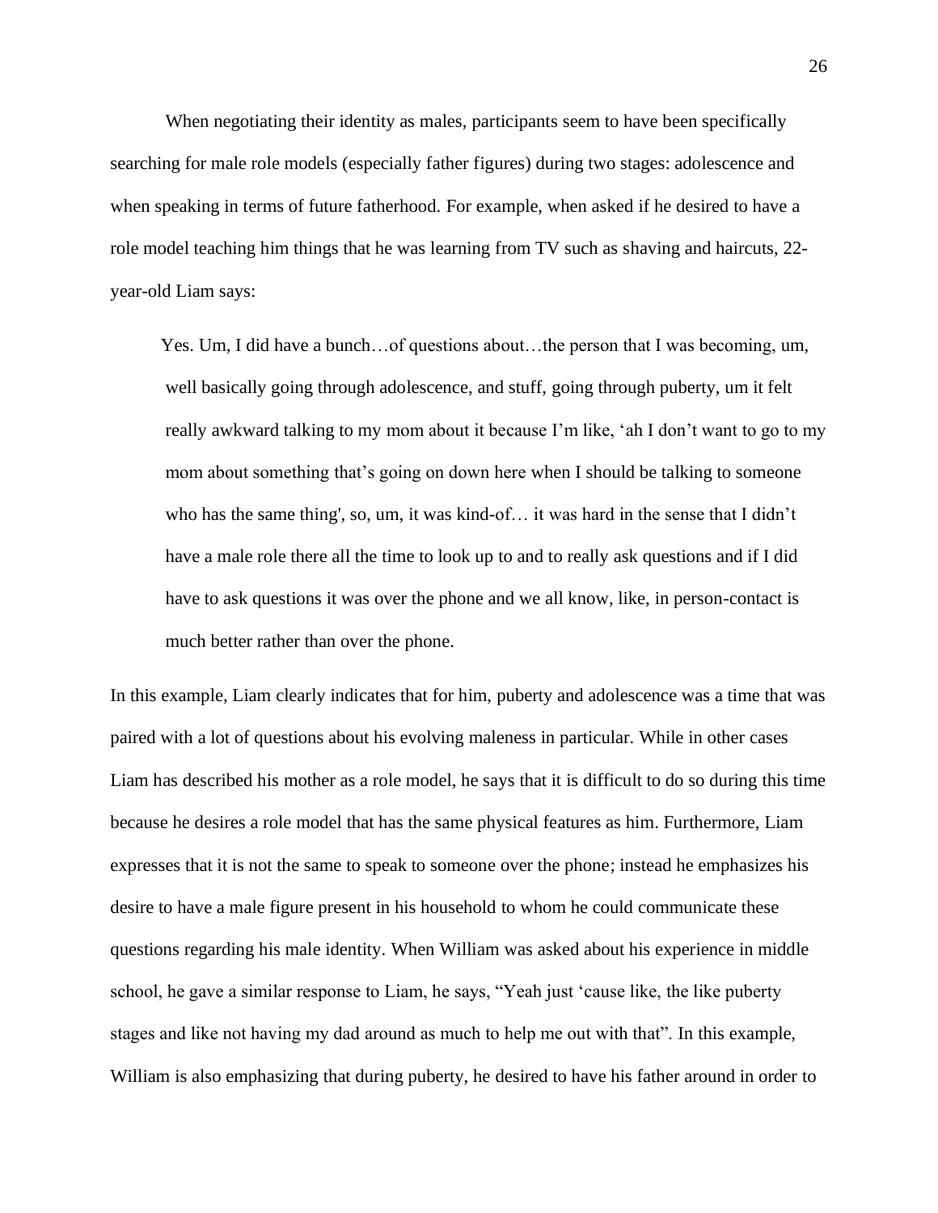When negotiating their identity as males, participants seem to have been specifically searching for male role models (especially father figures) during two stages: adolescence and when speaking in terms of future fatherhood. For example, when asked if he desired to have a role model teaching him things that he was learning from TV such as shaving and haircuts, 22-year-old Liam says:

> Yes. Um, I did have a bunch…of questions about…the person that I was becoming, um, well basically going through adolescence, and stuff, going through puberty, um it felt really awkward talking to my mom about it because I'm like, 'ah I don't want to go to my mom about something that's going on down here when I should be talking to someone who has the same thing', so, um, it was kind-of… it was hard in the sense that I didn't have a male role there all the time to look up to and to really ask questions and if I did have to ask questions it was over the phone and we all know, like, in person-contact is much better rather than over the phone.

In this example, Liam clearly indicates that for him, puberty and adolescence was a time that was paired with a lot of questions about his evolving maleness in particular. While in other cases Liam has described his mother as a role model, he says that it is difficult to do so during this time because he desires a role model that has the same physical features as him. Furthermore, Liam expresses that it is not the same to speak to someone over the phone; instead he emphasizes his desire to have a male figure present in his household to whom he could communicate these questions regarding his male identity. When William was asked about his experience in middle school, he gave a similar response to Liam, he says, "Yeah just 'cause like, the like puberty stages and like not having my dad around as much to help me out with that". In this example, William is also emphasizing that during puberty, he desired to have his father around in order to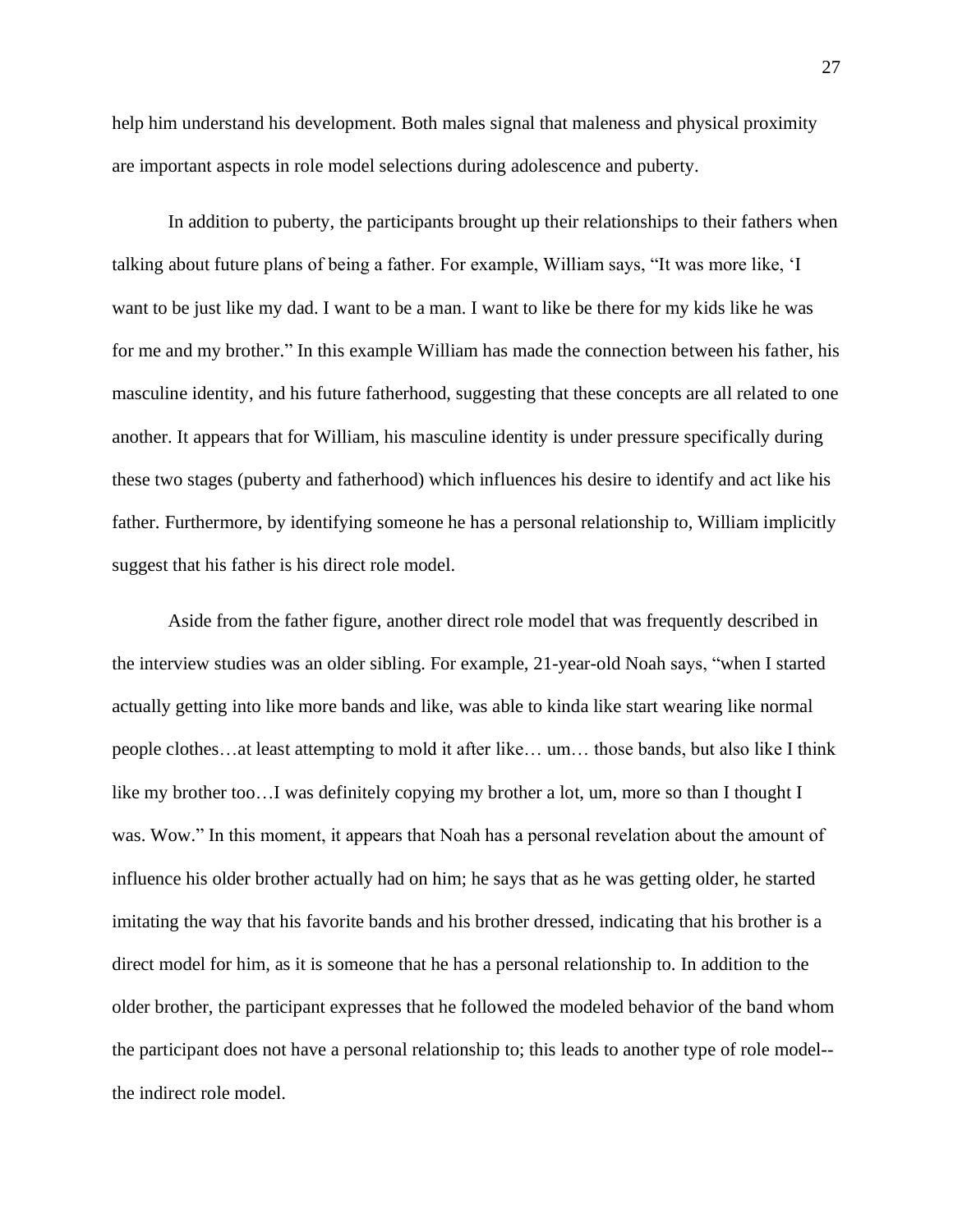help him understand his development. Both males signal that maleness and physical proximity are important aspects in role model selections during adolescence and puberty.

In addition to puberty, the participants brought up their relationships to their fathers when talking about future plans of being a father. For example, William says, "It was more like, 'I want to be just like my dad. I want to be a man. I want to like be there for my kids like he was for me and my brother." In this example William has made the connection between his father, his masculine identity, and his future fatherhood, suggesting that these concepts are all related to one another. It appears that for William, his masculine identity is under pressure specifically during these two stages (puberty and fatherhood) which influences his desire to identify and act like his father. Furthermore, by identifying someone he has a personal relationship to, William implicitly suggest that his father is his direct role model.

Aside from the father figure, another direct role model that was frequently described in the interview studies was an older sibling. For example, 21-year-old Noah says, "when I started actually getting into like more bands and like, was able to kinda like start wearing like normal people clothes…at least attempting to mold it after like… um… those bands, but also like I think like my brother too…I was definitely copying my brother a lot, um, more so than I thought I was. Wow." In this moment, it appears that Noah has a personal revelation about the amount of influence his older brother actually had on him; he says that as he was getting older, he started imitating the way that his favorite bands and his brother dressed, indicating that his brother is a direct model for him, as it is someone that he has a personal relationship to. In addition to the older brother, the participant expresses that he followed the modeled behavior of the band whom the participant does not have a personal relationship to; this leads to another type of role model--the indirect role model.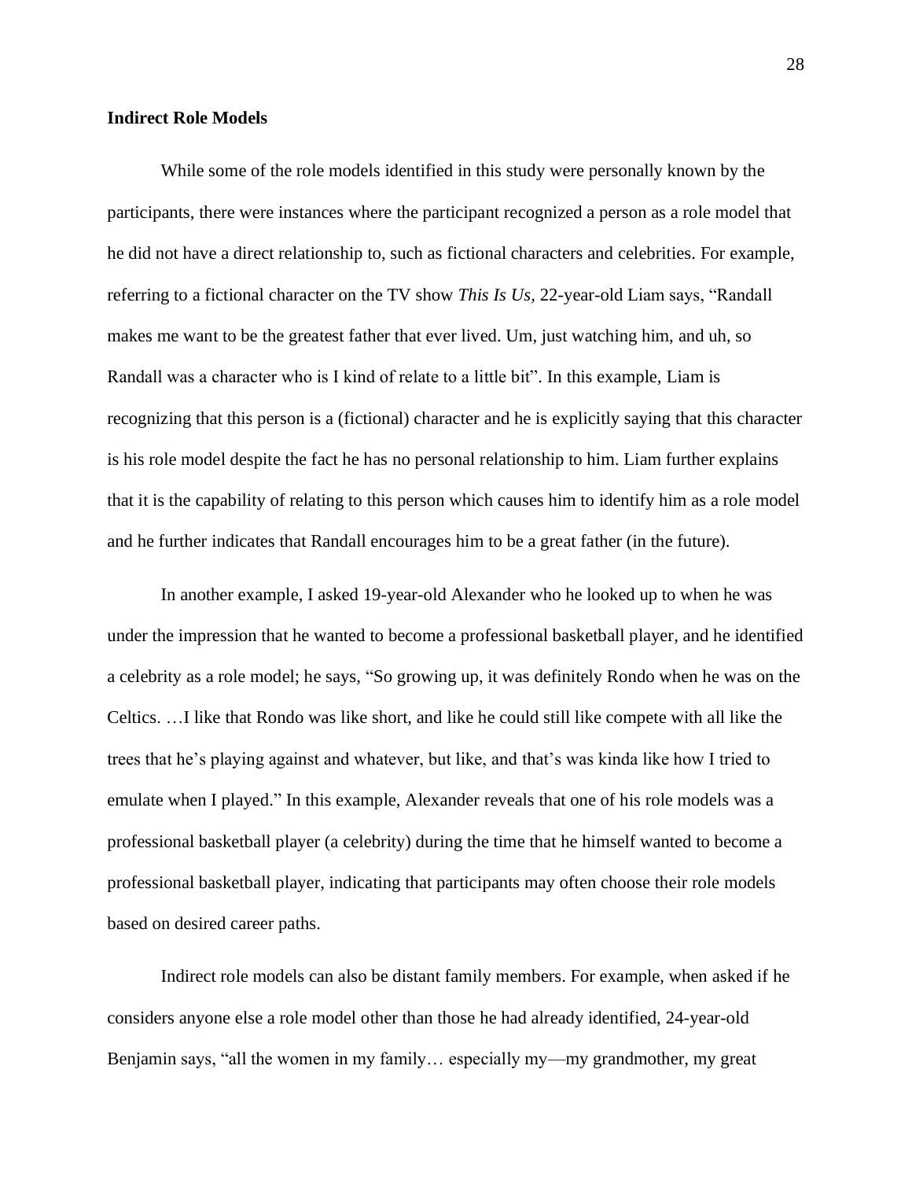### Indirect Role Models

While some of the role models identified in this study were personally known by the participants, there were instances where the participant recognized a person as a role model that he did not have a direct relationship to, such as fictional characters and celebrities. For example, referring to a fictional character on the TV show *This Is Us*, 22-year-old Liam says, "Randall makes me want to be the greatest father that ever lived. Um, just watching him, and uh, so Randall was a character who is I kind of relate to a little bit". In this example, Liam is recognizing that this person is a (fictional) character and he is explicitly saying that this character is his role model despite the fact he has no personal relationship to him. Liam further explains that it is the capability of relating to this person which causes him to identify him as a role model and he further indicates that Randall encourages him to be a great father (in the future).

In another example, I asked 19-year-old Alexander who he looked up to when he was under the impression that he wanted to become a professional basketball player, and he identified a celebrity as a role model; he says, "So growing up, it was definitely Rondo when he was on the Celtics. …I like that Rondo was like short, and like he could still like compete with all like the trees that he's playing against and whatever, but like, and that's was kinda like how I tried to emulate when I played." In this example, Alexander reveals that one of his role models was a professional basketball player (a celebrity) during the time that he himself wanted to become a professional basketball player, indicating that participants may often choose their role models based on desired career paths.

Indirect role models can also be distant family members. For example, when asked if he considers anyone else a role model other than those he had already identified, 24-year-old Benjamin says, "all the women in my family… especially my—my grandmother, my great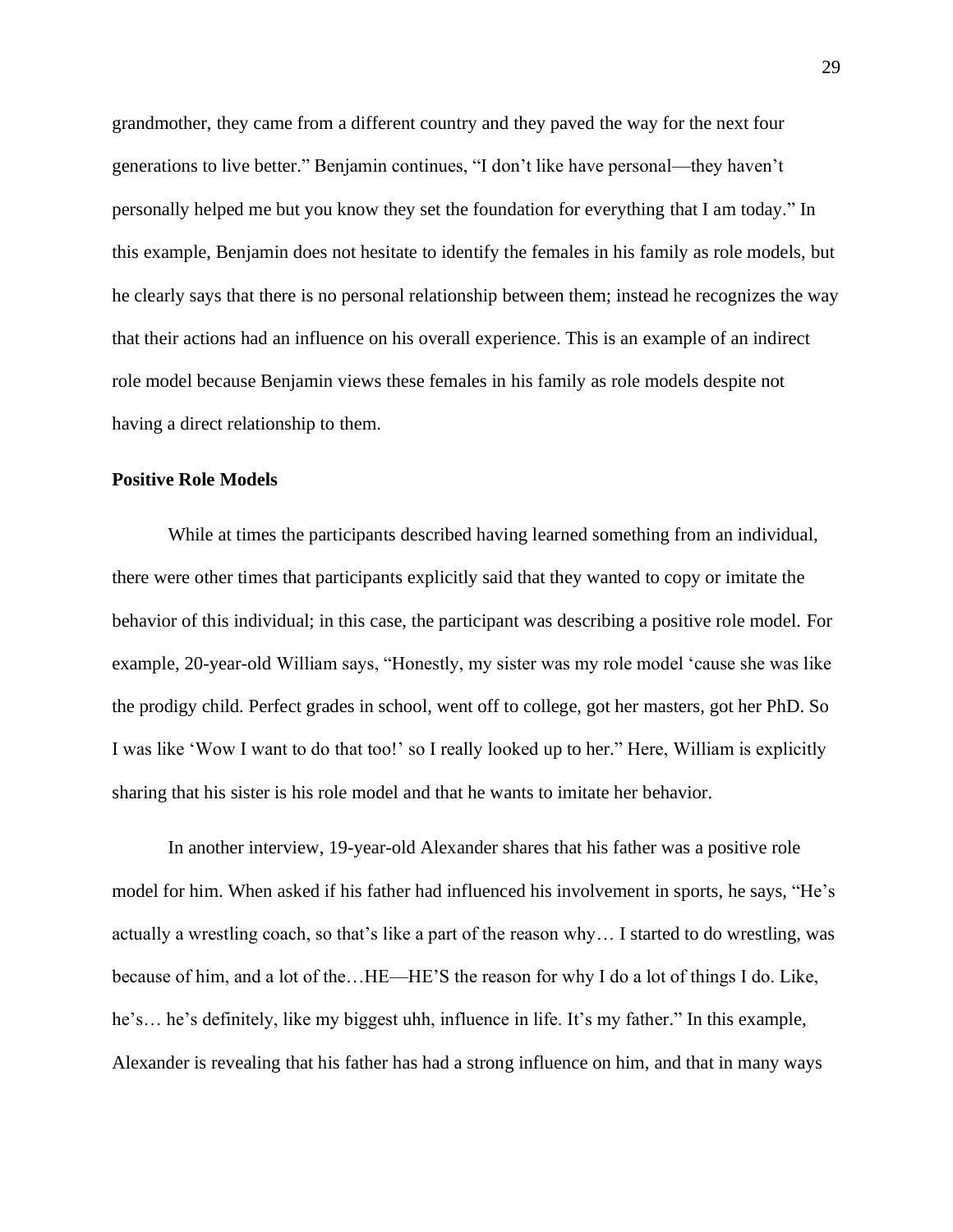grandmother, they came from a different country and they paved the way for the next four generations to live better." Benjamin continues, "I don't like have personal—they haven't personally helped me but you know they set the foundation for everything that I am today." In this example, Benjamin does not hesitate to identify the females in his family as role models, but he clearly says that there is no personal relationship between them; instead he recognizes the way that their actions had an influence on his overall experience. This is an example of an indirect role model because Benjamin views these females in his family as role models despite not having a direct relationship to them.

### Positive Role Models

While at times the participants described having learned something from an individual, there were other times that participants explicitly said that they wanted to copy or imitate the behavior of this individual; in this case, the participant was describing a positive role model. For example, 20-year-old William says, "Honestly, my sister was my role model 'cause she was like the prodigy child. Perfect grades in school, went off to college, got her masters, got her PhD. So I was like 'Wow I want to do that too!' so I really looked up to her." Here, William is explicitly sharing that his sister is his role model and that he wants to imitate her behavior.

In another interview, 19-year-old Alexander shares that his father was a positive role model for him. When asked if his father had influenced his involvement in sports, he says, "He's actually a wrestling coach, so that's like a part of the reason why… I started to do wrestling, was because of him, and a lot of the…HE—HE'S the reason for why I do a lot of things I do. Like, he's… he's definitely, like my biggest uhh, influence in life. It's my father." In this example, Alexander is revealing that his father has had a strong influence on him, and that in many ways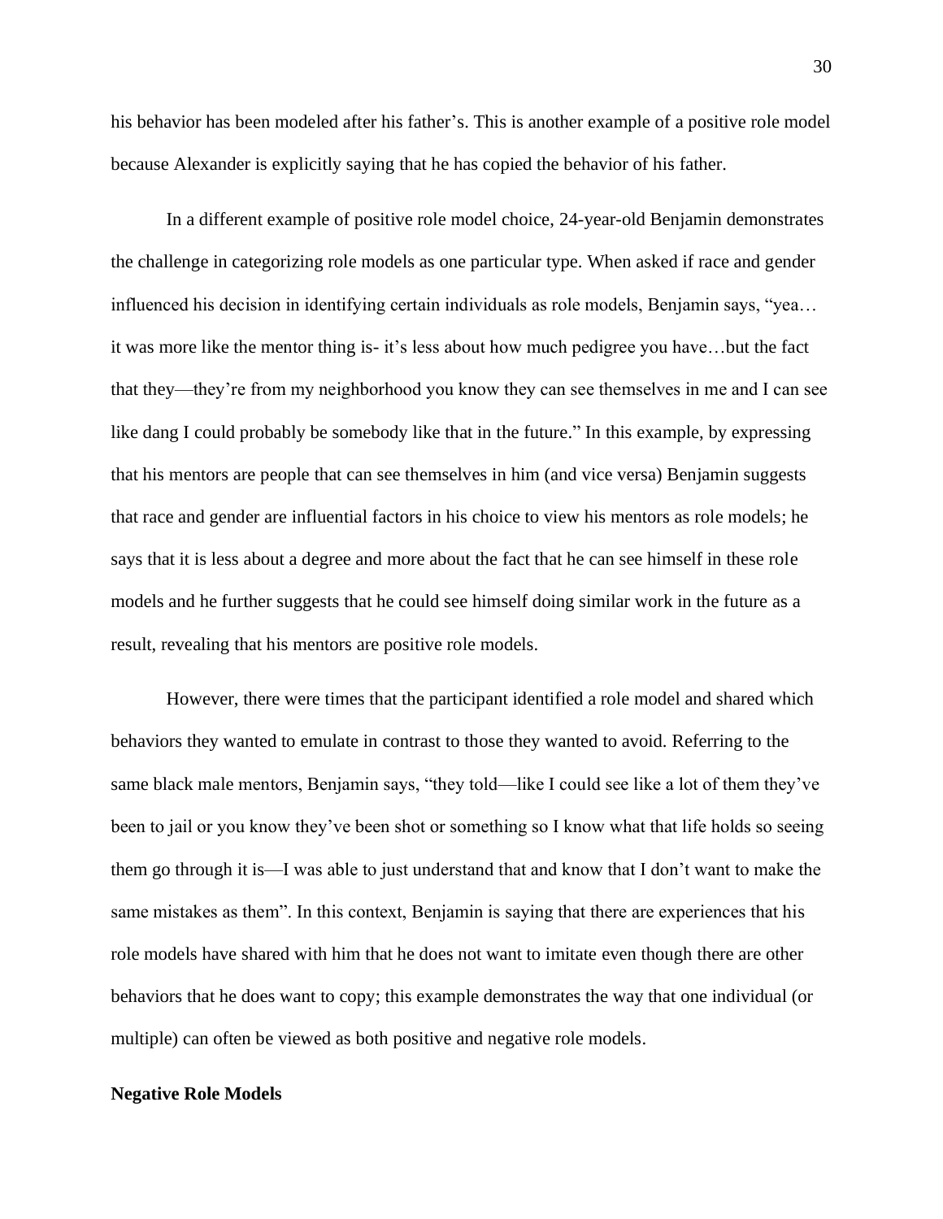his behavior has been modeled after his father's. This is another example of a positive role model because Alexander is explicitly saying that he has copied the behavior of his father.

In a different example of positive role model choice, 24-year-old Benjamin demonstrates the challenge in categorizing role models as one particular type. When asked if race and gender influenced his decision in identifying certain individuals as role models, Benjamin says, "yea… it was more like the mentor thing is- it's less about how much pedigree you have…but the fact that they—they're from my neighborhood you know they can see themselves in me and I can see like dang I could probably be somebody like that in the future." In this example, by expressing that his mentors are people that can see themselves in him (and vice versa) Benjamin suggests that race and gender are influential factors in his choice to view his mentors as role models; he says that it is less about a degree and more about the fact that he can see himself in these role models and he further suggests that he could see himself doing similar work in the future as a result, revealing that his mentors are positive role models.

However, there were times that the participant identified a role model and shared which behaviors they wanted to emulate in contrast to those they wanted to avoid. Referring to the same black male mentors, Benjamin says, "they told—like I could see like a lot of them they've been to jail or you know they've been shot or something so I know what that life holds so seeing them go through it is—I was able to just understand that and know that I don't want to make the same mistakes as them". In this context, Benjamin is saying that there are experiences that his role models have shared with him that he does not want to imitate even though there are other behaviors that he does want to copy; this example demonstrates the way that one individual (or multiple) can often be viewed as both positive and negative role models.

### Negative Role Models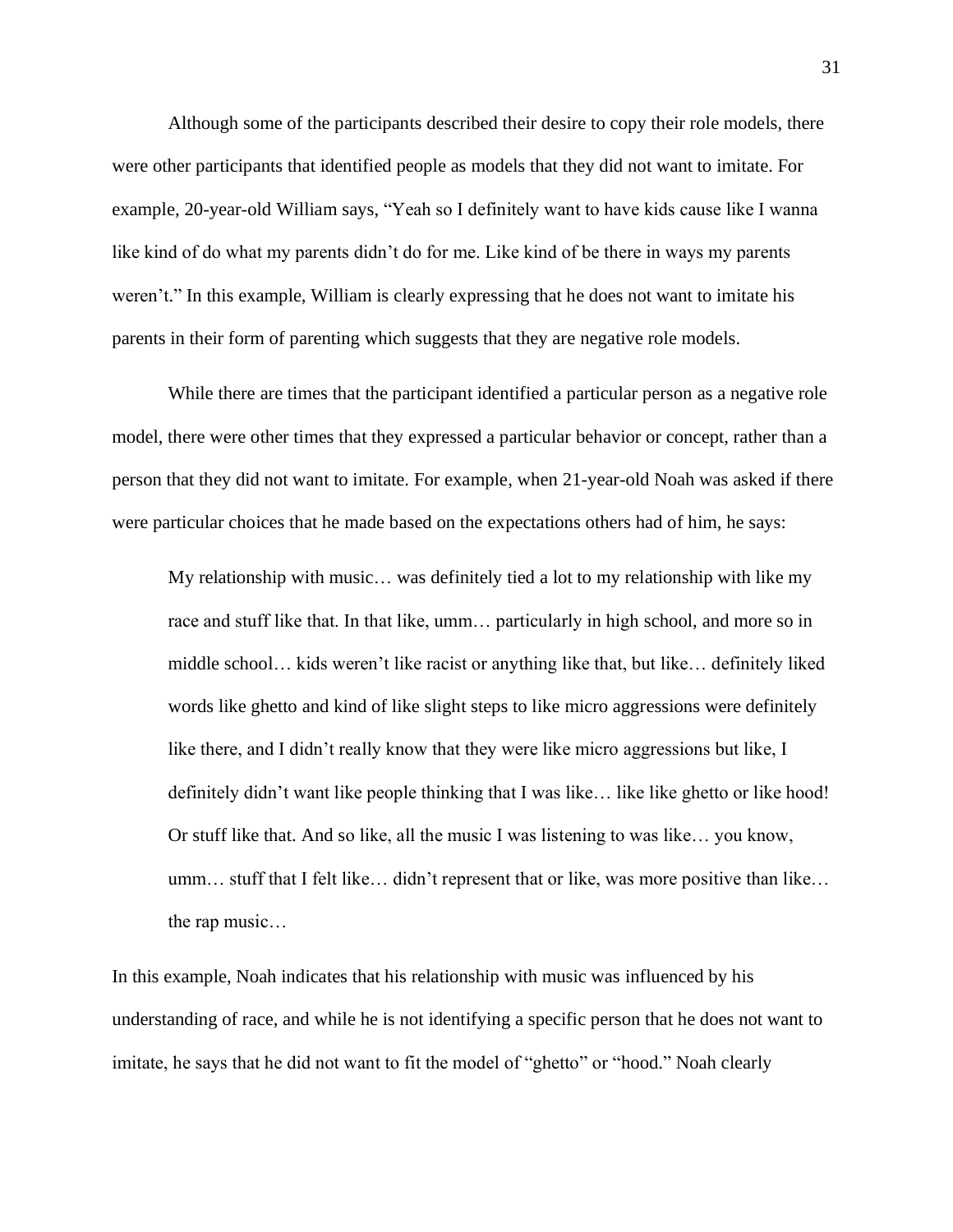Although some of the participants described their desire to copy their role models, there were other participants that identified people as models that they did not want to imitate. For example, 20-year-old William says, "Yeah so I definitely want to have kids cause like I wanna like kind of do what my parents didn't do for me. Like kind of be there in ways my parents weren't." In this example, William is clearly expressing that he does not want to imitate his parents in their form of parenting which suggests that they are negative role models.

While there are times that the participant identified a particular person as a negative role model, there were other times that they expressed a particular behavior or concept, rather than a person that they did not want to imitate. For example, when 21-year-old Noah was asked if there were particular choices that he made based on the expectations others had of him, he says:

> My relationship with music… was definitely tied a lot to my relationship with like my race and stuff like that. In that like, umm… particularly in high school, and more so in middle school… kids weren't like racist or anything like that, but like… definitely liked words like ghetto and kind of like slight steps to like micro aggressions were definitely like there, and I didn't really know that they were like micro aggressions but like, I definitely didn't want like people thinking that I was like… like like ghetto or like hood! Or stuff like that. And so like, all the music I was listening to was like… you know, umm… stuff that I felt like… didn't represent that or like, was more positive than like… the rap music…

In this example, Noah indicates that his relationship with music was influenced by his understanding of race, and while he is not identifying a specific person that he does not want to imitate, he says that he did not want to fit the model of "ghetto" or "hood." Noah clearly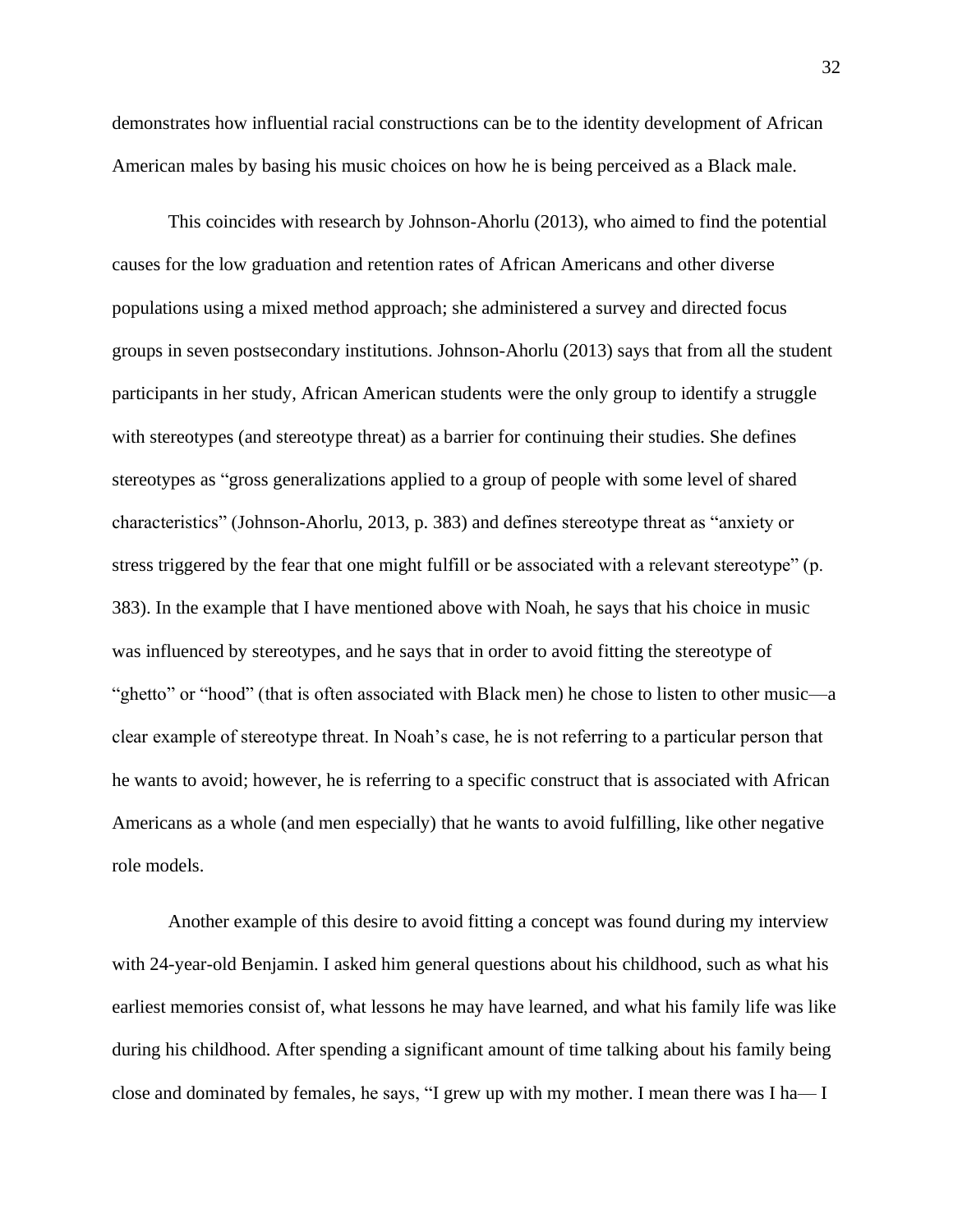demonstrates how influential racial constructions can be to the identity development of African American males by basing his music choices on how he is being perceived as a Black male.

This coincides with research by Johnson-Ahorlu (2013), who aimed to find the potential causes for the low graduation and retention rates of African Americans and other diverse populations using a mixed method approach; she administered a survey and directed focus groups in seven postsecondary institutions. Johnson-Ahorlu (2013) says that from all the student participants in her study, African American students were the only group to identify a struggle with stereotypes (and stereotype threat) as a barrier for continuing their studies. She defines stereotypes as "gross generalizations applied to a group of people with some level of shared characteristics" (Johnson-Ahorlu, 2013, p. 383) and defines stereotype threat as "anxiety or stress triggered by the fear that one might fulfill or be associated with a relevant stereotype" (p. 383). In the example that I have mentioned above with Noah, he says that his choice in music was influenced by stereotypes, and he says that in order to avoid fitting the stereotype of "ghetto" or "hood" (that is often associated with Black men) he chose to listen to other music—a clear example of stereotype threat. In Noah's case, he is not referring to a particular person that he wants to avoid; however, he is referring to a specific construct that is associated with African Americans as a whole (and men especially) that he wants to avoid fulfilling, like other negative role models.

Another example of this desire to avoid fitting a concept was found during my interview with 24-year-old Benjamin. I asked him general questions about his childhood, such as what his earliest memories consist of, what lessons he may have learned, and what his family life was like during his childhood. After spending a significant amount of time talking about his family being close and dominated by females, he says, "I grew up with my mother. I mean there was I ha— I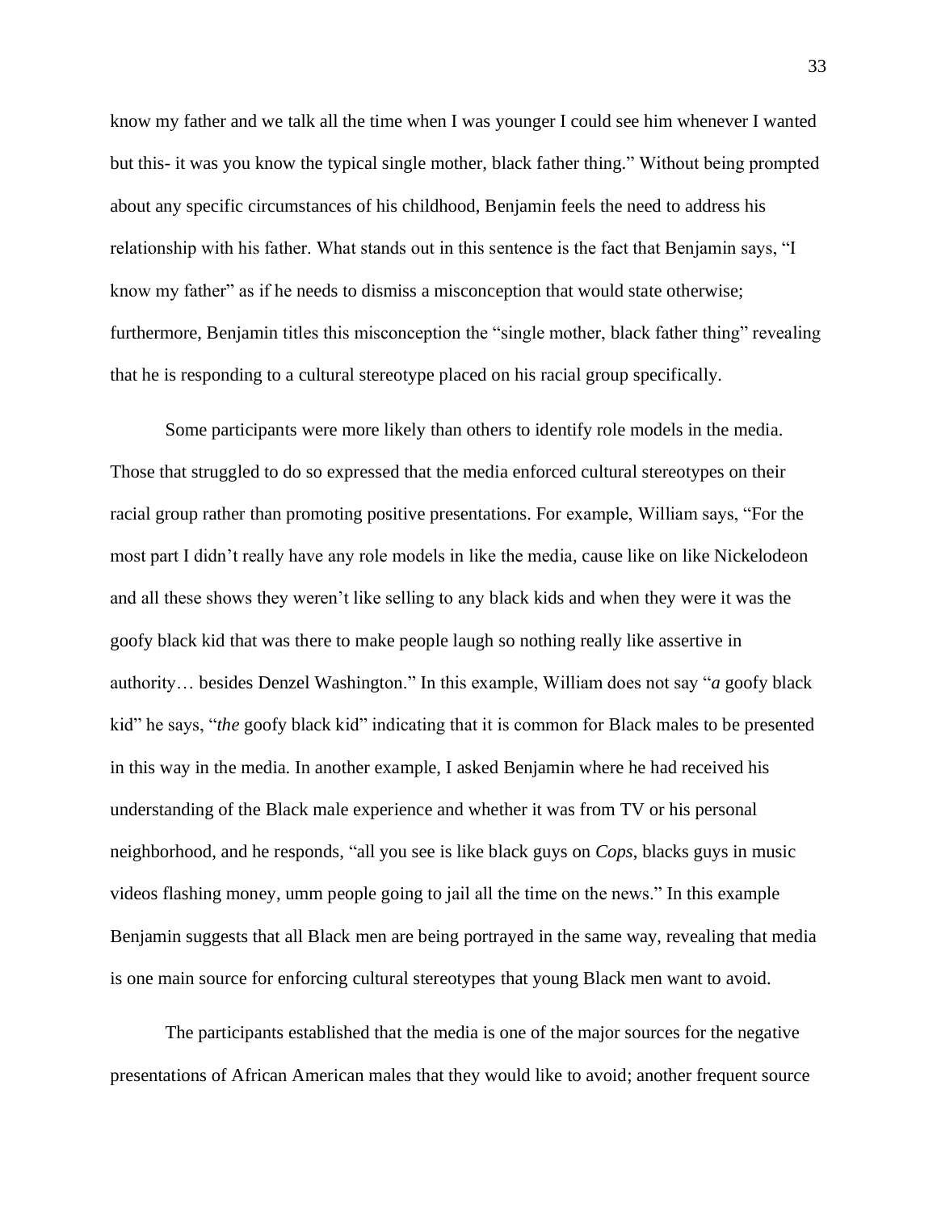know my father and we talk all the time when I was younger I could see him whenever I wanted but this- it was you know the typical single mother, black father thing." Without being prompted about any specific circumstances of his childhood, Benjamin feels the need to address his relationship with his father. What stands out in this sentence is the fact that Benjamin says, "I know my father" as if he needs to dismiss a misconception that would state otherwise; furthermore, Benjamin titles this misconception the "single mother, black father thing" revealing that he is responding to a cultural stereotype placed on his racial group specifically.

Some participants were more likely than others to identify role models in the media. Those that struggled to do so expressed that the media enforced cultural stereotypes on their racial group rather than promoting positive presentations. For example, William says, "For the most part I didn't really have any role models in like the media, cause like on like Nickelodeon and all these shows they weren't like selling to any black kids and when they were it was the goofy black kid that was there to make people laugh so nothing really like assertive in authority… besides Denzel Washington." In this example, William does not say "*a* goofy black kid" he says, "*the* goofy black kid" indicating that it is common for Black males to be presented in this way in the media. In another example, I asked Benjamin where he had received his understanding of the Black male experience and whether it was from TV or his personal neighborhood, and he responds, "all you see is like black guys on *Cops*, blacks guys in music videos flashing money, umm people going to jail all the time on the news." In this example Benjamin suggests that all Black men are being portrayed in the same way, revealing that media is one main source for enforcing cultural stereotypes that young Black men want to avoid.

The participants established that the media is one of the major sources for the negative presentations of African American males that they would like to avoid; another frequent source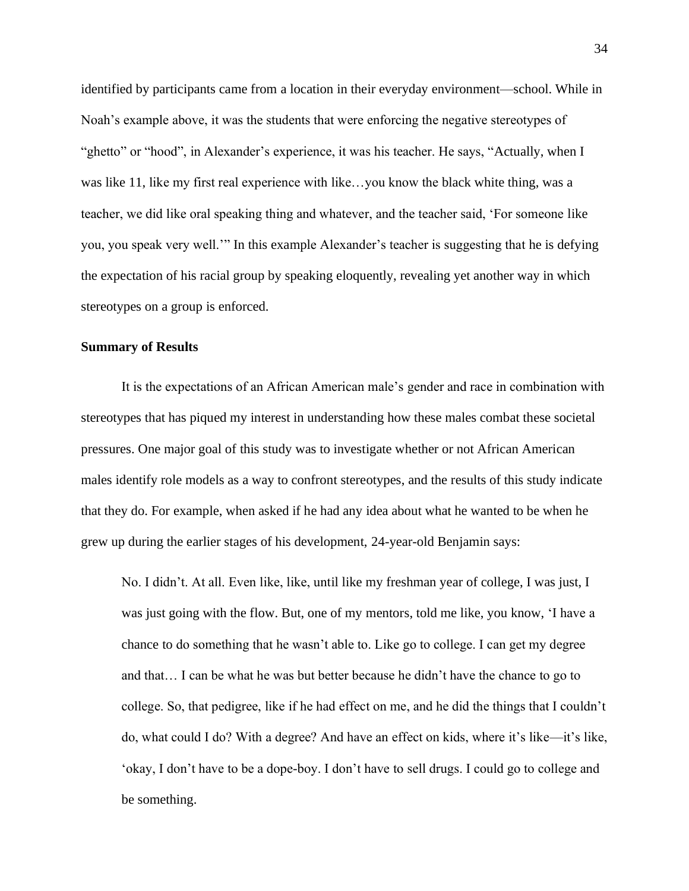identified by participants came from a location in their everyday environment—school. While in Noah's example above, it was the students that were enforcing the negative stereotypes of "ghetto" or "hood", in Alexander's experience, it was his teacher. He says, "Actually, when I was like 11, like my first real experience with like…you know the black white thing, was a teacher, we did like oral speaking thing and whatever, and the teacher said, 'For someone like you, you speak very well.'" In this example Alexander's teacher is suggesting that he is defying the expectation of his racial group by speaking eloquently, revealing yet another way in which stereotypes on a group is enforced.

**Summary of Results**

It is the expectations of an African American male's gender and race in combination with stereotypes that has piqued my interest in understanding how these males combat these societal pressures. One major goal of this study was to investigate whether or not African American males identify role models as a way to confront stereotypes, and the results of this study indicate that they do. For example, when asked if he had any idea about what he wanted to be when he grew up during the earlier stages of his development, 24-year-old Benjamin says:

> No. I didn't. At all. Even like, like, until like my freshman year of college, I was just, I was just going with the flow. But, one of my mentors, told me like, you know, 'I have a chance to do something that he wasn't able to. Like go to college. I can get my degree and that… I can be what he was but better because he didn't have the chance to go to college. So, that pedigree, like if he had effect on me, and he did the things that I couldn't do, what could I do? With a degree? And have an effect on kids, where it's like—it's like, 'okay, I don't have to be a dope-boy. I don't have to sell drugs. I could go to college and be something.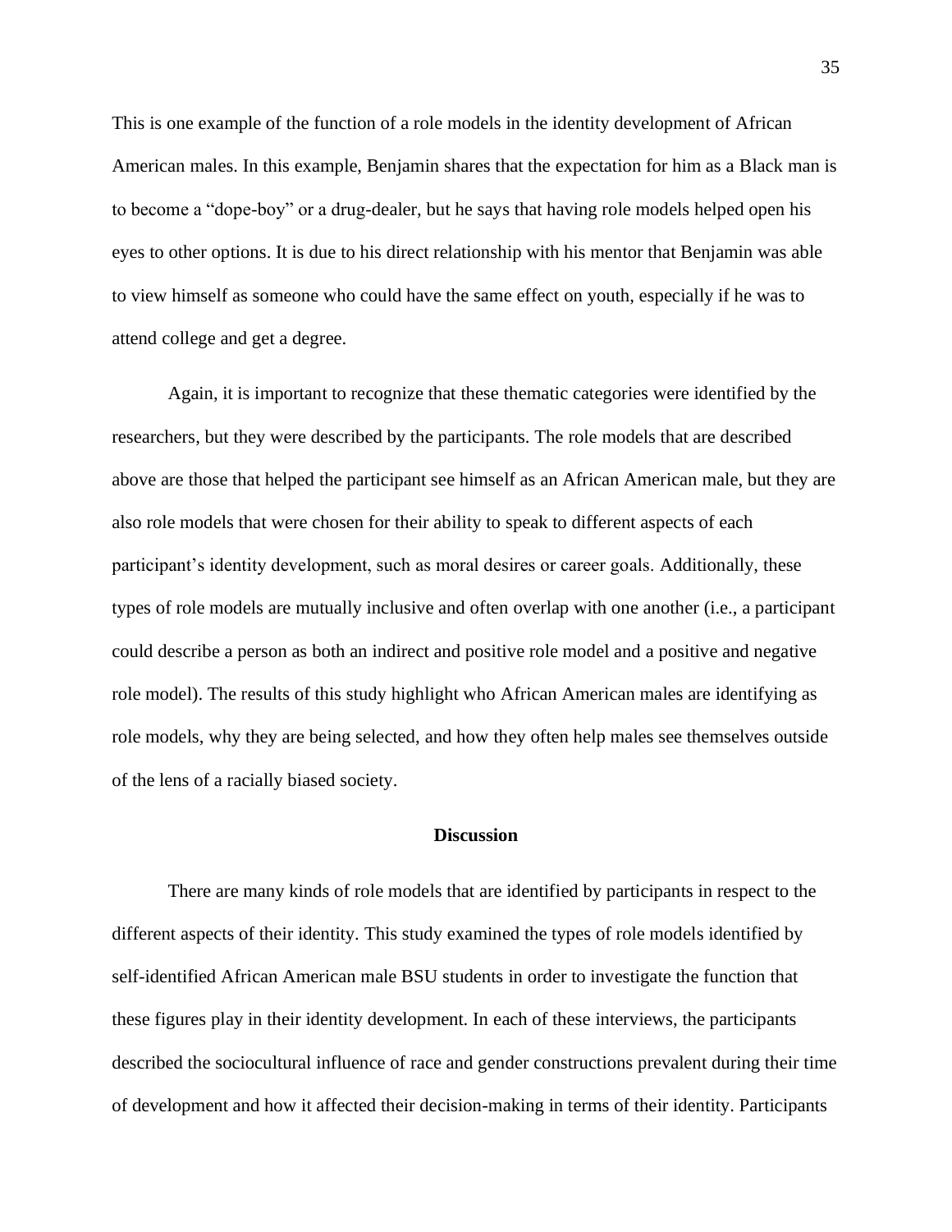This is one example of the function of a role models in the identity development of African American males. In this example, Benjamin shares that the expectation for him as a Black man is to become a “dope-boy” or a drug-dealer, but he says that having role models helped open his eyes to other options. It is due to his direct relationship with his mentor that Benjamin was able to view himself as someone who could have the same effect on youth, especially if he was to attend college and get a degree.

Again, it is important to recognize that these thematic categories were identified by the researchers, but they were described by the participants. The role models that are described above are those that helped the participant see himself as an African American male, but they are also role models that were chosen for their ability to speak to different aspects of each participant’s identity development, such as moral desires or career goals. Additionally, these types of role models are mutually inclusive and often overlap with one another (i.e., a participant could describe a person as both an indirect and positive role model and a positive and negative role model). The results of this study highlight who African American males are identifying as role models, why they are being selected, and how they often help males see themselves outside of the lens of a racially biased society.

## Discussion

There are many kinds of role models that are identified by participants in respect to the different aspects of their identity. This study examined the types of role models identified by self-identified African American male BSU students in order to investigate the function that these figures play in their identity development. In each of these interviews, the participants described the sociocultural influence of race and gender constructions prevalent during their time of development and how it affected their decision-making in terms of their identity. Participants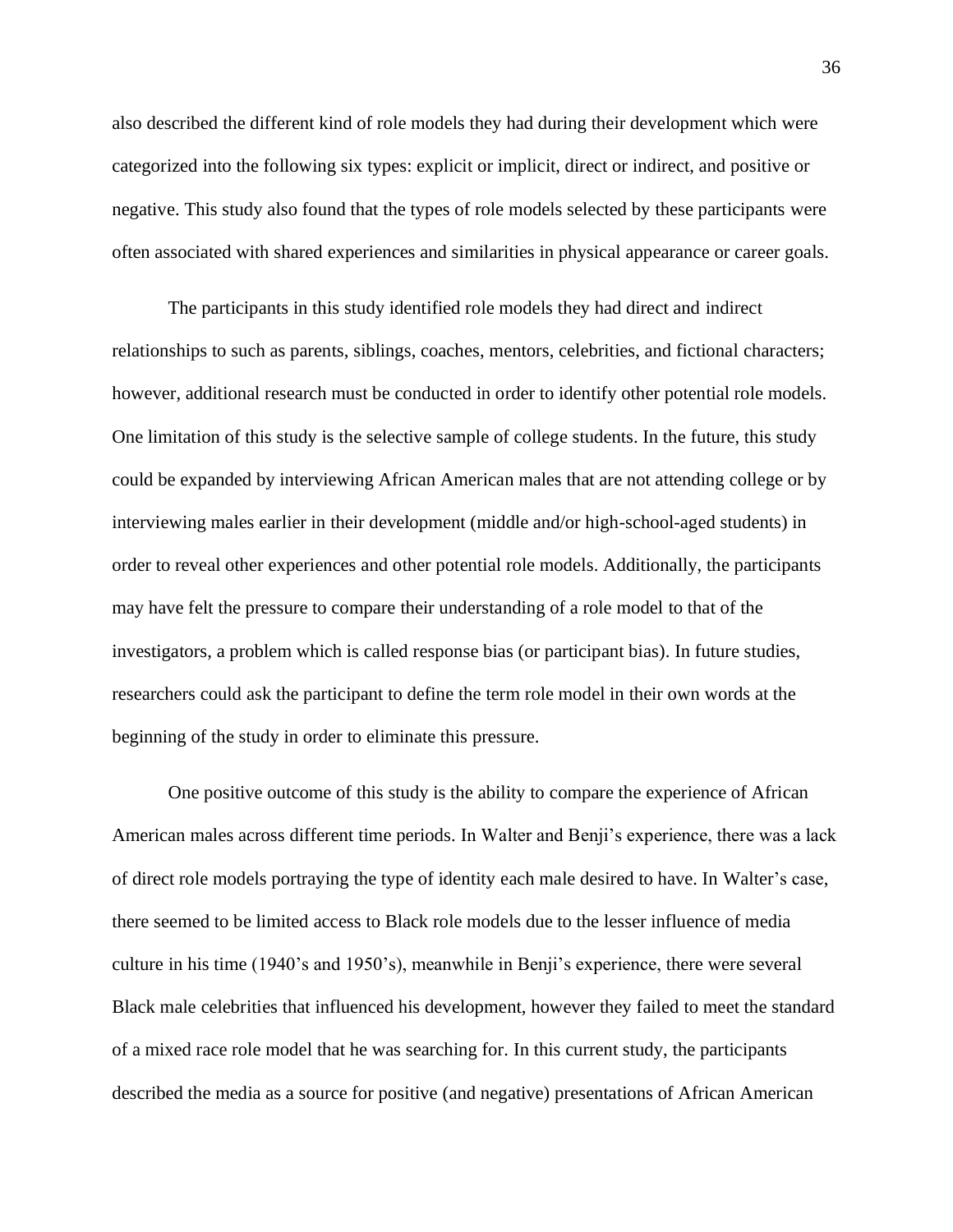also described the different kind of role models they had during their development which were categorized into the following six types: explicit or implicit, direct or indirect, and positive or negative. This study also found that the types of role models selected by these participants were often associated with shared experiences and similarities in physical appearance or career goals.

The participants in this study identified role models they had direct and indirect relationships to such as parents, siblings, coaches, mentors, celebrities, and fictional characters; however, additional research must be conducted in order to identify other potential role models. One limitation of this study is the selective sample of college students. In the future, this study could be expanded by interviewing African American males that are not attending college or by interviewing males earlier in their development (middle and/or high-school-aged students) in order to reveal other experiences and other potential role models. Additionally, the participants may have felt the pressure to compare their understanding of a role model to that of the investigators, a problem which is called response bias (or participant bias). In future studies, researchers could ask the participant to define the term role model in their own words at the beginning of the study in order to eliminate this pressure.

One positive outcome of this study is the ability to compare the experience of African American males across different time periods. In Walter and Benji's experience, there was a lack of direct role models portraying the type of identity each male desired to have. In Walter's case, there seemed to be limited access to Black role models due to the lesser influence of media culture in his time (1940's and 1950's), meanwhile in Benji's experience, there were several Black male celebrities that influenced his development, however they failed to meet the standard of a mixed race role model that he was searching for. In this current study, the participants described the media as a source for positive (and negative) presentations of African American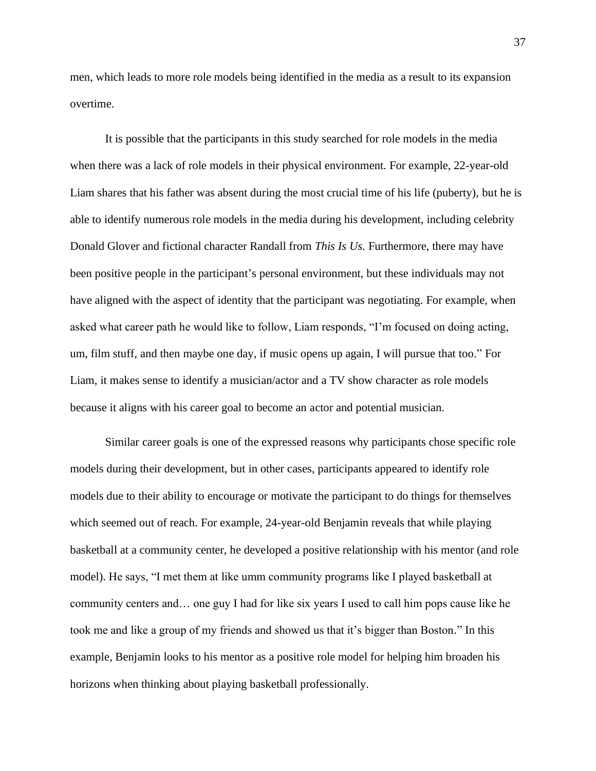men, which leads to more role models being identified in the media as a result to its expansion overtime.

It is possible that the participants in this study searched for role models in the media when there was a lack of role models in their physical environment. For example, 22-year-old Liam shares that his father was absent during the most crucial time of his life (puberty), but he is able to identify numerous role models in the media during his development, including celebrity Donald Glover and fictional character Randall from *This Is Us.* Furthermore, there may have been positive people in the participant's personal environment, but these individuals may not have aligned with the aspect of identity that the participant was negotiating. For example, when asked what career path he would like to follow, Liam responds, "I'm focused on doing acting, um, film stuff, and then maybe one day, if music opens up again, I will pursue that too." For Liam, it makes sense to identify a musician/actor and a TV show character as role models because it aligns with his career goal to become an actor and potential musician.

Similar career goals is one of the expressed reasons why participants chose specific role models during their development, but in other cases, participants appeared to identify role models due to their ability to encourage or motivate the participant to do things for themselves which seemed out of reach. For example, 24-year-old Benjamin reveals that while playing basketball at a community center, he developed a positive relationship with his mentor (and role model). He says, "I met them at like umm community programs like I played basketball at community centers and… one guy I had for like six years I used to call him pops cause like he took me and like a group of my friends and showed us that it's bigger than Boston." In this example, Benjamin looks to his mentor as a positive role model for helping him broaden his horizons when thinking about playing basketball professionally.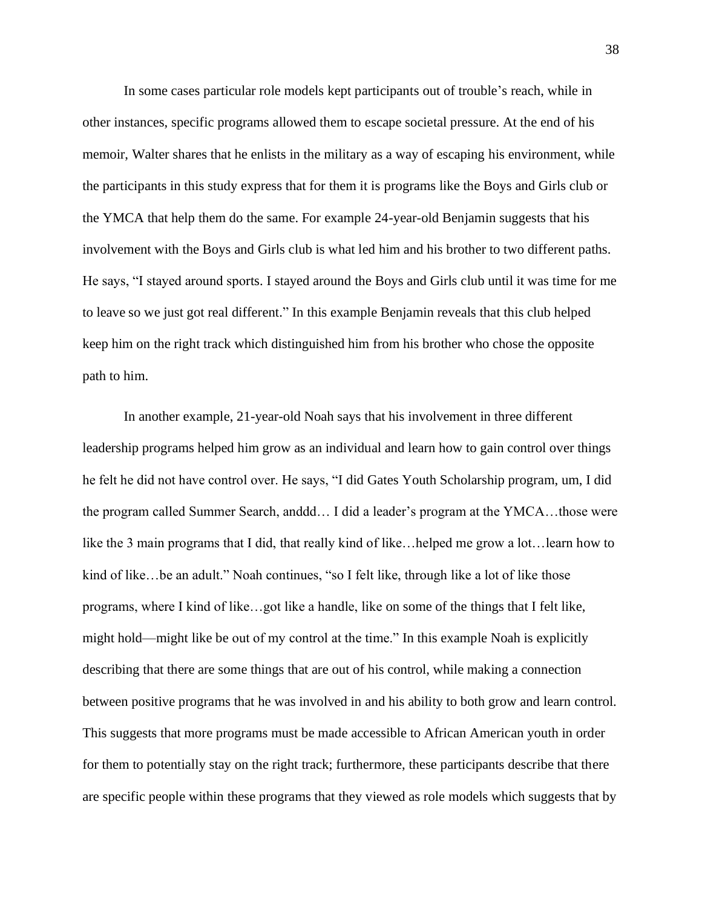In some cases particular role models kept participants out of trouble's reach, while in other instances, specific programs allowed them to escape societal pressure. At the end of his memoir, Walter shares that he enlists in the military as a way of escaping his environment, while the participants in this study express that for them it is programs like the Boys and Girls club or the YMCA that help them do the same. For example 24-year-old Benjamin suggests that his involvement with the Boys and Girls club is what led him and his brother to two different paths. He says, "I stayed around sports. I stayed around the Boys and Girls club until it was time for me to leave so we just got real different." In this example Benjamin reveals that this club helped keep him on the right track which distinguished him from his brother who chose the opposite path to him.

In another example, 21-year-old Noah says that his involvement in three different leadership programs helped him grow as an individual and learn how to gain control over things he felt he did not have control over. He says, "I did Gates Youth Scholarship program, um, I did the program called Summer Search, anddd… I did a leader's program at the YMCA…those were like the 3 main programs that I did, that really kind of like…helped me grow a lot…learn how to kind of like…be an adult." Noah continues, "so I felt like, through like a lot of like those programs, where I kind of like…got like a handle, like on some of the things that I felt like, might hold—might like be out of my control at the time." In this example Noah is explicitly describing that there are some things that are out of his control, while making a connection between positive programs that he was involved in and his ability to both grow and learn control. This suggests that more programs must be made accessible to African American youth in order for them to potentially stay on the right track; furthermore, these participants describe that there are specific people within these programs that they viewed as role models which suggests that by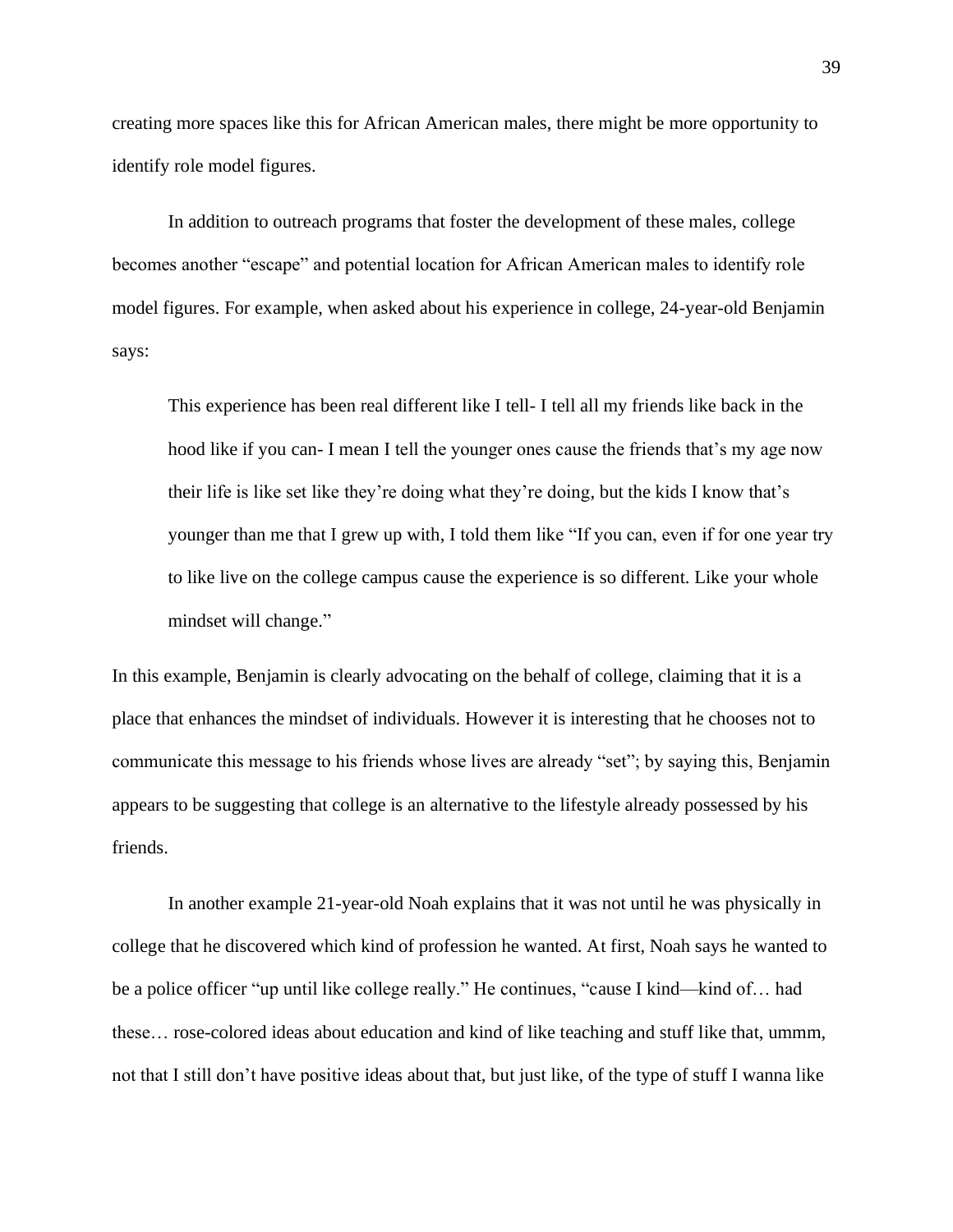creating more spaces like this for African American males, there might be more opportunity to identify role model figures.

In addition to outreach programs that foster the development of these males, college becomes another "escape" and potential location for African American males to identify role model figures. For example, when asked about his experience in college, 24-year-old Benjamin says:

> This experience has been real different like I tell- I tell all my friends like back in the hood like if you can- I mean I tell the younger ones cause the friends that's my age now their life is like set like they're doing what they're doing, but the kids I know that's younger than me that I grew up with, I told them like "If you can, even if for one year try to like live on the college campus cause the experience is so different. Like your whole mindset will change."

In this example, Benjamin is clearly advocating on the behalf of college, claiming that it is a place that enhances the mindset of individuals. However it is interesting that he chooses not to communicate this message to his friends whose lives are already "set"; by saying this, Benjamin appears to be suggesting that college is an alternative to the lifestyle already possessed by his friends.

In another example 21-year-old Noah explains that it was not until he was physically in college that he discovered which kind of profession he wanted. At first, Noah says he wanted to be a police officer "up until like college really." He continues, "cause I kind—kind of… had these… rose-colored ideas about education and kind of like teaching and stuff like that, ummm, not that I still don't have positive ideas about that, but just like, of the type of stuff I wanna like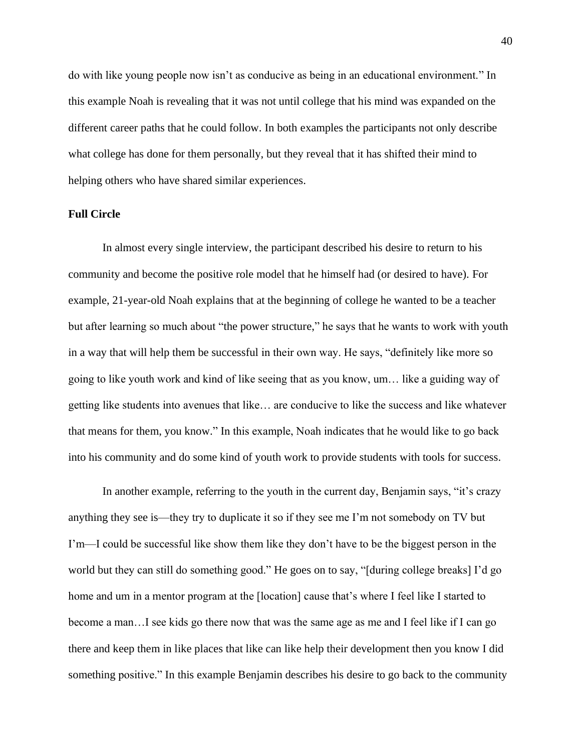do with like young people now isn't as conducive as being in an educational environment." In this example Noah is revealing that it was not until college that his mind was expanded on the different career paths that he could follow. In both examples the participants not only describe what college has done for them personally, but they reveal that it has shifted their mind to helping others who have shared similar experiences.

**Full Circle**

In almost every single interview, the participant described his desire to return to his community and become the positive role model that he himself had (or desired to have). For example, 21-year-old Noah explains that at the beginning of college he wanted to be a teacher but after learning so much about "the power structure," he says that he wants to work with youth in a way that will help them be successful in their own way. He says, "definitely like more so going to like youth work and kind of like seeing that as you know, um… like a guiding way of getting like students into avenues that like… are conducive to like the success and like whatever that means for them, you know." In this example, Noah indicates that he would like to go back into his community and do some kind of youth work to provide students with tools for success.

In another example, referring to the youth in the current day, Benjamin says, "it's crazy anything they see is—they try to duplicate it so if they see me I'm not somebody on TV but I'm—I could be successful like show them like they don't have to be the biggest person in the world but they can still do something good." He goes on to say, "[during college breaks] I'd go home and um in a mentor program at the [location] cause that's where I feel like I started to become a man…I see kids go there now that was the same age as me and I feel like if I can go there and keep them in like places that like can like help their development then you know I did something positive." In this example Benjamin describes his desire to go back to the community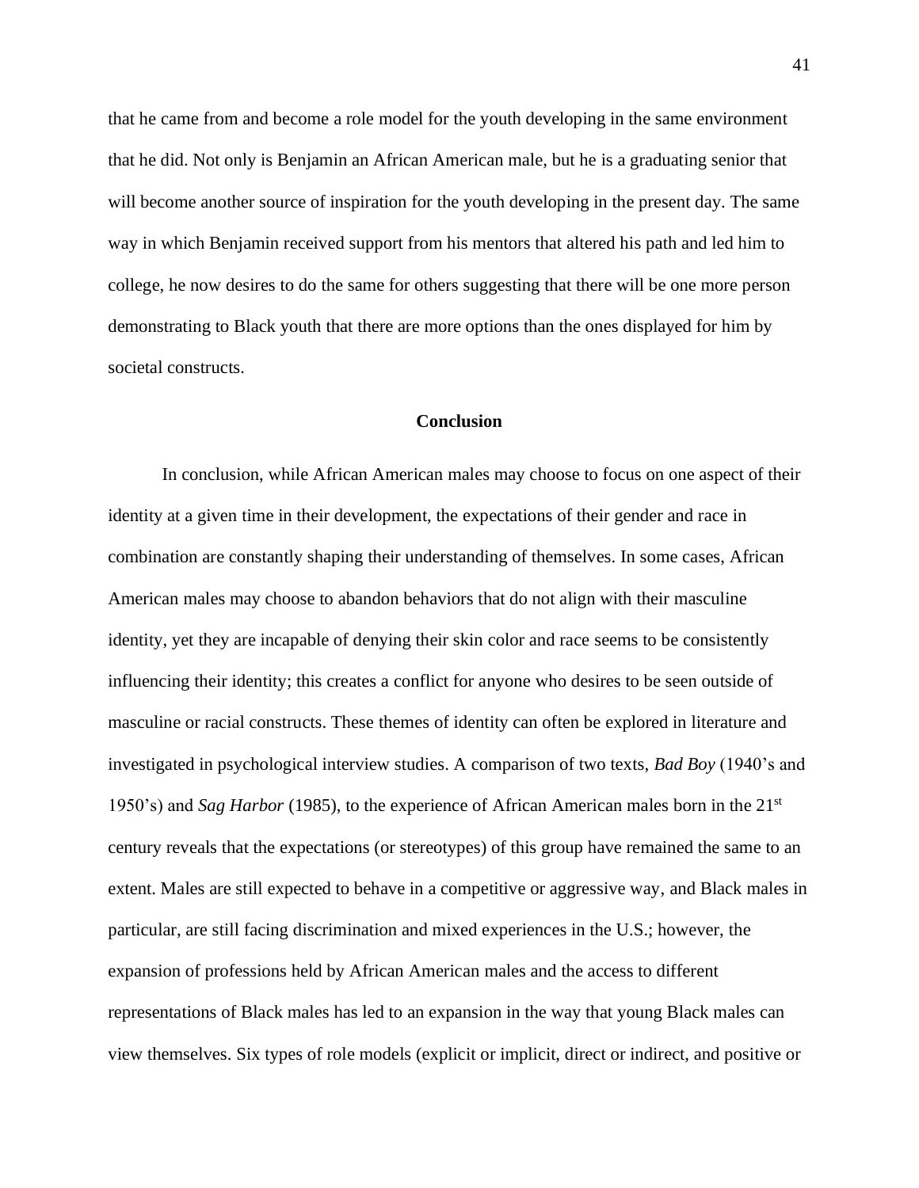that he came from and become a role model for the youth developing in the same environment that he did. Not only is Benjamin an African American male, but he is a graduating senior that will become another source of inspiration for the youth developing in the present day. The same way in which Benjamin received support from his mentors that altered his path and led him to college, he now desires to do the same for others suggesting that there will be one more person demonstrating to Black youth that there are more options than the ones displayed for him by societal constructs.

## Conclusion

In conclusion, while African American males may choose to focus on one aspect of their identity at a given time in their development, the expectations of their gender and race in combination are constantly shaping their understanding of themselves. In some cases, African American males may choose to abandon behaviors that do not align with their masculine identity, yet they are incapable of denying their skin color and race seems to be consistently influencing their identity; this creates a conflict for anyone who desires to be seen outside of masculine or racial constructs. These themes of identity can often be explored in literature and investigated in psychological interview studies. A comparison of two texts, *Bad Boy* (1940's and 1950's) and *Sag Harbor* (1985), to the experience of African American males born in the 21st century reveals that the expectations (or stereotypes) of this group have remained the same to an extent. Males are still expected to behave in a competitive or aggressive way, and Black males in particular, are still facing discrimination and mixed experiences in the U.S.; however, the expansion of professions held by African American males and the access to different representations of Black males has led to an expansion in the way that young Black males can view themselves. Six types of role models (explicit or implicit, direct or indirect, and positive or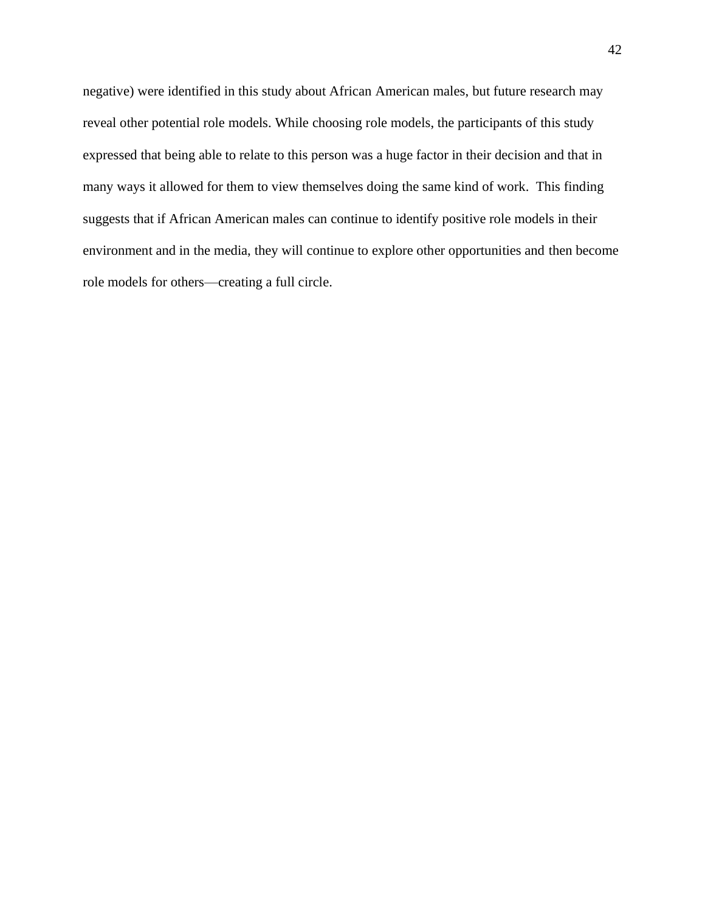negative) were identified in this study about African American males, but future research may reveal other potential role models. While choosing role models, the participants of this study expressed that being able to relate to this person was a huge factor in their decision and that in many ways it allowed for them to view themselves doing the same kind of work. This finding suggests that if African American males can continue to identify positive role models in their environment and in the media, they will continue to explore other opportunities and then become role models for others—creating a full circle.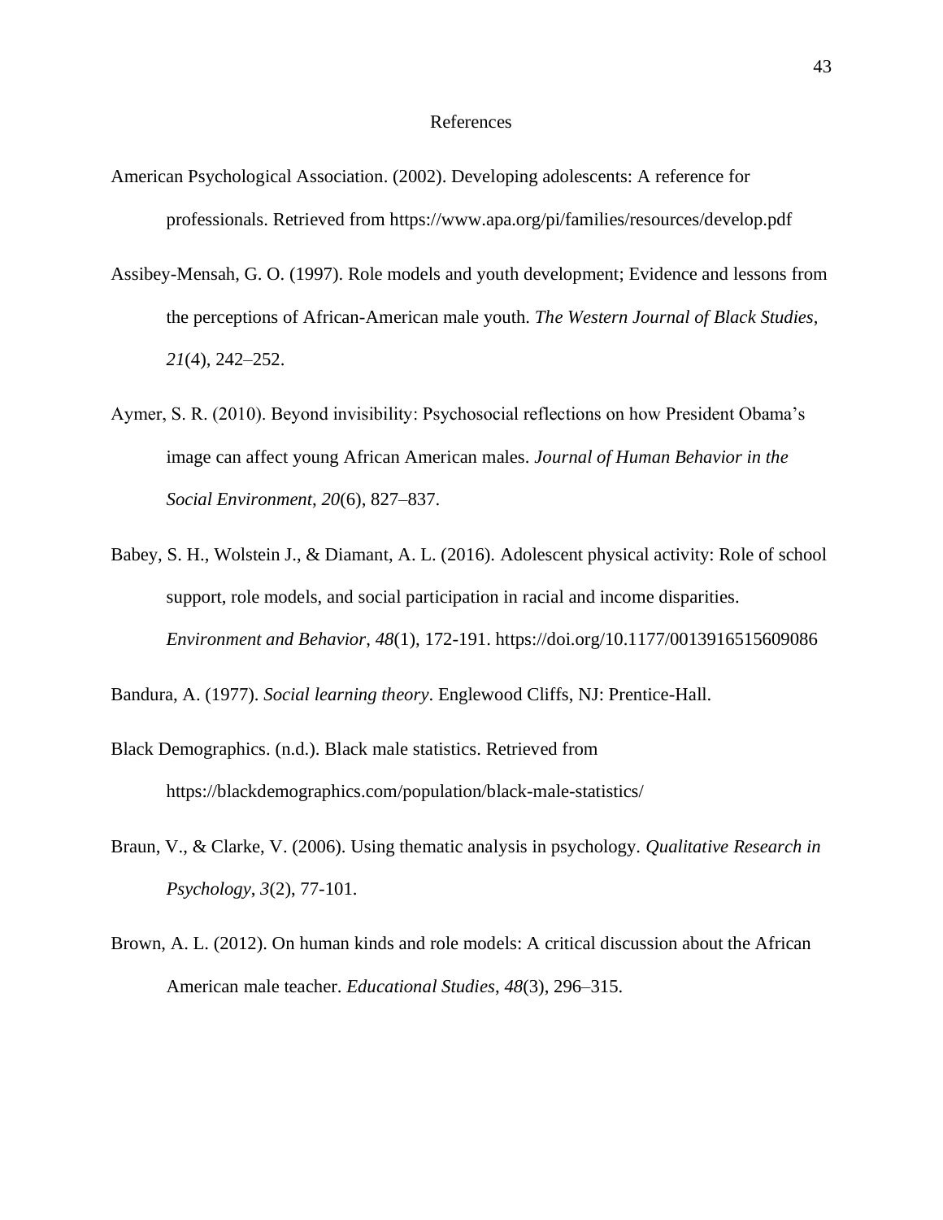# References

American Psychological Association. (2002). Developing adolescents: A reference for professionals. Retrieved from https://www.apa.org/pi/families/resources/develop.pdf

Assibey-Mensah, G. O. (1997). Role models and youth development; Evidence and lessons from the perceptions of African-American male youth. *The Western Journal of Black Studies*, *21*(4), 242–252.

Aymer, S. R. (2010). Beyond invisibility: Psychosocial reflections on how President Obama's image can affect young African American males. *Journal of Human Behavior in the Social Environment*, *20*(6), 827–837.

Babey, S. H., Wolstein J., & Diamant, A. L. (2016). Adolescent physical activity: Role of school support, role models, and social participation in racial and income disparities. *Environment and Behavior*, *48*(1), 172-191. https://doi.org/10.1177/0013916515609086

Bandura, A. (1977). *Social learning theory*. Englewood Cliffs, NJ: Prentice-Hall.

Black Demographics. (n.d.). Black male statistics. Retrieved from https://blackdemographics.com/population/black-male-statistics/

Braun, V., & Clarke, V. (2006). Using thematic analysis in psychology. *Qualitative Research in Psychology*, *3*(2), 77-101.

Brown, A. L. (2012). On human kinds and role models: A critical discussion about the African American male teacher. *Educational Studies*, *48*(3), 296–315.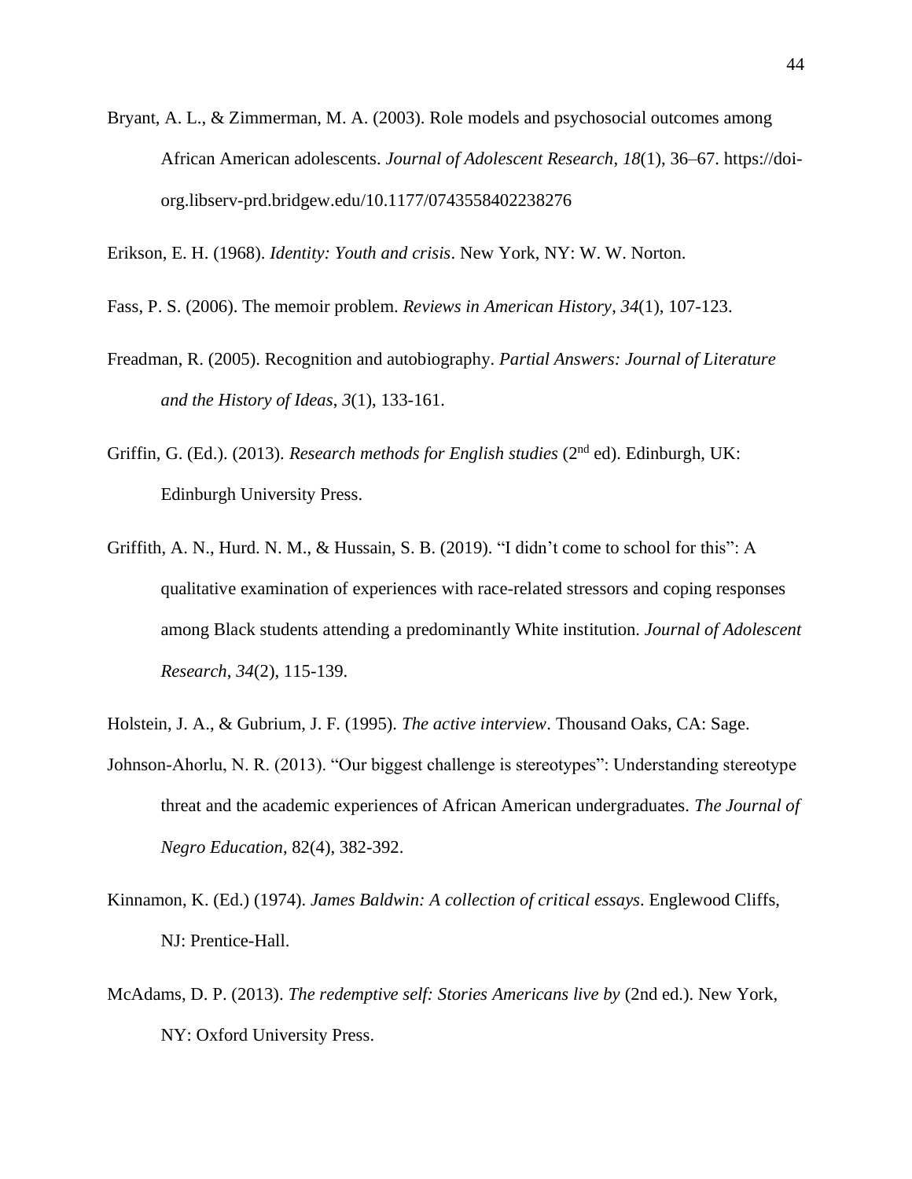Bryant, A. L., & Zimmerman, M. A. (2003). Role models and psychosocial outcomes among African American adolescents. *Journal of Adolescent Research*, *18*(1), 36–67. https://doi-org.libserv-prd.bridgew.edu/10.1177/0743558402238276

Erikson, E. H. (1968). *Identity: Youth and crisis*. New York, NY: W. W. Norton.

Fass, P. S. (2006). The memoir problem. *Reviews in American History*, *34*(1), 107-123.

Freadman, R. (2005). Recognition and autobiography. *Partial Answers: Journal of Literature and the History of Ideas*, *3*(1), 133-161.

Griffin, G. (Ed.). (2013). *Research methods for English studies* (2nd ed). Edinburgh, UK: Edinburgh University Press.

Griffith, A. N., Hurd. N. M., & Hussain, S. B. (2019). "I didn't come to school for this": A qualitative examination of experiences with race-related stressors and coping responses among Black students attending a predominantly White institution. *Journal of Adolescent Research*, *34*(2), 115-139.

Holstein, J. A., & Gubrium, J. F. (1995). *The active interview*. Thousand Oaks, CA: Sage.

Johnson-Ahorlu, N. R. (2013). "Our biggest challenge is stereotypes": Understanding stereotype threat and the academic experiences of African American undergraduates. *The Journal of Negro Education*, 82(4), 382-392.

Kinnamon, K. (Ed.) (1974). *James Baldwin: A collection of critical essays*. Englewood Cliffs, NJ: Prentice-Hall.

McAdams, D. P. (2013). *The redemptive self: Stories Americans live by* (2nd ed.). New York, NY: Oxford University Press.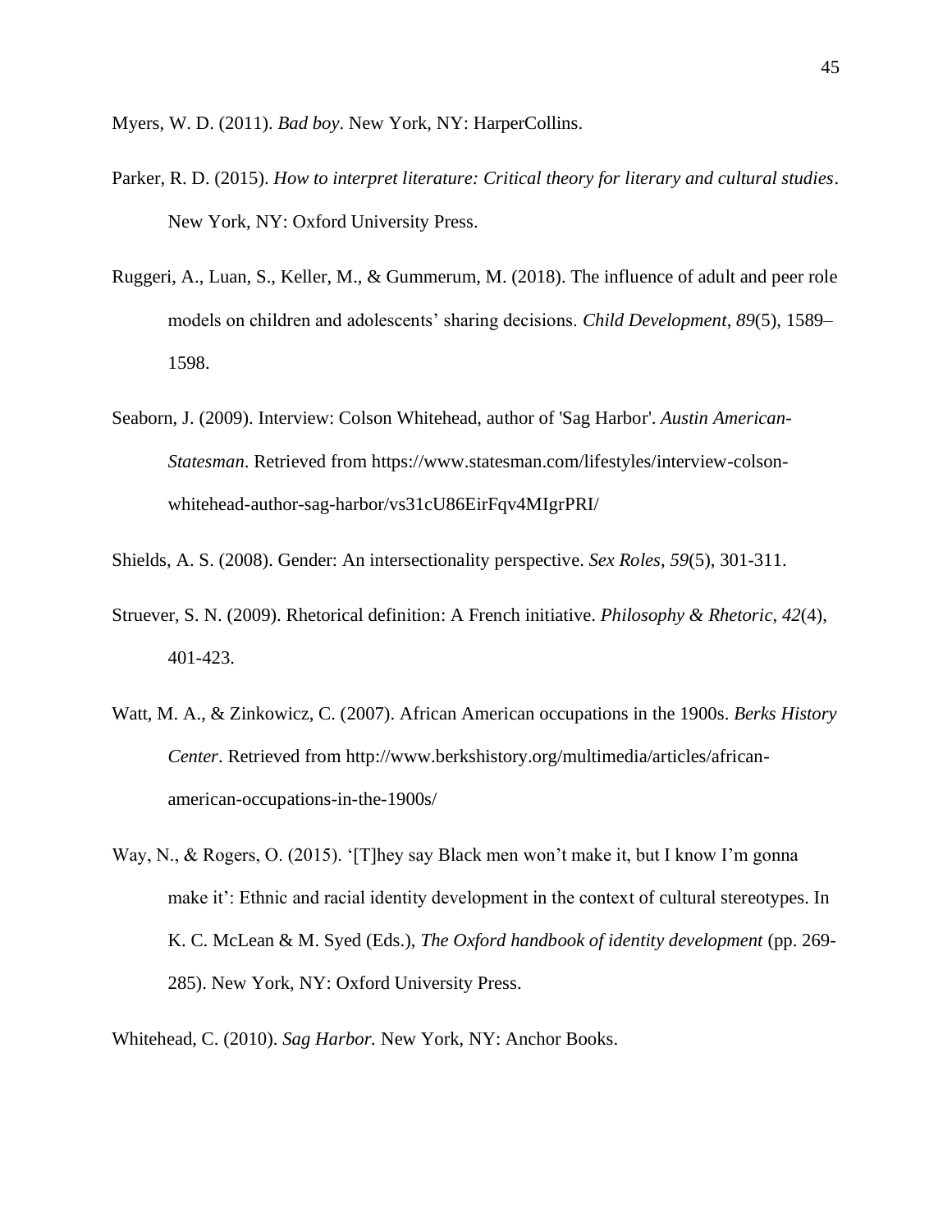Myers, W. D. (2011). *Bad boy*. New York, NY: HarperCollins.

Parker, R. D. (2015). *How to interpret literature: Critical theory for literary and cultural studies*. New York, NY: Oxford University Press.

Ruggeri, A., Luan, S., Keller, M., & Gummerum, M. (2018). The influence of adult and peer role models on children and adolescents' sharing decisions. *Child Development*, *89*(5), 1589–1598.

Seaborn, J. (2009). Interview: Colson Whitehead, author of 'Sag Harbor'. *Austin American-Statesman*. Retrieved from https://www.statesman.com/lifestyles/interview-colson-whitehead-author-sag-harbor/vs31cU86EirFqv4MIgrPRI/

Shields, A. S. (2008). Gender: An intersectionality perspective. *Sex Roles*, *59*(5), 301-311.

Struever, S. N. (2009). Rhetorical definition: A French initiative. *Philosophy & Rhetoric*, *42*(4), 401-423.

Watt, M. A., & Zinkowicz, C. (2007). African American occupations in the 1900s. *Berks History Center*. Retrieved from http://www.berkshistory.org/multimedia/articles/african-american-occupations-in-the-1900s/

Way, N., & Rogers, O. (2015). '[T]hey say Black men won't make it, but I know I'm gonna make it': Ethnic and racial identity development in the context of cultural stereotypes. In K. C. McLean & M. Syed (Eds.), *The Oxford handbook of identity development* (pp. 269-285). New York, NY: Oxford University Press.

Whitehead, C. (2010). *Sag Harbor.* New York, NY: Anchor Books.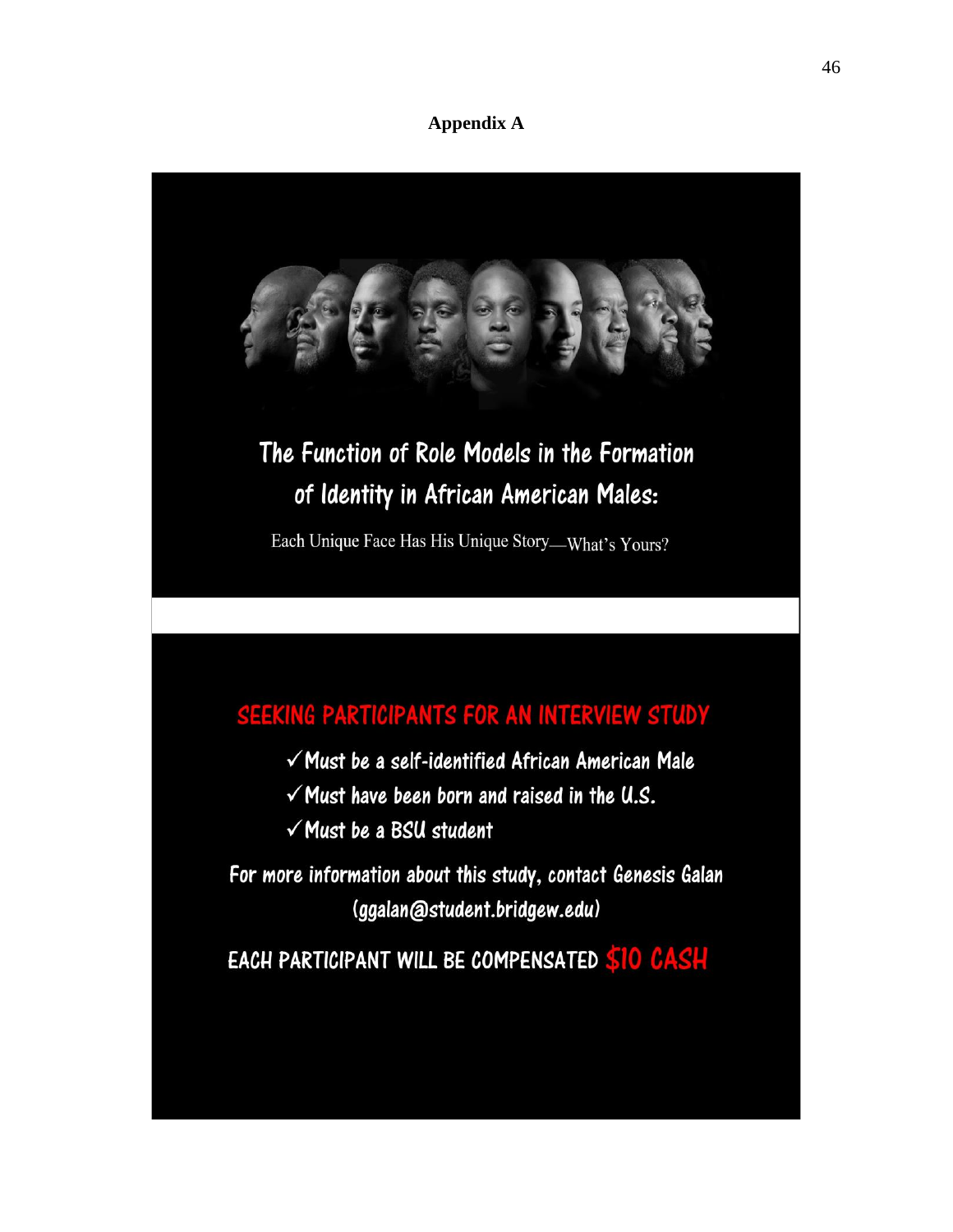**Appendix A**

## The Function of Role Models in the Formation of Identity in African American Males:

Each Unique Face Has His Unique Story—What's Yours?

### SEEKING PARTICIPANTS FOR AN INTERVIEW STUDY

- ✓ Must be a self-identified African American Male
- ✓ Must have been born and raised in the U.S.
- ✓ Must be a BSU student

For more information about this study, contact Genesis Galan (ggalan@student.bridgew.edu)

EACH PARTICIPANT WILL BE COMPENSATED $10 CASH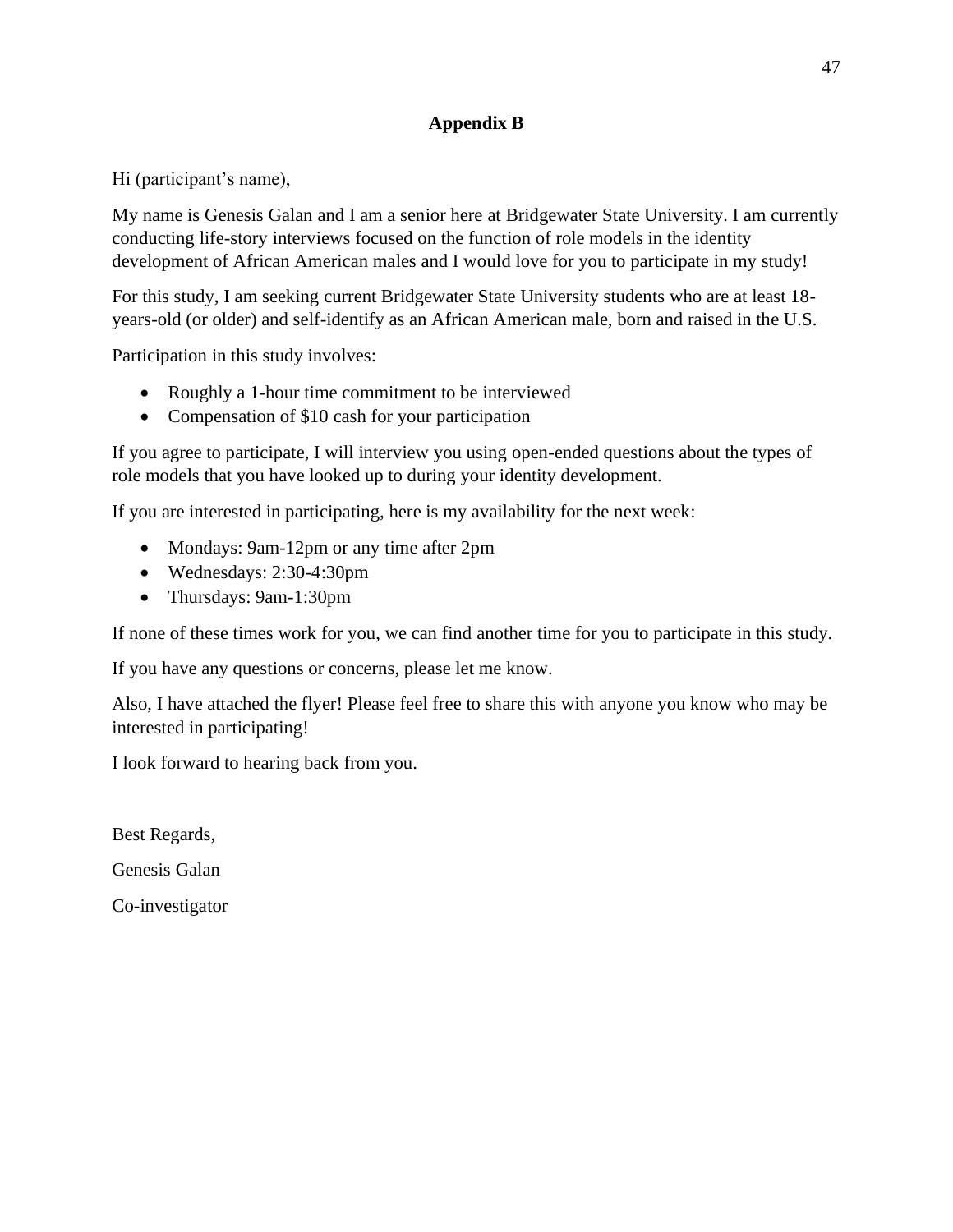# Appendix B

Hi (participant's name),

My name is Genesis Galan and I am a senior here at Bridgewater State University. I am currently conducting life-story interviews focused on the function of role models in the identity development of African American males and I would love for you to participate in my study!

For this study, I am seeking current Bridgewater State University students who are at least 18-years-old (or older) and self-identify as an African American male, born and raised in the U.S.

Participation in this study involves:

- Roughly a 1-hour time commitment to be interviewed
- Compensation of $10 cash for your participation

If you agree to participate, I will interview you using open-ended questions about the types of role models that you have looked up to during your identity development.

If you are interested in participating, here is my availability for the next week:

- Mondays: 9am-12pm or any time after 2pm
- Wednesdays: 2:30-4:30pm
- Thursdays: 9am-1:30pm

If none of these times work for you, we can find another time for you to participate in this study.

If you have any questions or concerns, please let me know.

Also, I have attached the flyer! Please feel free to share this with anyone you know who may be interested in participating!

I look forward to hearing back from you.

Best Regards,

Genesis Galan

Co-investigator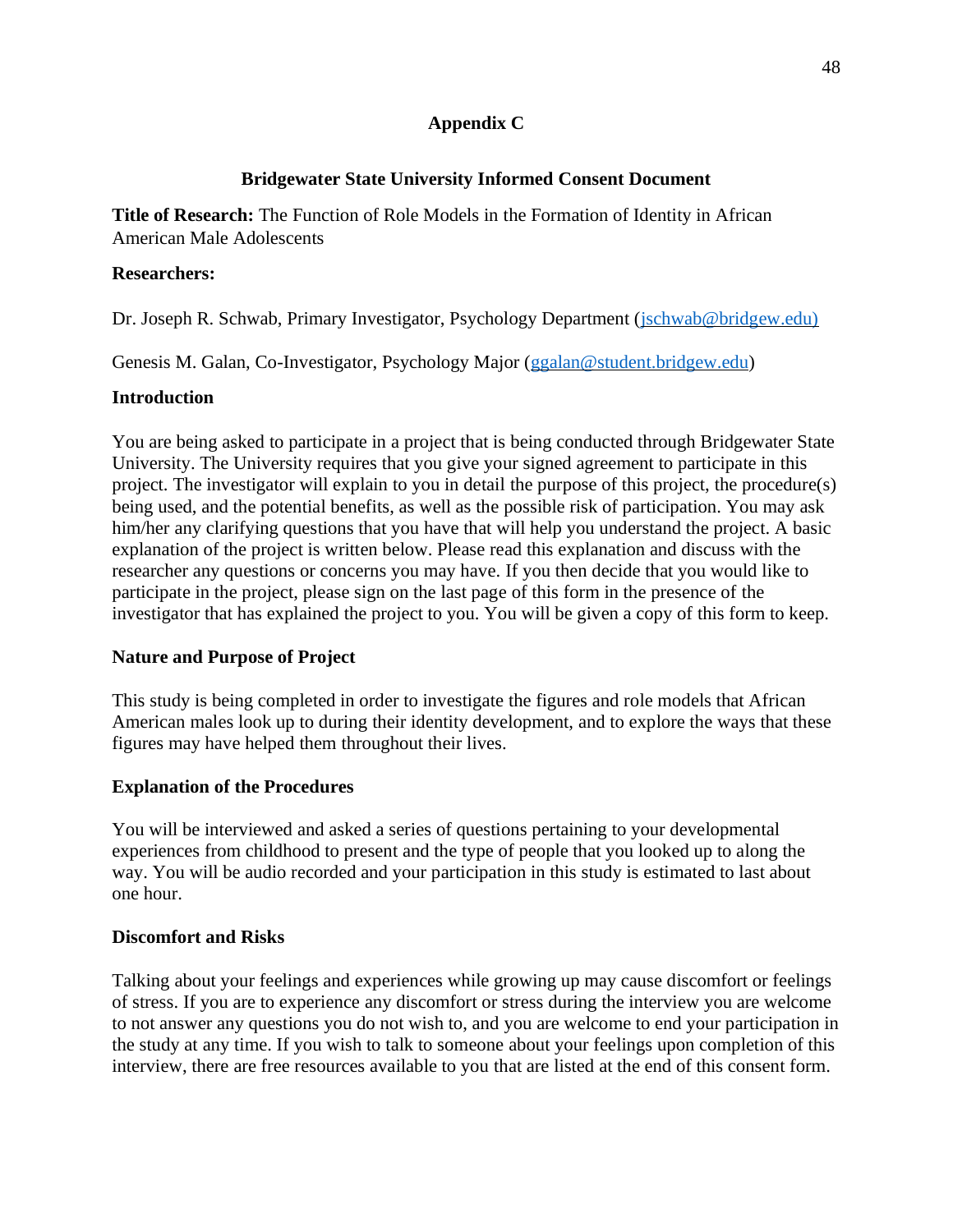## Appendix C

### Bridgewater State University Informed Consent Document

**Title of Research:** The Function of Role Models in the Formation of Identity in African American Male Adolescents

**Researchers:**

Dr. Joseph R. Schwab, Primary Investigator, Psychology Department (jschwab@bridgew.edu)

Genesis M. Galan, Co-Investigator, Psychology Major (ggalan@student.bridgew.edu)

**Introduction**

You are being asked to participate in a project that is being conducted through Bridgewater State University. The University requires that you give your signed agreement to participate in this project. The investigator will explain to you in detail the purpose of this project, the procedure(s) being used, and the potential benefits, as well as the possible risk of participation. You may ask him/her any clarifying questions that you have that will help you understand the project. A basic explanation of the project is written below. Please read this explanation and discuss with the researcher any questions or concerns you may have. If you then decide that you would like to participate in the project, please sign on the last page of this form in the presence of the investigator that has explained the project to you. You will be given a copy of this form to keep.

**Nature and Purpose of Project**

This study is being completed in order to investigate the figures and role models that African American males look up to during their identity development, and to explore the ways that these figures may have helped them throughout their lives.

**Explanation of the Procedures**

You will be interviewed and asked a series of questions pertaining to your developmental experiences from childhood to present and the type of people that you looked up to along the way. You will be audio recorded and your participation in this study is estimated to last about one hour.

**Discomfort and Risks**

Talking about your feelings and experiences while growing up may cause discomfort or feelings of stress. If you are to experience any discomfort or stress during the interview you are welcome to not answer any questions you do not wish to, and you are welcome to end your participation in the study at any time. If you wish to talk to someone about your feelings upon completion of this interview, there are free resources available to you that are listed at the end of this consent form.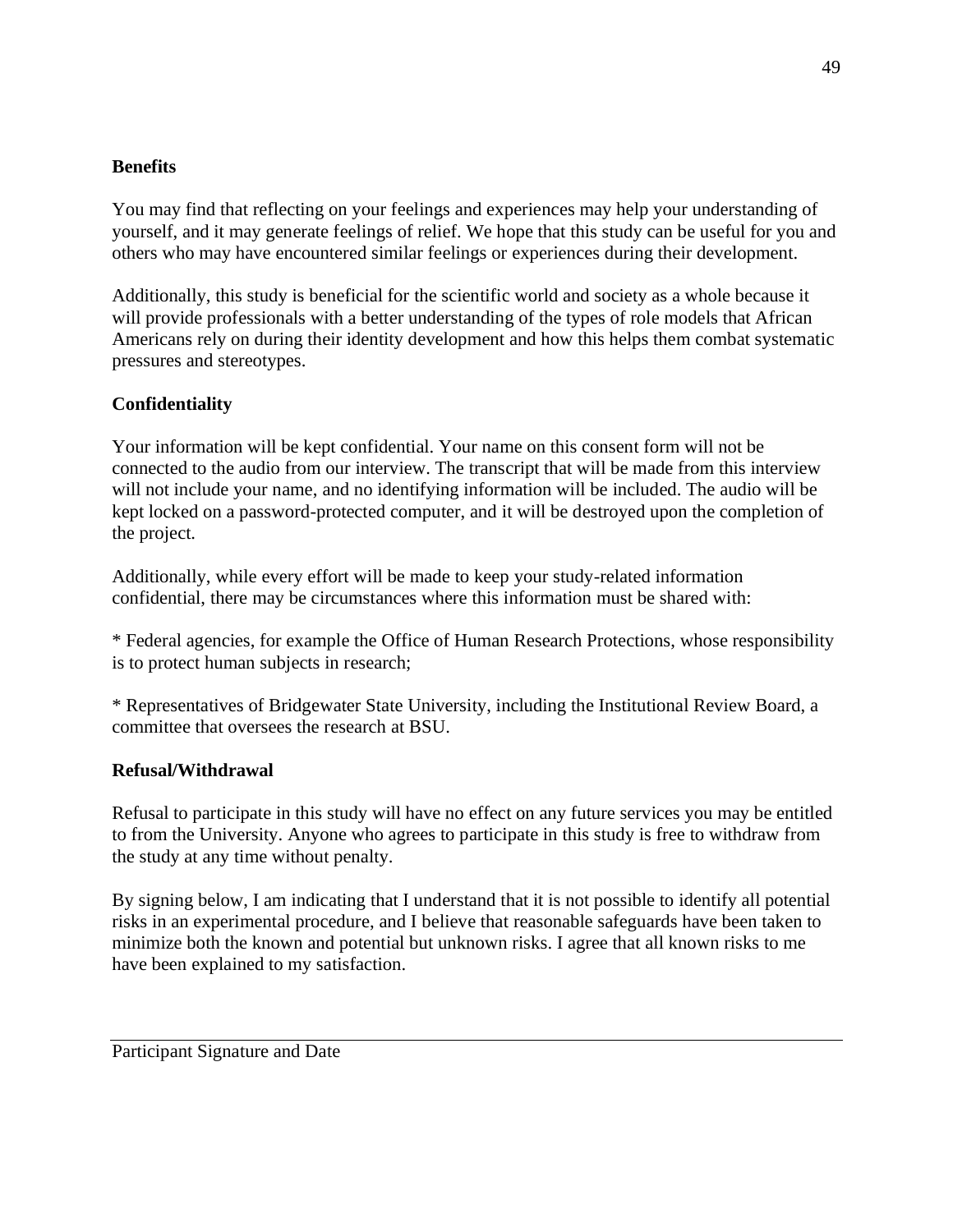**Benefits**

You may find that reflecting on your feelings and experiences may help your understanding of yourself, and it may generate feelings of relief. We hope that this study can be useful for you and others who may have encountered similar feelings or experiences during their development.

Additionally, this study is beneficial for the scientific world and society as a whole because it will provide professionals with a better understanding of the types of role models that African Americans rely on during their identity development and how this helps them combat systematic pressures and stereotypes.

**Confidentiality**

Your information will be kept confidential. Your name on this consent form will not be connected to the audio from our interview. The transcript that will be made from this interview will not include your name, and no identifying information will be included. The audio will be kept locked on a password-protected computer, and it will be destroyed upon the completion of the project.

Additionally, while every effort will be made to keep your study-related information confidential, there may be circumstances where this information must be shared with:

* Federal agencies, for example the Office of Human Research Protections, whose responsibility is to protect human subjects in research;

* Representatives of Bridgewater State University, including the Institutional Review Board, a committee that oversees the research at BSU.

**Refusal/Withdrawal**

Refusal to participate in this study will have no effect on any future services you may be entitled to from the University. Anyone who agrees to participate in this study is free to withdraw from the study at any time without penalty.

By signing below, I am indicating that I understand that it is not possible to identify all potential risks in an experimental procedure, and I believe that reasonable safeguards have been taken to minimize both the known and potential but unknown risks. I agree that all known risks to me have been explained to my satisfaction.

______________________________________________________________________

Participant Signature and Date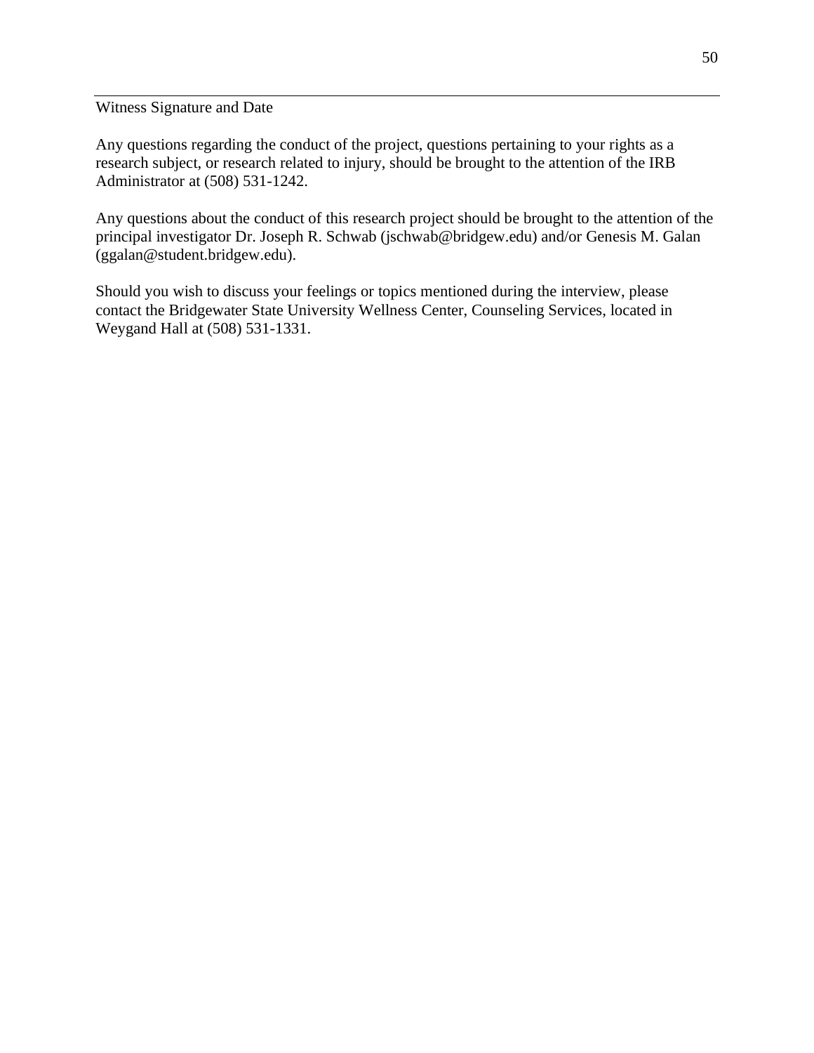______________________________________________

Witness Signature and Date

Any questions regarding the conduct of the project, questions pertaining to your rights as a research subject, or research related to injury, should be brought to the attention of the IRB Administrator at (508) 531-1242.

Any questions about the conduct of this research project should be brought to the attention of the principal investigator Dr. Joseph R. Schwab (jschwab@bridgew.edu) and/or Genesis M. Galan (ggalan@student.bridgew.edu).

Should you wish to discuss your feelings or topics mentioned during the interview, please contact the Bridgewater State University Wellness Center, Counseling Services, located in Weygand Hall at (508) 531-1331.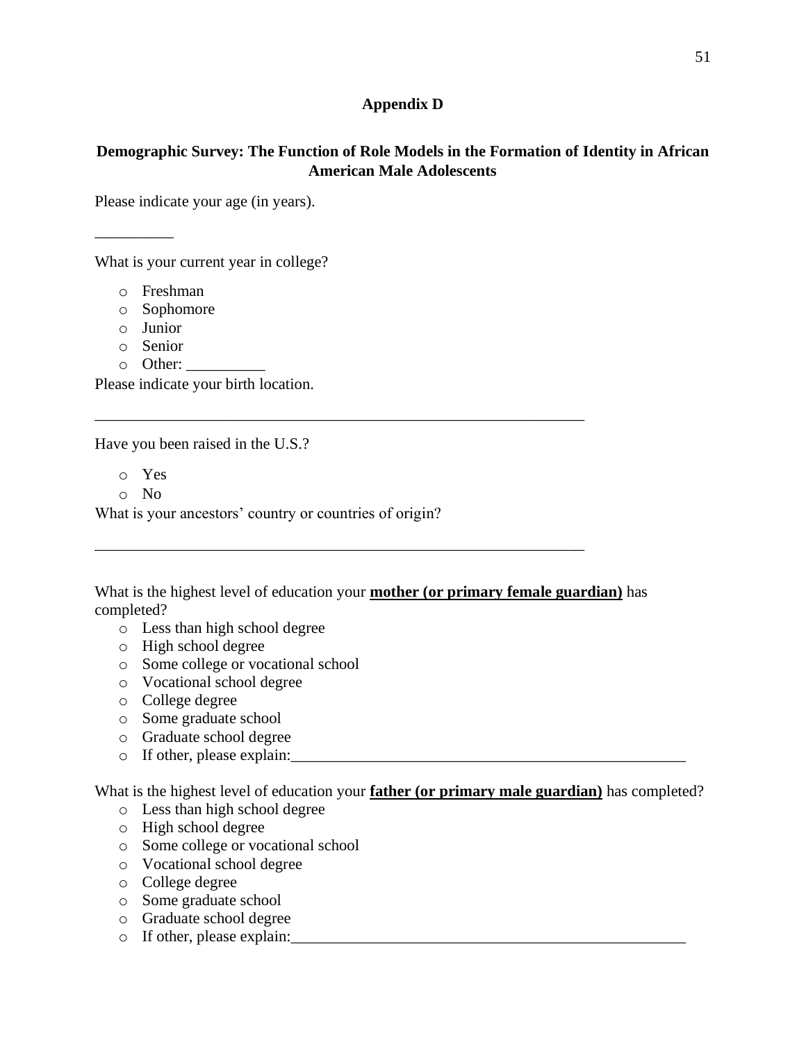# Appendix D

## Demographic Survey: The Function of Role Models in the Formation of Identity in African American Male Adolescents

Please indicate your age (in years).

__________

What is your current year in college?

- Freshman
- Sophomore
- Junior
- Senior
- Other: __________

Please indicate your birth location.

_______________________________________________________________

Have you been raised in the U.S.?

- Yes
- No

What is your ancestors' country or countries of origin?

_______________________________________________________________

What is the highest level of education your **mother (or primary female guardian)** has completed?

- Less than high school degree
- High school degree
- Some college or vocational school
- Vocational school degree
- College degree
- Some graduate school
- Graduate school degree
- If other, please explain:___________________________________________________

What is the highest level of education your **father (or primary male guardian)** has completed?

- Less than high school degree
- High school degree
- Some college or vocational school
- Vocational school degree
- College degree
- Some graduate school
- Graduate school degree
- If other, please explain:___________________________________________________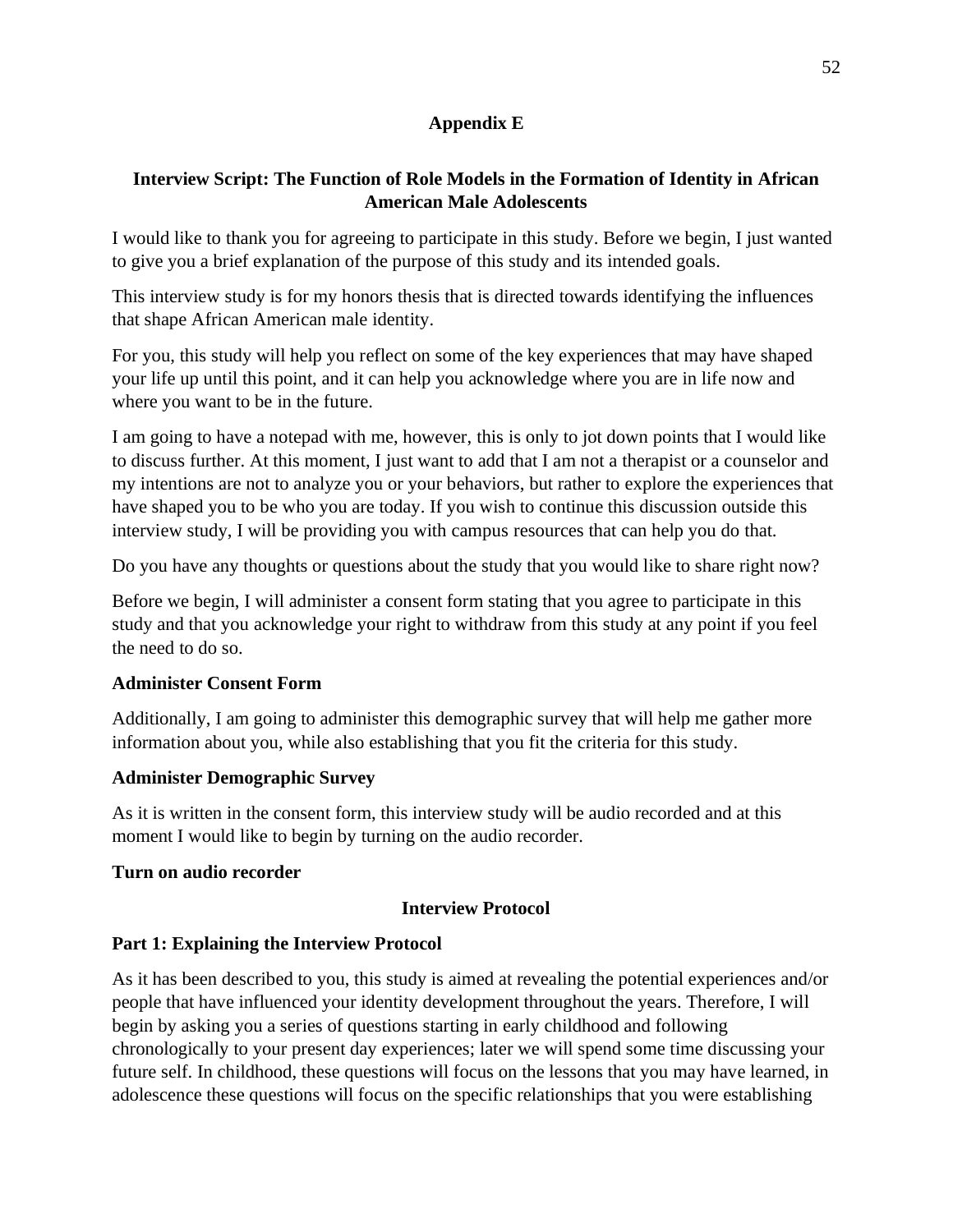## Appendix E

### Interview Script: The Function of Role Models in the Formation of Identity in African American Male Adolescents

I would like to thank you for agreeing to participate in this study. Before we begin, I just wanted to give you a brief explanation of the purpose of this study and its intended goals.

This interview study is for my honors thesis that is directed towards identifying the influences that shape African American male identity.

For you, this study will help you reflect on some of the key experiences that may have shaped your life up until this point, and it can help you acknowledge where you are in life now and where you want to be in the future.

I am going to have a notepad with me, however, this is only to jot down points that I would like to discuss further. At this moment, I just want to add that I am not a therapist or a counselor and my intentions are not to analyze you or your behaviors, but rather to explore the experiences that have shaped you to be who you are today. If you wish to continue this discussion outside this interview study, I will be providing you with campus resources that can help you do that.

Do you have any thoughts or questions about the study that you would like to share right now?

Before we begin, I will administer a consent form stating that you agree to participate in this study and that you acknowledge your right to withdraw from this study at any point if you feel the need to do so.

**Administer Consent Form**

Additionally, I am going to administer this demographic survey that will help me gather more information about you, while also establishing that you fit the criteria for this study.

**Administer Demographic Survey**

As it is written in the consent form, this interview study will be audio recorded and at this moment I would like to begin by turning on the audio recorder.

**Turn on audio recorder**

### Interview Protocol

**Part 1: Explaining the Interview Protocol**

As it has been described to you, this study is aimed at revealing the potential experiences and/or people that have influenced your identity development throughout the years. Therefore, I will begin by asking you a series of questions starting in early childhood and following chronologically to your present day experiences; later we will spend some time discussing your future self. In childhood, these questions will focus on the lessons that you may have learned, in adolescence these questions will focus on the specific relationships that you were establishing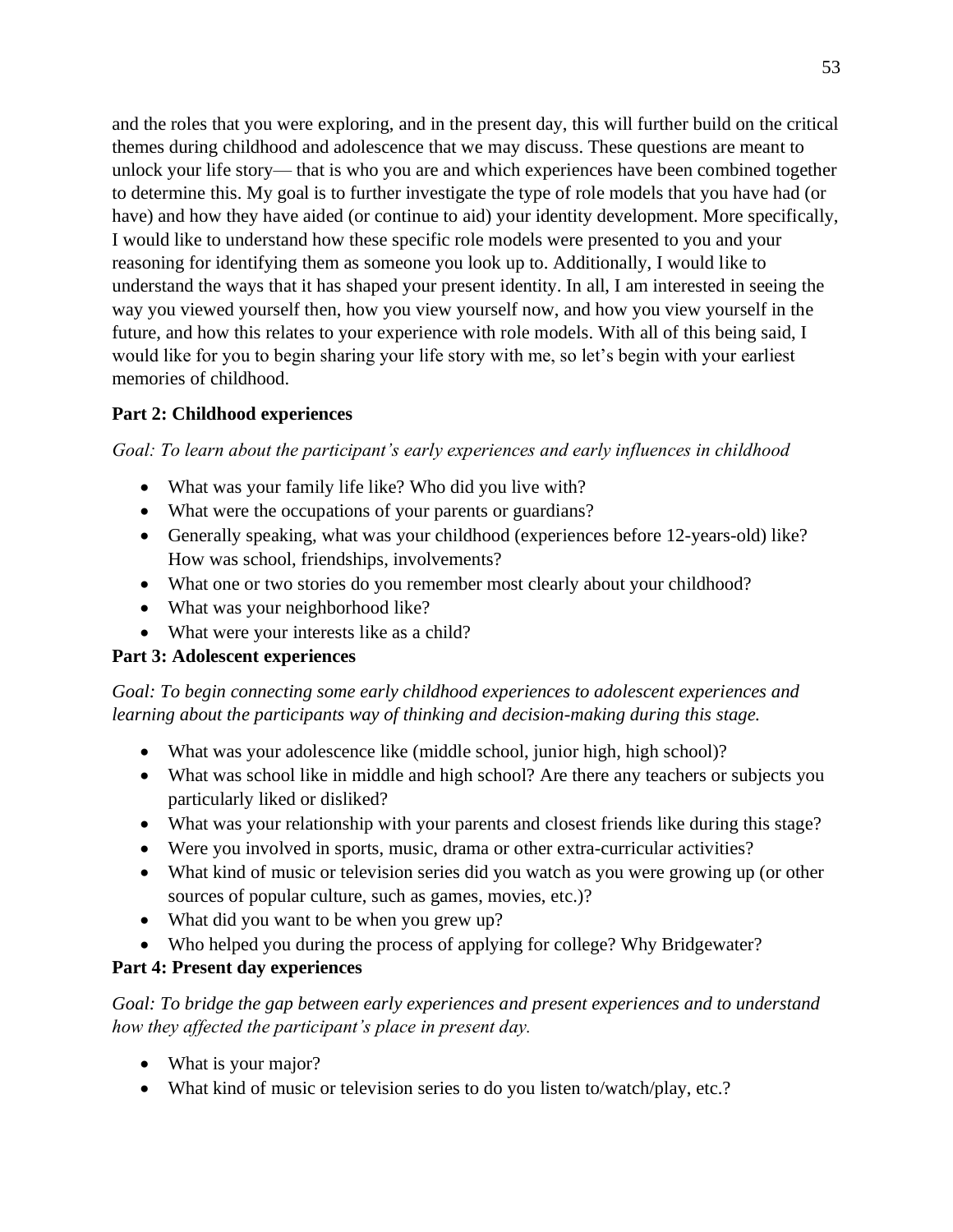and the roles that you were exploring, and in the present day, this will further build on the critical themes during childhood and adolescence that we may discuss. These questions are meant to unlock your life story— that is who you are and which experiences have been combined together to determine this. My goal is to further investigate the type of role models that you have had (or have) and how they have aided (or continue to aid) your identity development. More specifically, I would like to understand how these specific role models were presented to you and your reasoning for identifying them as someone you look up to. Additionally, I would like to understand the ways that it has shaped your present identity. In all, I am interested in seeing the way you viewed yourself then, how you view yourself now, and how you view yourself in the future, and how this relates to your experience with role models. With all of this being said, I would like for you to begin sharing your life story with me, so let's begin with your earliest memories of childhood.

**Part 2: Childhood experiences**

*Goal: To learn about the participant's early experiences and early influences in childhood*

- What was your family life like? Who did you live with?
- What were the occupations of your parents or guardians?
- Generally speaking, what was your childhood (experiences before 12-years-old) like? How was school, friendships, involvements?
- What one or two stories do you remember most clearly about your childhood?
- What was your neighborhood like?
- What were your interests like as a child?

**Part 3: Adolescent experiences**

*Goal: To begin connecting some early childhood experiences to adolescent experiences and learning about the participants way of thinking and decision-making during this stage.*

- What was your adolescence like (middle school, junior high, high school)?
- What was school like in middle and high school? Are there any teachers or subjects you particularly liked or disliked?
- What was your relationship with your parents and closest friends like during this stage?
- Were you involved in sports, music, drama or other extra-curricular activities?
- What kind of music or television series did you watch as you were growing up (or other sources of popular culture, such as games, movies, etc.)?
- What did you want to be when you grew up?
- Who helped you during the process of applying for college? Why Bridgewater?

**Part 4: Present day experiences**

*Goal: To bridge the gap between early experiences and present experiences and to understand how they affected the participant's place in present day.*

- What is your major?
- What kind of music or television series to do you listen to/watch/play, etc.?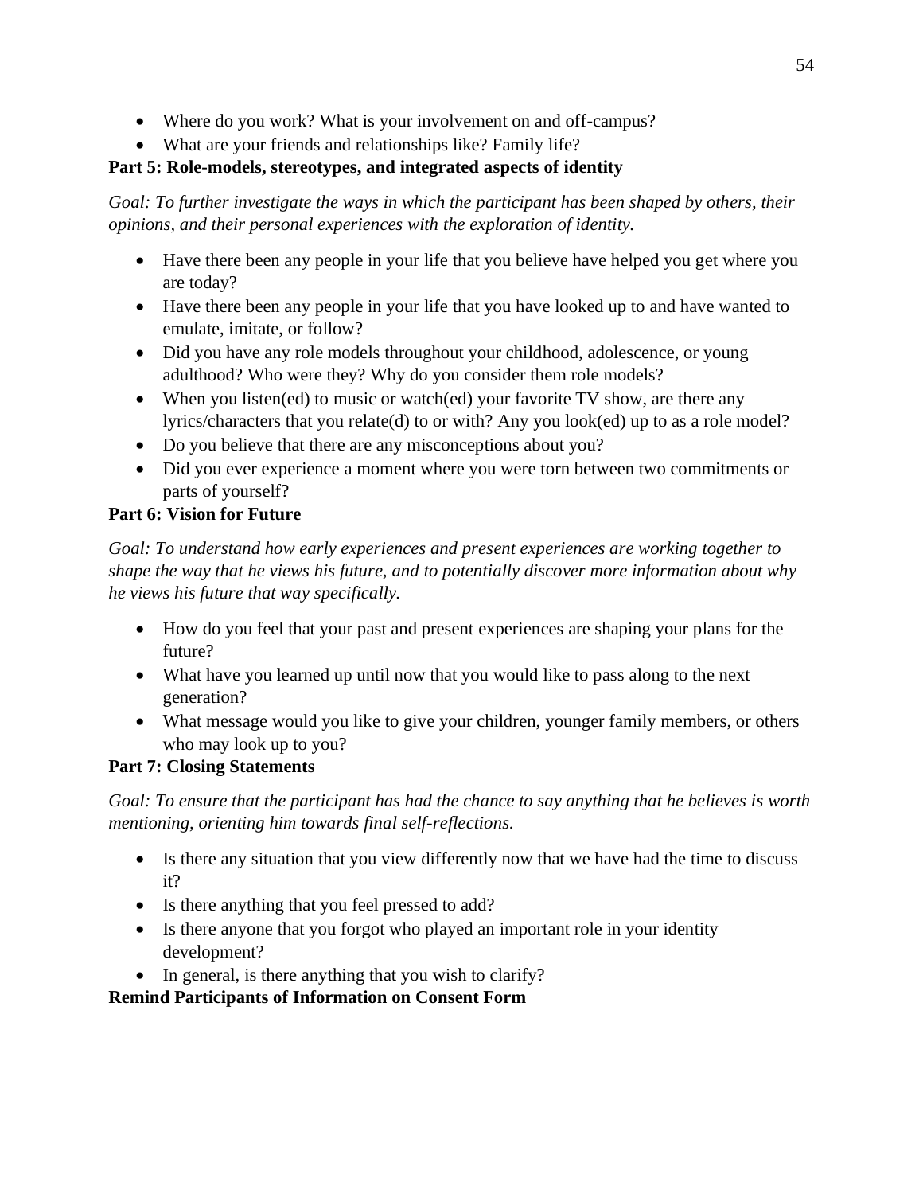- Where do you work? What is your involvement on and off-campus?
- What are your friends and relationships like? Family life?

**Part 5: Role-models, stereotypes, and integrated aspects of identity**

*Goal: To further investigate the ways in which the participant has been shaped by others, their opinions, and their personal experiences with the exploration of identity.*

- Have there been any people in your life that you believe have helped you get where you are today?
- Have there been any people in your life that you have looked up to and have wanted to emulate, imitate, or follow?
- Did you have any role models throughout your childhood, adolescence, or young adulthood? Who were they? Why do you consider them role models?
- When you listen(ed) to music or watch(ed) your favorite TV show, are there any lyrics/characters that you relate(d) to or with? Any you look(ed) up to as a role model?
- Do you believe that there are any misconceptions about you?
- Did you ever experience a moment where you were torn between two commitments or parts of yourself?

**Part 6: Vision for Future**

*Goal: To understand how early experiences and present experiences are working together to shape the way that he views his future, and to potentially discover more information about why he views his future that way specifically.*

- How do you feel that your past and present experiences are shaping your plans for the future?
- What have you learned up until now that you would like to pass along to the next generation?
- What message would you like to give your children, younger family members, or others who may look up to you?

**Part 7: Closing Statements**

*Goal: To ensure that the participant has had the chance to say anything that he believes is worth mentioning, orienting him towards final self-reflections.*

- Is there any situation that you view differently now that we have had the time to discuss it?
- Is there anything that you feel pressed to add?
- Is there anyone that you forgot who played an important role in your identity development?
- In general, is there anything that you wish to clarify?

**Remind Participants of Information on Consent Form**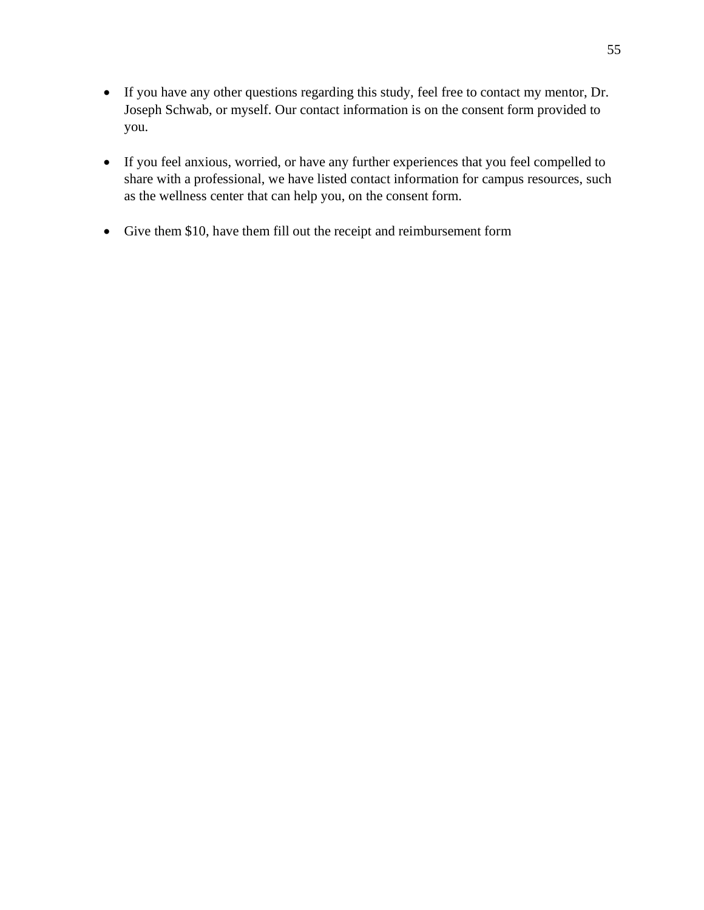- If you have any other questions regarding this study, feel free to contact my mentor, Dr. Joseph Schwab, or myself. Our contact information is on the consent form provided to you.

- If you feel anxious, worried, or have any further experiences that you feel compelled to share with a professional, we have listed contact information for campus resources, such as the wellness center that can help you, on the consent form.

- Give them $10, have them fill out the receipt and reimbursement form